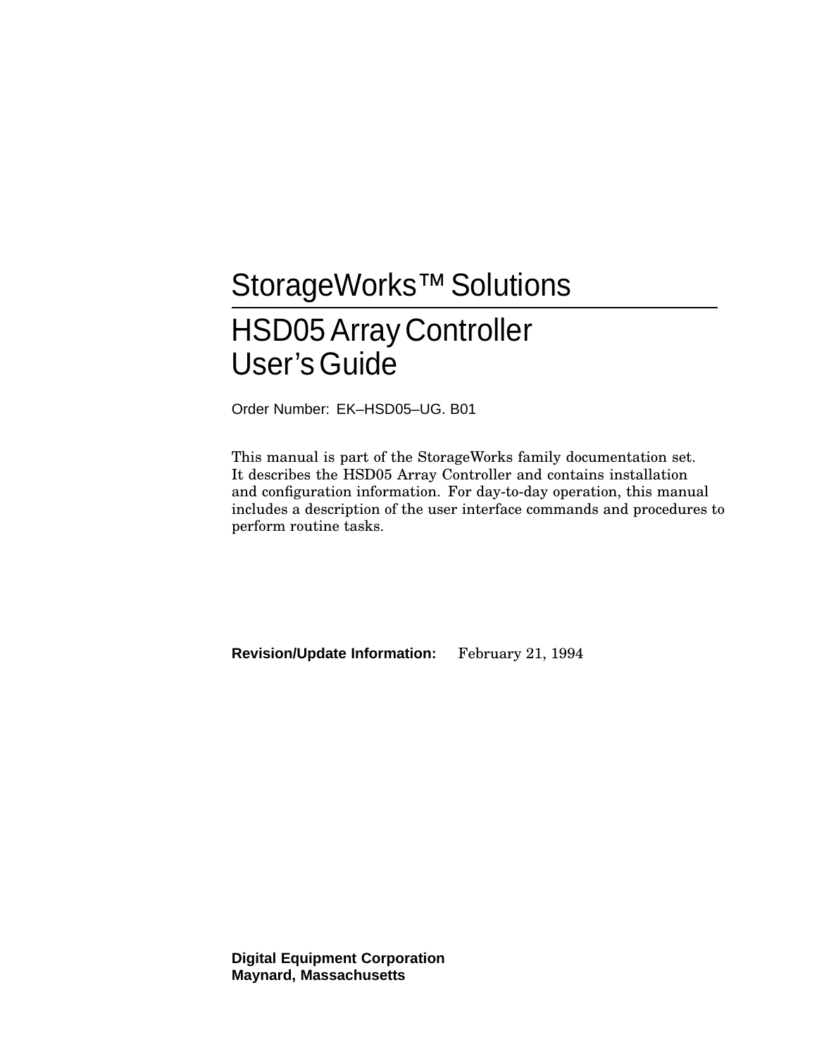# StorageWorks™ Solutions

# HSD05 Array Controller User's Guide

Order Number: EK–HSD05–UG. B01

This manual is part of the StorageWorks family documentation set. It describes the HSD05 Array Controller and contains installation and configuration information. For day-to-day operation, this manual includes a description of the user interface commands and procedures to perform routine tasks.

**Revision/Update Information:** February 21, 1994

**Digital Equipment Corporation**
**Maynard, Massachusetts**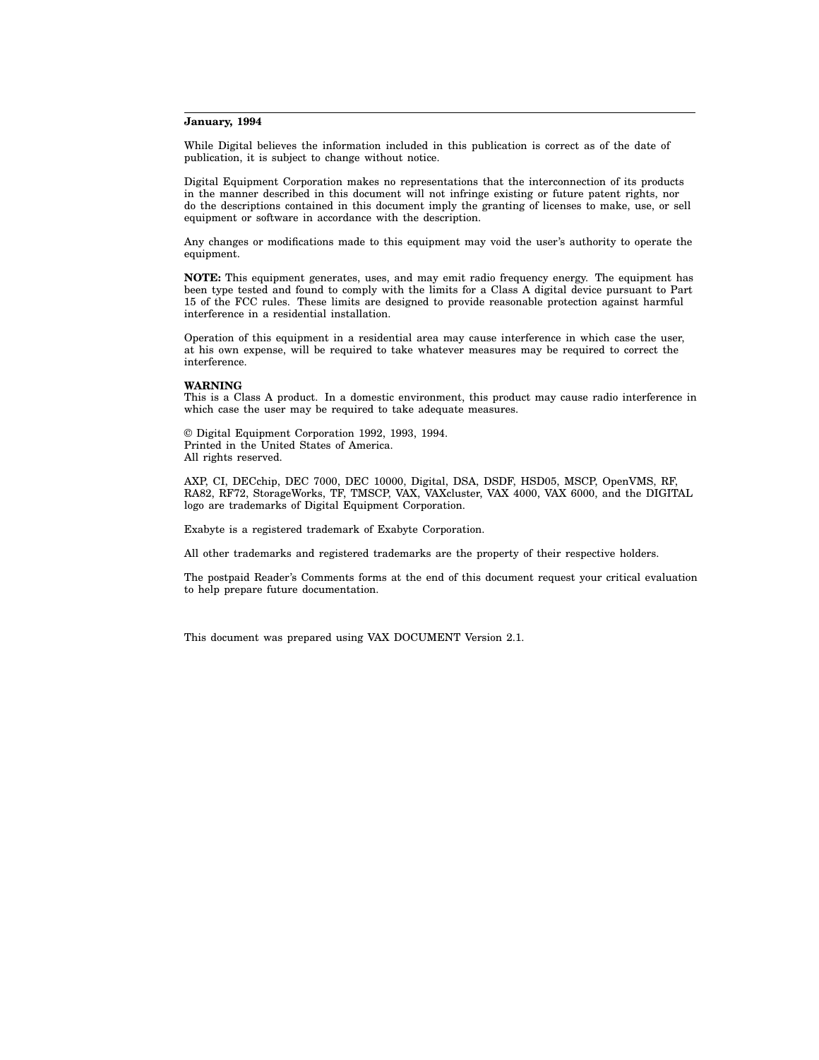**January, 1994**

While Digital believes the information included in this publication is correct as of the date of publication, it is subject to change without notice.

Digital Equipment Corporation makes no representations that the interconnection of its products in the manner described in this document will not infringe existing or future patent rights, nor do the descriptions contained in this document imply the granting of licenses to make, use, or sell equipment or software in accordance with the description.

Any changes or modifications made to this equipment may void the user's authority to operate the equipment.

**NOTE:** This equipment generates, uses, and may emit radio frequency energy. The equipment has been type tested and found to comply with the limits for a Class A digital device pursuant to Part 15 of the FCC rules. These limits are designed to provide reasonable protection against harmful interference in a residential installation.

Operation of this equipment in a residential area may cause interference in which case the user, at his own expense, will be required to take whatever measures may be required to correct the interference.

**WARNING**
This is a Class A product. In a domestic environment, this product may cause radio interference in which case the user may be required to take adequate measures.

© Digital Equipment Corporation 1992, 1993, 1994.
Printed in the United States of America.
All rights reserved.

AXP, CI, DECchip, DEC 7000, DEC 10000, Digital, DSA, DSDF, HSD05, MSCP, OpenVMS, RF, RA82, RF72, StorageWorks, TF, TMSCP, VAX, VAXcluster, VAX 4000, VAX 6000, and the DIGITAL logo are trademarks of Digital Equipment Corporation.

Exabyte is a registered trademark of Exabyte Corporation.

All other trademarks and registered trademarks are the property of their respective holders.

The postpaid Reader's Comments forms at the end of this document request your critical evaluation to help prepare future documentation.

This document was prepared using VAX DOCUMENT Version 2.1.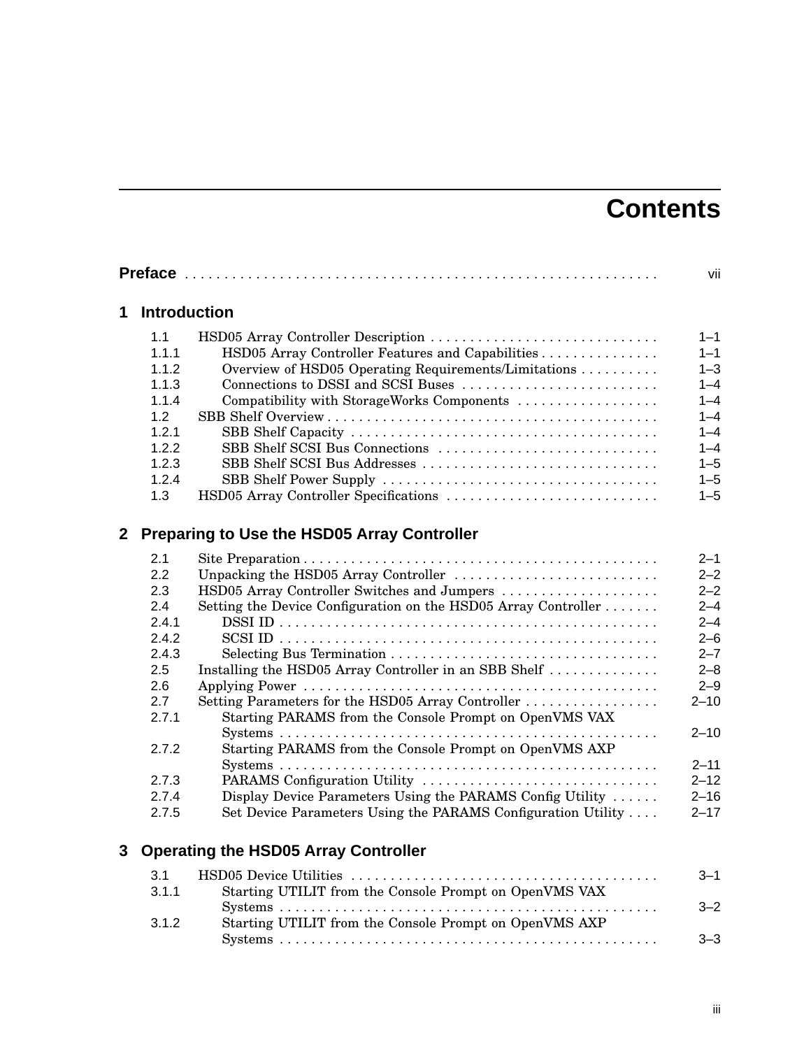# Contents

**Preface** . . . . . . . . . . . . . . . . . . . . . . . . . . . . . . . . . . . . . . . . . . . . . . . . . . . . . . . . . . . vii

## 1 Introduction

| | | |
|---|---|---|
| 1.1 | HSD05 Array Controller Description | 1–1 |
| 1.1.1 | HSD05 Array Controller Features and Capabilities | 1–1 |
| 1.1.2 | Overview of HSD05 Operating Requirements/Limitations | 1–3 |
| 1.1.3 | Connections to DSSI and SCSI Buses | 1–4 |
| 1.1.4 | Compatibility with StorageWorks Components | 1–4 |
| 1.2 | SBB Shelf Overview | 1–4 |
| 1.2.1 | SBB Shelf Capacity | 1–4 |
| 1.2.2 | SBB Shelf SCSI Bus Connections | 1–4 |
| 1.2.3 | SBB Shelf SCSI Bus Addresses | 1–5 |
| 1.2.4 | SBB Shelf Power Supply | 1–5 |
| 1.3 | HSD05 Array Controller Specifications | 1–5 |

## 2 Preparing to Use the HSD05 Array Controller

| | | |
|---|---|---|
| 2.1 | Site Preparation | 2–1 |
| 2.2 | Unpacking the HSD05 Array Controller | 2–2 |
| 2.3 | HSD05 Array Controller Switches and Jumpers | 2–2 |
| 2.4 | Setting the Device Configuration on the HSD05 Array Controller | 2–4 |
| 2.4.1 | DSSI ID | 2–4 |
| 2.4.2 | SCSI ID | 2–6 |
| 2.4.3 | Selecting Bus Termination | 2–7 |
| 2.5 | Installing the HSD05 Array Controller in an SBB Shelf | 2–8 |
| 2.6 | Applying Power | 2–9 |
| 2.7 | Setting Parameters for the HSD05 Array Controller | 2–10 |
| 2.7.1 | Starting PARAMS from the Console Prompt on OpenVMS VAX Systems | 2–10 |
| 2.7.2 | Starting PARAMS from the Console Prompt on OpenVMS AXP Systems | 2–11 |
| 2.7.3 | PARAMS Configuration Utility | 2–12 |
| 2.7.4 | Display Device Parameters Using the PARAMS Config Utility | 2–16 |
| 2.7.5 | Set Device Parameters Using the PARAMS Configuration Utility | 2–17 |

## 3 Operating the HSD05 Array Controller

| | | |
|---|---|---|
| 3.1 | HSD05 Device Utilities | 3–1 |
| 3.1.1 | Starting UTILIT from the Console Prompt on OpenVMS VAX Systems | 3–2 |
| 3.1.2 | Starting UTILIT from the Console Prompt on OpenVMS AXP Systems | 3–3 |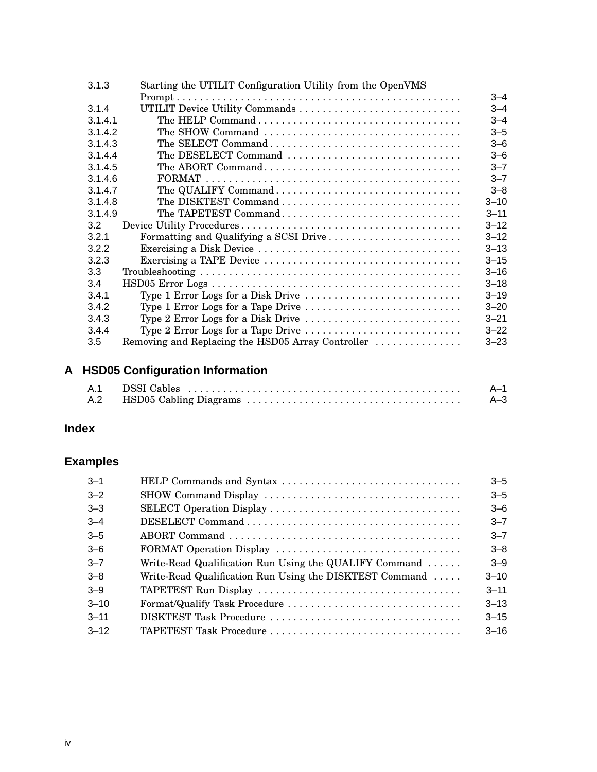| | | |
|---|---|---|
| 3.1.3 | Starting the UTILIT Configuration Utility from the OpenVMS Prompt | 3–4 |
| 3.1.4 | UTILIT Device Utility Commands | 3–4 |
| 3.1.4.1 | The HELP Command | 3–4 |
| 3.1.4.2 | The SHOW Command | 3–5 |
| 3.1.4.3 | The SELECT Command | 3–6 |
| 3.1.4.4 | The DESELECT Command | 3–6 |
| 3.1.4.5 | The ABORT Command | 3–7 |
| 3.1.4.6 | FORMAT | 3–7 |
| 3.1.4.7 | The QUALIFY Command | 3–8 |
| 3.1.4.8 | The DISKTEST Command | 3–10 |
| 3.1.4.9 | The TAPETEST Command | 3–11 |
| 3.2 | Device Utility Procedures | 3–12 |
| 3.2.1 | Formatting and Qualifying a SCSI Drive | 3–12 |
| 3.2.2 | Exercising a Disk Device | 3–13 |
| 3.2.3 | Exercising a TAPE Device | 3–15 |
| 3.3 | Troubleshooting | 3–16 |
| 3.4 | HSD05 Error Logs | 3–18 |
| 3.4.1 | Type 1 Error Logs for a Disk Drive | 3–19 |
| 3.4.2 | Type 1 Error Logs for a Tape Drive | 3–20 |
| 3.4.3 | Type 2 Error Logs for a Disk Drive | 3–21 |
| 3.4.4 | Type 2 Error Logs for a Tape Drive | 3–22 |
| 3.5 | Removing and Replacing the HSD05 Array Controller | 3–23 |

## A HSD05 Configuration Information

| | | |
|---|---|---|
| A.1 | DSSI Cables | A–1 |
| A.2 | HSD05 Cabling Diagrams | A–3 |

## Index

## Examples

| | | |
|---|---|---|
| 3–1 | HELP Commands and Syntax | 3–5 |
| 3–2 | SHOW Command Display | 3–5 |
| 3–3 | SELECT Operation Display | 3–6 |
| 3–4 | DESELECT Command | 3–7 |
| 3–5 | ABORT Command | 3–7 |
| 3–6 | FORMAT Operation Display | 3–8 |
| 3–7 | Write-Read Qualification Run Using the QUALIFY Command | 3–9 |
| 3–8 | Write-Read Qualification Run Using the DISKTEST Command | 3–10 |
| 3–9 | TAPETEST Run Display | 3–11 |
| 3–10 | Format/Qualify Task Procedure | 3–13 |
| 3–11 | DISKTEST Task Procedure | 3–15 |
| 3–12 | TAPETEST Task Procedure | 3–16 |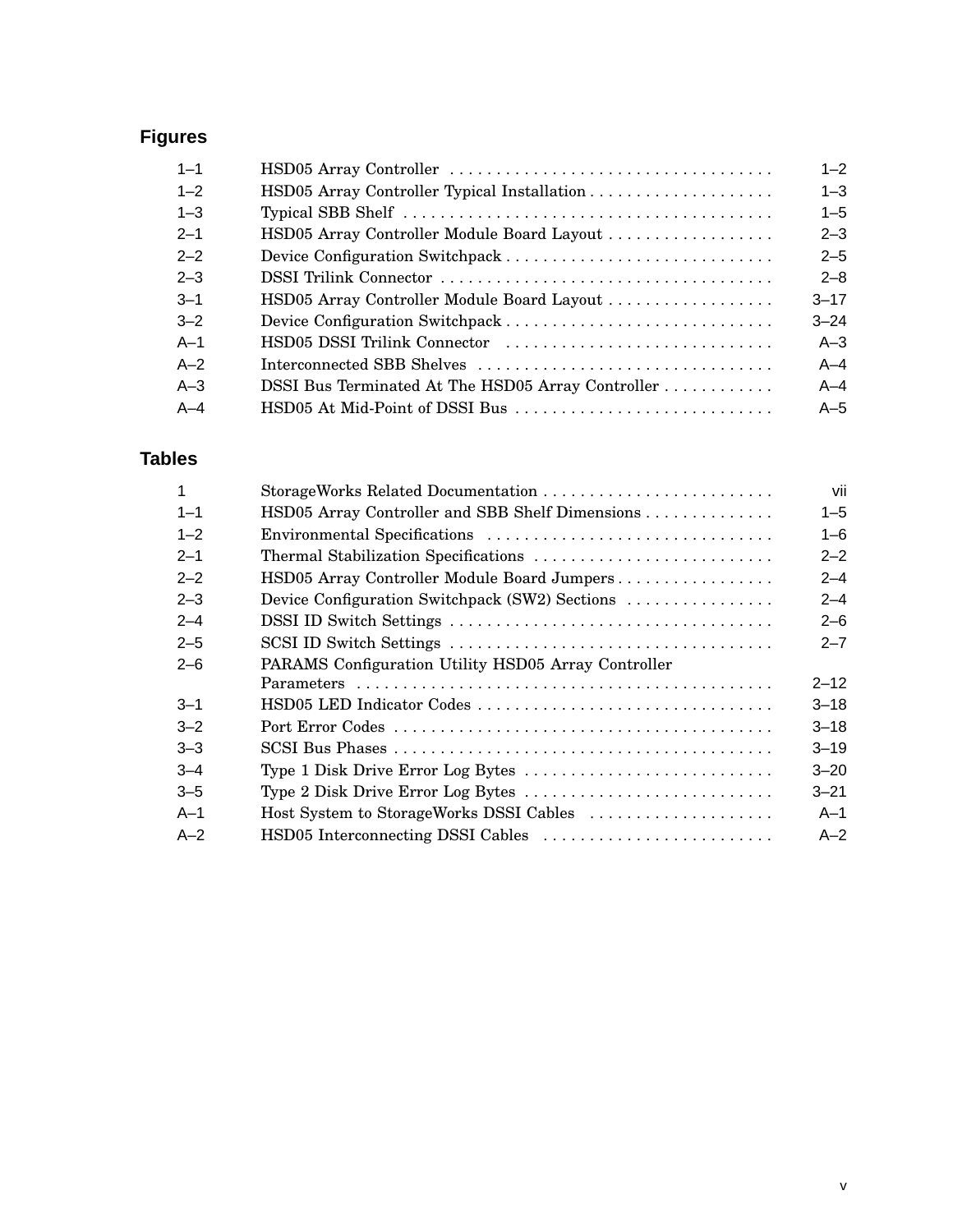## Figures

| | | |
|---|---|---|
| 1–1 | HSD05 Array Controller | 1–2 |
| 1–2 | HSD05 Array Controller Typical Installation | 1–3 |
| 1–3 | Typical SBB Shelf | 1–5 |
| 2–1 | HSD05 Array Controller Module Board Layout | 2–3 |
| 2–2 | Device Configuration Switchpack | 2–5 |
| 2–3 | DSSI Trilink Connector | 2–8 |
| 3–1 | HSD05 Array Controller Module Board Layout | 3–17 |
| 3–2 | Device Configuration Switchpack | 3–24 |
| A–1 | HSD05 DSSI Trilink Connector | A–3 |
| A–2 | Interconnected SBB Shelves | A–4 |
| A–3 | DSSI Bus Terminated At The HSD05 Array Controller | A–4 |
| A–4 | HSD05 At Mid-Point of DSSI Bus | A–5 |

## Tables

| | | |
|---|---|---|
| 1 | StorageWorks Related Documentation | vii |
| 1–1 | HSD05 Array Controller and SBB Shelf Dimensions | 1–5 |
| 1–2 | Environmental Specifications | 1–6 |
| 2–1 | Thermal Stabilization Specifications | 2–2 |
| 2–2 | HSD05 Array Controller Module Board Jumpers | 2–4 |
| 2–3 | Device Configuration Switchpack (SW2) Sections | 2–4 |
| 2–4 | DSSI ID Switch Settings | 2–6 |
| 2–5 | SCSI ID Switch Settings | 2–7 |
| 2–6 | PARAMS Configuration Utility HSD05 Array Controller Parameters | 2–12 |
| 3–1 | HSD05 LED Indicator Codes | 3–18 |
| 3–2 | Port Error Codes | 3–18 |
| 3–3 | SCSI Bus Phases | 3–19 |
| 3–4 | Type 1 Disk Drive Error Log Bytes | 3–20 |
| 3–5 | Type 2 Disk Drive Error Log Bytes | 3–21 |
| A–1 | Host System to StorageWorks DSSI Cables | A–1 |
| A–2 | HSD05 Interconnecting DSSI Cables | A–2 |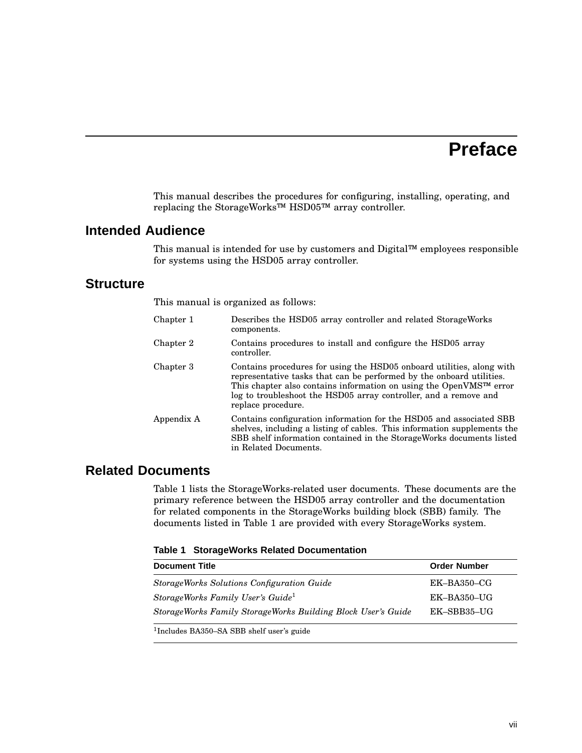# Preface

This manual describes the procedures for configuring, installing, operating, and replacing the StorageWorks™ HSD05™ array controller.

## Intended Audience

This manual is intended for use by customers and Digital™ employees responsible for systems using the HSD05 array controller.

## Structure

This manual is organized as follows:

| | |
|---|---|
| Chapter 1 | Describes the HSD05 array controller and related StorageWorks components. |
| Chapter 2 | Contains procedures to install and configure the HSD05 array controller. |
| Chapter 3 | Contains procedures for using the HSD05 onboard utilities, along with representative tasks that can be performed by the onboard utilities. This chapter also contains information on using the OpenVMS™ error log to troubleshoot the HSD05 array controller, and a remove and replace procedure. |
| Appendix A | Contains configuration information for the HSD05 and associated SBB shelves, including a listing of cables. This information supplements the SBB shelf information contained in the StorageWorks documents listed in Related Documents. |

## Related Documents

Table 1 lists the StorageWorks-related user documents. These documents are the primary reference between the HSD05 array controller and the documentation for related components in the StorageWorks building block (SBB) family. The documents listed in Table 1 are provided with every StorageWorks system.

**Table 1 StorageWorks Related Documentation**

| Document Title | Order Number |
|---|---|
| *StorageWorks Solutions Configuration Guide* | EK–BA350–CG |
| *StorageWorks Family User's Guide*[1] | EK–BA350–UG |
| *StorageWorks Family StorageWorks Building Block User's Guide* | EK–SBB35–UG |

[1]Includes BA350–SA SBB shelf user's guide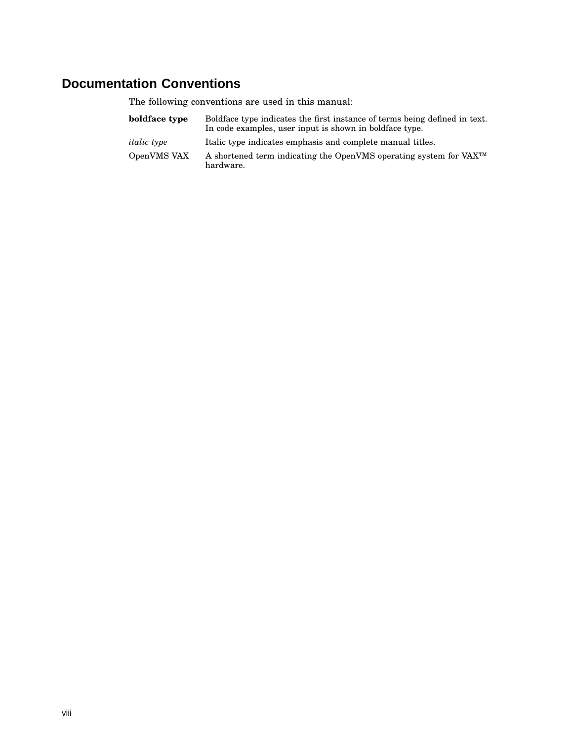## Documentation Conventions

The following conventions are used in this manual:

| | |
|---|---|
| **boldface type** | Boldface type indicates the first instance of terms being defined in text. In code examples, user input is shown in boldface type. |
| *italic type* | Italic type indicates emphasis and complete manual titles. |
| OpenVMS VAX | A shortened term indicating the OpenVMS operating system for VAX™ hardware. |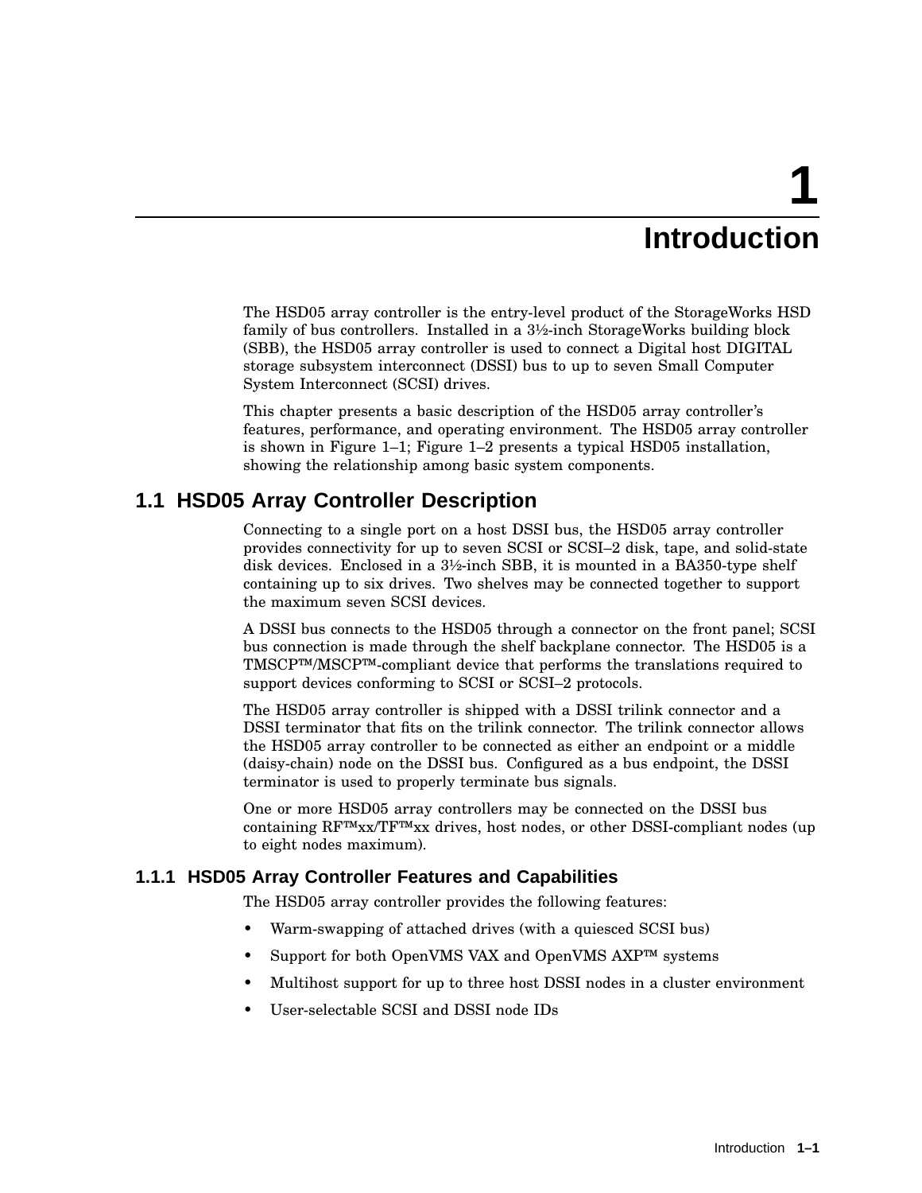# 1 Introduction

The HSD05 array controller is the entry-level product of the StorageWorks HSD family of bus controllers. Installed in a 3½-inch StorageWorks building block (SBB), the HSD05 array controller is used to connect a Digital host DIGITAL storage subsystem interconnect (DSSI) bus to up to seven Small Computer System Interconnect (SCSI) drives.

This chapter presents a basic description of the HSD05 array controller's features, performance, and operating environment. The HSD05 array controller is shown in Figure 1–1; Figure 1–2 presents a typical HSD05 installation, showing the relationship among basic system components.

## 1.1 HSD05 Array Controller Description

Connecting to a single port on a host DSSI bus, the HSD05 array controller provides connectivity for up to seven SCSI or SCSI–2 disk, tape, and solid-state disk devices. Enclosed in a 3½-inch SBB, it is mounted in a BA350-type shelf containing up to six drives. Two shelves may be connected together to support the maximum seven SCSI devices.

A DSSI bus connects to the HSD05 through a connector on the front panel; SCSI bus connection is made through the shelf backplane connector. The HSD05 is a TMSCP™/MSCP™-compliant device that performs the translations required to support devices conforming to SCSI or SCSI–2 protocols.

The HSD05 array controller is shipped with a DSSI trilink connector and a DSSI terminator that fits on the trilink connector. The trilink connector allows the HSD05 array controller to be connected as either an endpoint or a middle (daisy-chain) node on the DSSI bus. Configured as a bus endpoint, the DSSI terminator is used to properly terminate bus signals.

One or more HSD05 array controllers may be connected on the DSSI bus containing RF™xx/TF™xx drives, host nodes, or other DSSI-compliant nodes (up to eight nodes maximum).

### 1.1.1 HSD05 Array Controller Features and Capabilities

The HSD05 array controller provides the following features:

- Warm-swapping of attached drives (with a quiesced SCSI bus)
- Support for both OpenVMS VAX and OpenVMS AXP™ systems
- Multihost support for up to three host DSSI nodes in a cluster environment
- User-selectable SCSI and DSSI node IDs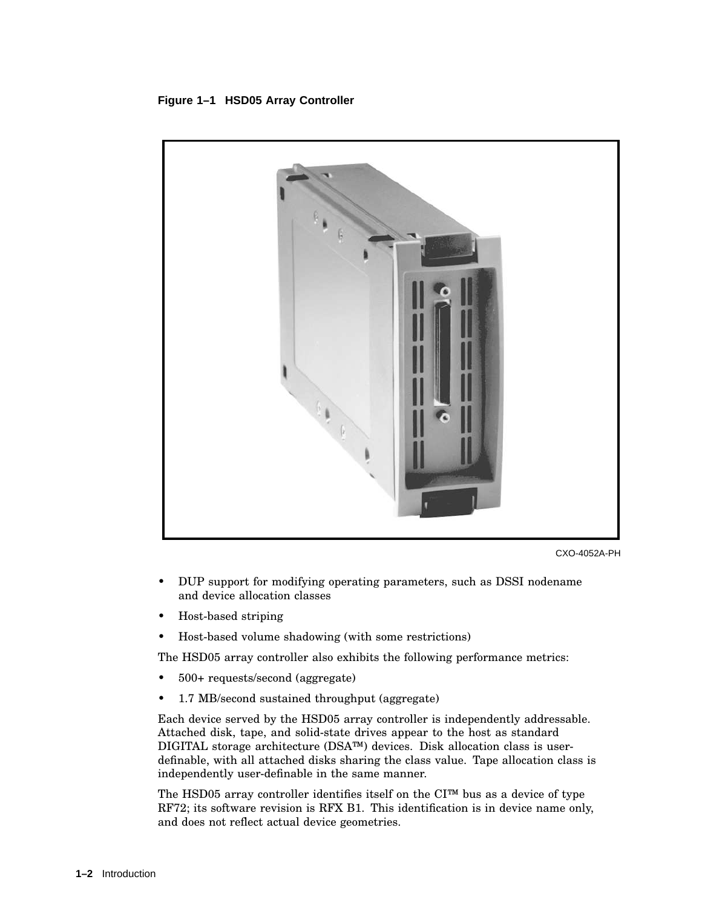**Figure 1–1 HSD05 Array Controller**

CXO-4052A-PH

- DUP support for modifying operating parameters, such as DSSI nodename and device allocation classes
- Host-based striping
- Host-based volume shadowing (with some restrictions)

The HSD05 array controller also exhibits the following performance metrics:

- 500+ requests/second (aggregate)
- 1.7 MB/second sustained throughput (aggregate)

Each device served by the HSD05 array controller is independently addressable. Attached disk, tape, and solid-state drives appear to the host as standard DIGITAL storage architecture (DSA™) devices. Disk allocation class is user-definable, with all attached disks sharing the class value. Tape allocation class is independently user-definable in the same manner.

The HSD05 array controller identifies itself on the CI™ bus as a device of type RF72; its software revision is RFX B1. This identification is in device name only, and does not reflect actual device geometries.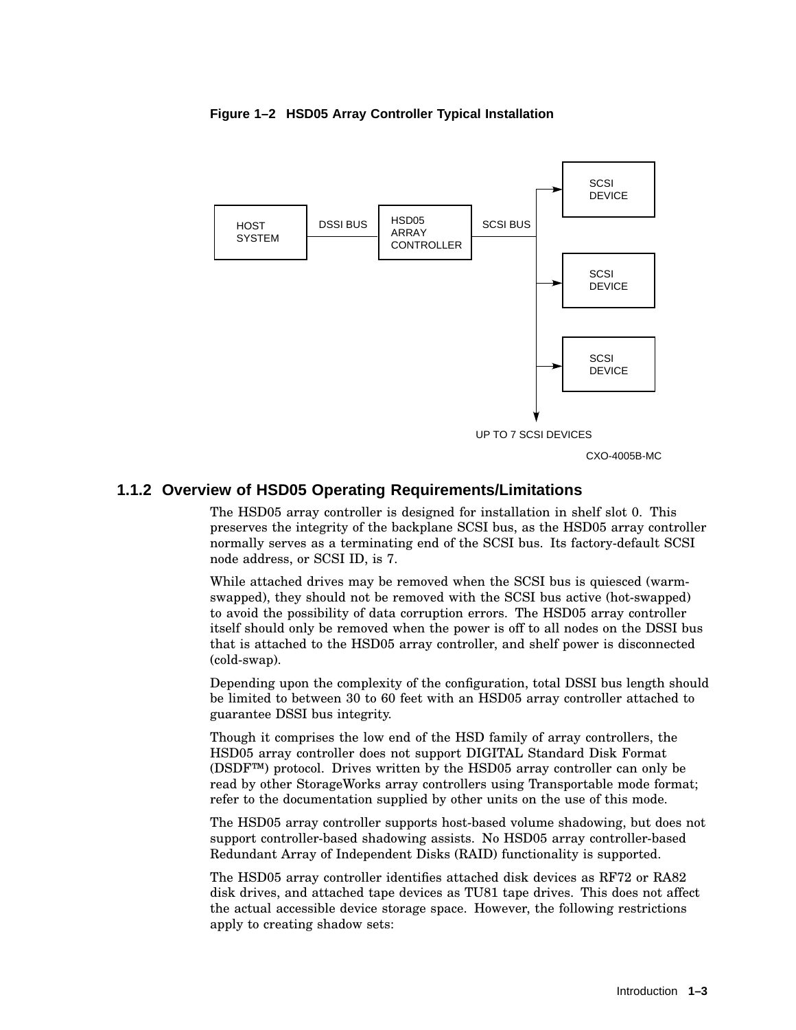**Figure 1–2 HSD05 Array Controller Typical Installation**

HOST SYSTEM — DSSI BUS — HSD05 ARRAY CONTROLLER — SCSI BUS — SCSI DEVICE / SCSI DEVICE / SCSI DEVICE

UP TO 7 SCSI DEVICES

CXO-4005B-MC

### 1.1.2 Overview of HSD05 Operating Requirements/Limitations

The HSD05 array controller is designed for installation in shelf slot 0. This preserves the integrity of the backplane SCSI bus, as the HSD05 array controller normally serves as a terminating end of the SCSI bus. Its factory-default SCSI node address, or SCSI ID, is 7.

While attached drives may be removed when the SCSI bus is quiesced (warm-swapped), they should not be removed with the SCSI bus active (hot-swapped) to avoid the possibility of data corruption errors. The HSD05 array controller itself should only be removed when the power is off to all nodes on the DSSI bus that is attached to the HSD05 array controller, and shelf power is disconnected (cold-swap).

Depending upon the complexity of the configuration, total DSSI bus length should be limited to between 30 to 60 feet with an HSD05 array controller attached to guarantee DSSI bus integrity.

Though it comprises the low end of the HSD family of array controllers, the HSD05 array controller does not support DIGITAL Standard Disk Format (DSDF™) protocol. Drives written by the HSD05 array controller can only be read by other StorageWorks array controllers using Transportable mode format; refer to the documentation supplied by other units on the use of this mode.

The HSD05 array controller supports host-based volume shadowing, but does not support controller-based shadowing assists. No HSD05 array controller-based Redundant Array of Independent Disks (RAID) functionality is supported.

The HSD05 array controller identifies attached disk devices as RF72 or RA82 disk drives, and attached tape devices as TU81 tape drives. This does not affect the actual accessible device storage space. However, the following restrictions apply to creating shadow sets: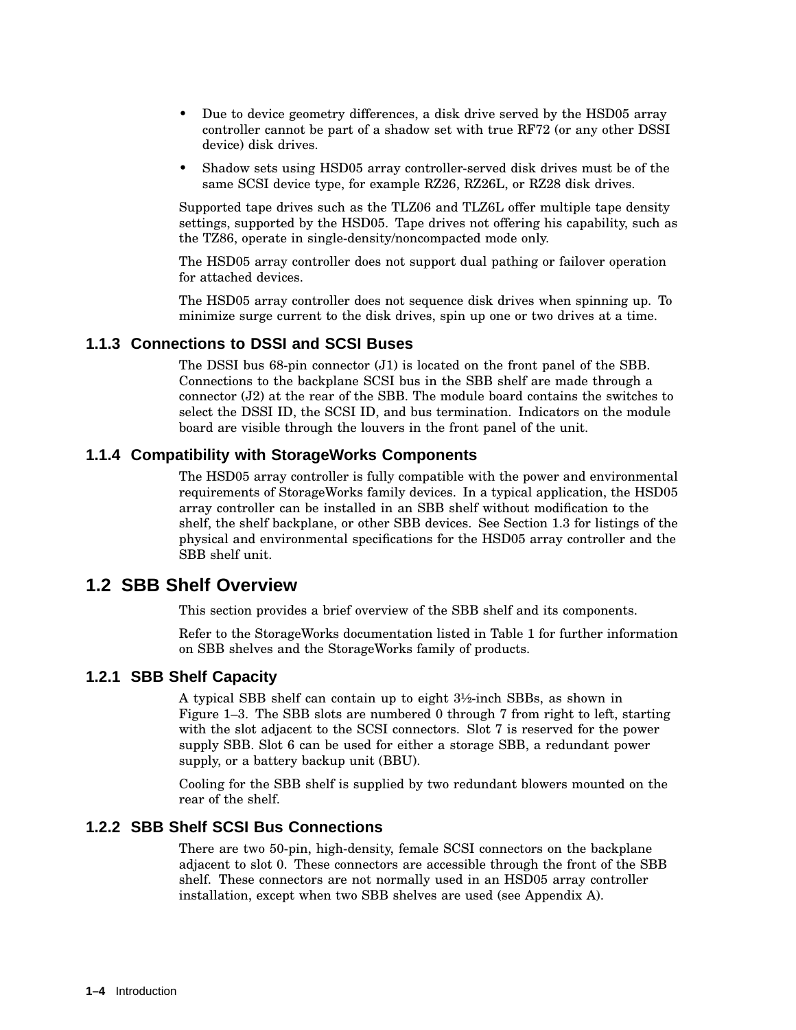- Due to device geometry differences, a disk drive served by the HSD05 array controller cannot be part of a shadow set with true RF72 (or any other DSSI device) disk drives.
- Shadow sets using HSD05 array controller-served disk drives must be of the same SCSI device type, for example RZ26, RZ26L, or RZ28 disk drives.

Supported tape drives such as the TLZ06 and TLZ6L offer multiple tape density settings, supported by the HSD05. Tape drives not offering his capability, such as the TZ86, operate in single-density/noncompacted mode only.

The HSD05 array controller does not support dual pathing or failover operation for attached devices.

The HSD05 array controller does not sequence disk drives when spinning up. To minimize surge current to the disk drives, spin up one or two drives at a time.

### 1.1.3 Connections to DSSI and SCSI Buses

The DSSI bus 68-pin connector (J1) is located on the front panel of the SBB. Connections to the backplane SCSI bus in the SBB shelf are made through a connector (J2) at the rear of the SBB. The module board contains the switches to select the DSSI ID, the SCSI ID, and bus termination. Indicators on the module board are visible through the louvers in the front panel of the unit.

### 1.1.4 Compatibility with StorageWorks Components

The HSD05 array controller is fully compatible with the power and environmental requirements of StorageWorks family devices. In a typical application, the HSD05 array controller can be installed in an SBB shelf without modification to the shelf, the shelf backplane, or other SBB devices. See Section 1.3 for listings of the physical and environmental specifications for the HSD05 array controller and the SBB shelf unit.

## 1.2 SBB Shelf Overview

This section provides a brief overview of the SBB shelf and its components.

Refer to the StorageWorks documentation listed in Table 1 for further information on SBB shelves and the StorageWorks family of products.

### 1.2.1 SBB Shelf Capacity

A typical SBB shelf can contain up to eight 3½-inch SBBs, as shown in Figure 1–3. The SBB slots are numbered 0 through 7 from right to left, starting with the slot adjacent to the SCSI connectors. Slot 7 is reserved for the power supply SBB. Slot 6 can be used for either a storage SBB, a redundant power supply, or a battery backup unit (BBU).

Cooling for the SBB shelf is supplied by two redundant blowers mounted on the rear of the shelf.

### 1.2.2 SBB Shelf SCSI Bus Connections

There are two 50-pin, high-density, female SCSI connectors on the backplane adjacent to slot 0. These connectors are accessible through the front of the SBB shelf. These connectors are not normally used in an HSD05 array controller installation, except when two SBB shelves are used (see Appendix A).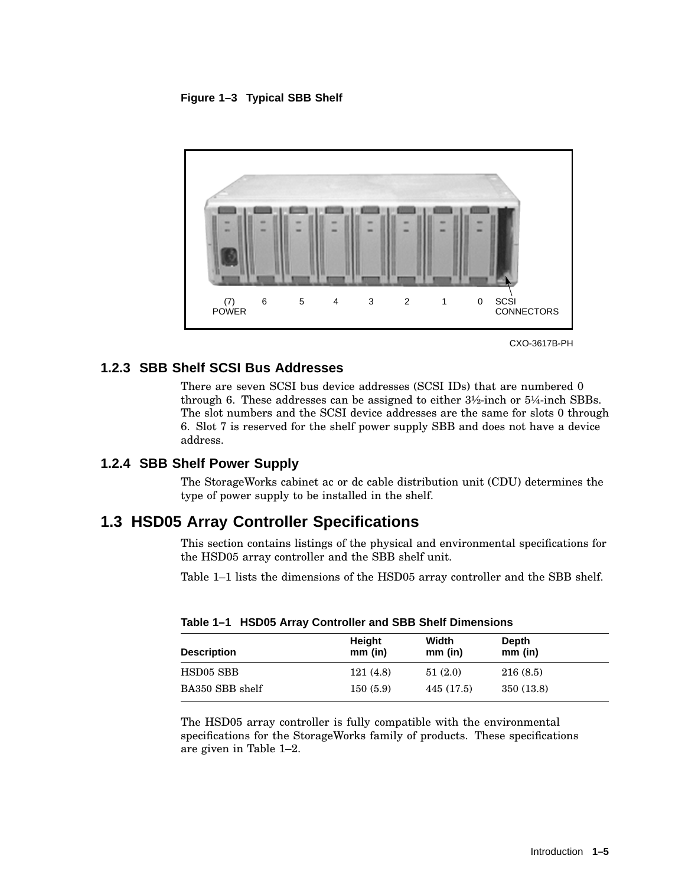**Figure 1–3 Typical SBB Shelf**

(7) POWER 6 5 4 3 2 1 0 SCSI CONNECTORS

CXO-3617B-PH

### 1.2.3 SBB Shelf SCSI Bus Addresses

There are seven SCSI bus device addresses (SCSI IDs) that are numbered 0 through 6. These addresses can be assigned to either 3½-inch or 5¼-inch SBBs. The slot numbers and the SCSI device addresses are the same for slots 0 through 6. Slot 7 is reserved for the shelf power supply SBB and does not have a device address.

### 1.2.4 SBB Shelf Power Supply

The StorageWorks cabinet ac or dc cable distribution unit (CDU) determines the type of power supply to be installed in the shelf.

## 1.3 HSD05 Array Controller Specifications

This section contains listings of the physical and environmental specifications for the HSD05 array controller and the SBB shelf unit.

Table 1–1 lists the dimensions of the HSD05 array controller and the SBB shelf.

**Table 1–1 HSD05 Array Controller and SBB Shelf Dimensions**

| Description | Height mm (in) | Width mm (in) | Depth mm (in) |
|---|---|---|---|
| HSD05 SBB | 121 (4.8) | 51 (2.0) | 216 (8.5) |
| BA350 SBB shelf | 150 (5.9) | 445 (17.5) | 350 (13.8) |

The HSD05 array controller is fully compatible with the environmental specifications for the StorageWorks family of products. These specifications are given in Table 1–2.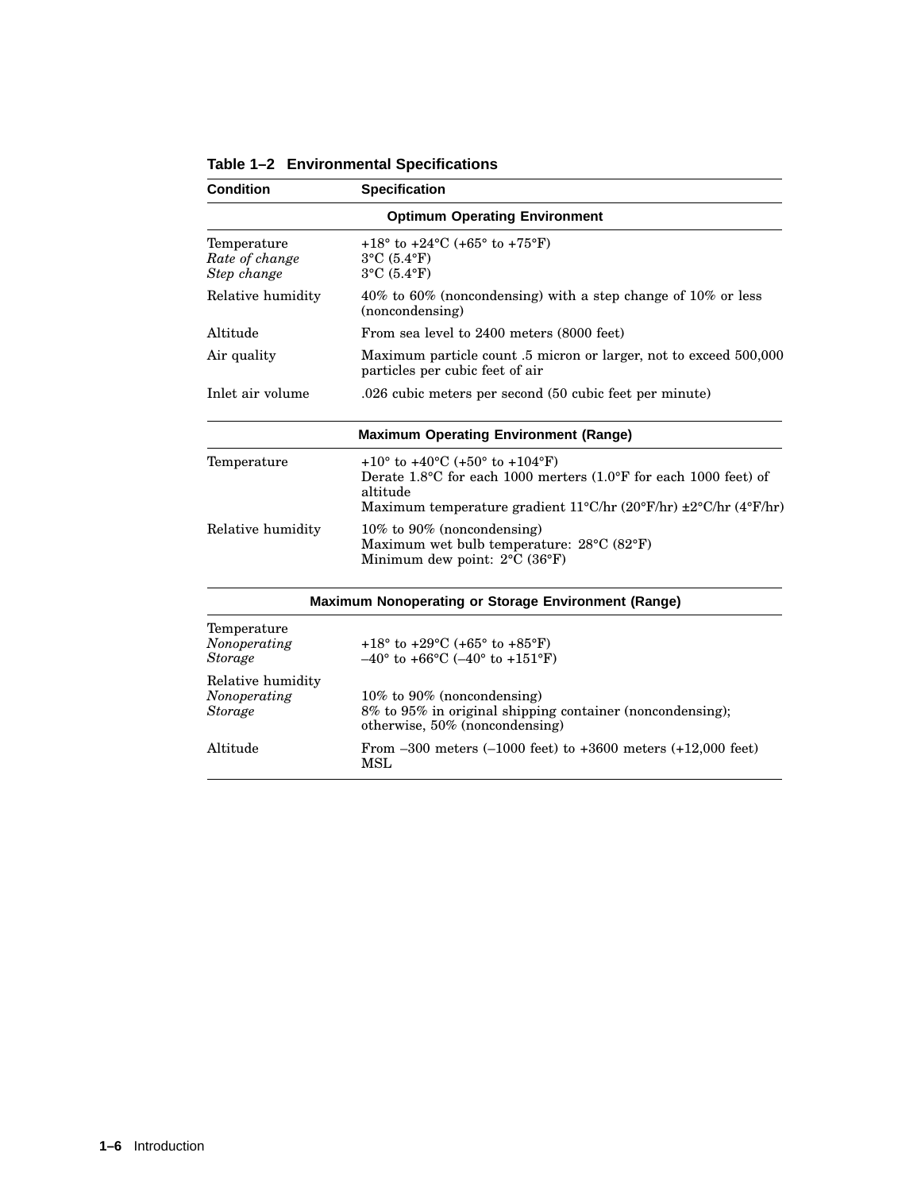**Table 1–2 Environmental Specifications**

| Condition | Specification |
|---|---|
| **Optimum Operating Environment** | |
| Temperature<br>*Rate of change*<br>*Step change* | +18° to +24°C (+65° to +75°F)<br>3°C (5.4°F)<br>3°C (5.4°F) |
| Relative humidity | 40% to 60% (noncondensing) with a step change of 10% or less (noncondensing) |
| Altitude | From sea level to 2400 meters (8000 feet) |
| Air quality | Maximum particle count .5 micron or larger, not to exceed 500,000 particles per cubic feet of air |
| Inlet air volume | .026 cubic meters per second (50 cubic feet per minute) |
| **Maximum Operating Environment (Range)** | |
| Temperature | +10° to +40°C (+50° to +104°F)<br>Derate 1.8°C for each 1000 merters (1.0°F for each 1000 feet) of altitude<br>Maximum temperature gradient 11°C/hr (20°F/hr) ±2°C/hr (4°F/hr) |
| Relative humidity | 10% to 90% (noncondensing)<br>Maximum wet bulb temperature: 28°C (82°F)<br>Minimum dew point: 2°C (36°F) |
| **Maximum Nonoperating or Storage Environment (Range)** | |
| Temperature<br>*Nonoperating*<br>*Storage* | <br>+18° to +29°C (+65° to +85°F)<br>–40° to +66°C (–40° to +151°F) |
| Relative humidity<br>*Nonoperating*<br>*Storage* | <br>10% to 90% (noncondensing)<br>8% to 95% in original shipping container (noncondensing); otherwise, 50% (noncondensing) |
| Altitude | From –300 meters (–1000 feet) to +3600 meters (+12,000 feet) MSL |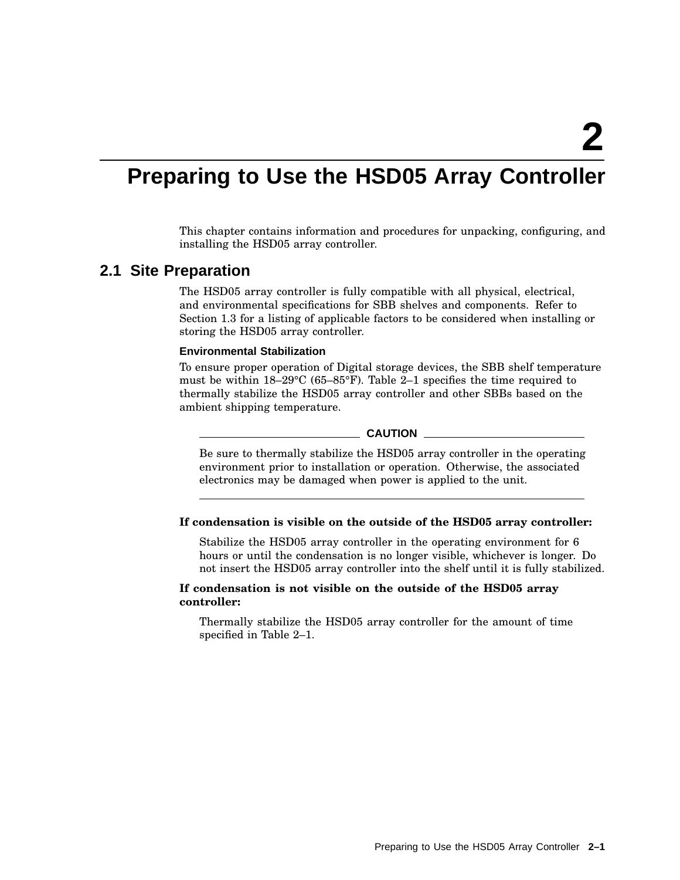# 2 Preparing to Use the HSD05 Array Controller

This chapter contains information and procedures for unpacking, configuring, and installing the HSD05 array controller.

## 2.1 Site Preparation

The HSD05 array controller is fully compatible with all physical, electrical, and environmental specifications for SBB shelves and components. Refer to Section 1.3 for a listing of applicable factors to be considered when installing or storing the HSD05 array controller.

### Environmental Stabilization

To ensure proper operation of Digital storage devices, the SBB shelf temperature must be within 18–29°C (65–85°F). Table 2–1 specifies the time required to thermally stabilize the HSD05 array controller and other SBBs based on the ambient shipping temperature.

**CAUTION**

Be sure to thermally stabilize the HSD05 array controller in the operating environment prior to installation or operation. Otherwise, the associated electronics may be damaged when power is applied to the unit.

**If condensation is visible on the outside of the HSD05 array controller:**

Stabilize the HSD05 array controller in the operating environment for 6 hours or until the condensation is no longer visible, whichever is longer. Do not insert the HSD05 array controller into the shelf until it is fully stabilized.

**If condensation is not visible on the outside of the HSD05 array controller:**

Thermally stabilize the HSD05 array controller for the amount of time specified in Table 2–1.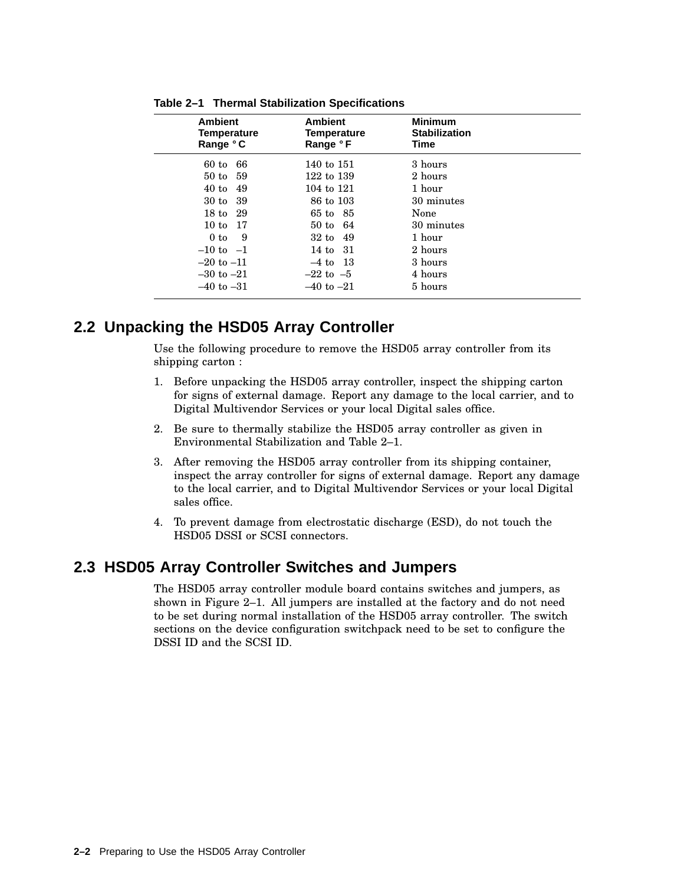**Table 2–1 Thermal Stabilization Specifications**

| Ambient Temperature Range °C | Ambient Temperature Range °F | Minimum Stabilization Time |
|---|---|---|
| 60 to 66 | 140 to 151 | 3 hours |
| 50 to 59 | 122 to 139 | 2 hours |
| 40 to 49 | 104 to 121 | 1 hour |
| 30 to 39 | 86 to 103 | 30 minutes |
| 18 to 29 | 65 to 85 | None |
| 10 to 17 | 50 to 64 | 30 minutes |
| 0 to 9 | 32 to 49 | 1 hour |
| –10 to –1 | 14 to 31 | 2 hours |
| –20 to –11 | –4 to 13 | 3 hours |
| –30 to –21 | –22 to –5 | 4 hours |
| –40 to –31 | –40 to –21 | 5 hours |

## 2.2 Unpacking the HSD05 Array Controller

Use the following procedure to remove the HSD05 array controller from its shipping carton :

1. Before unpacking the HSD05 array controller, inspect the shipping carton for signs of external damage. Report any damage to the local carrier, and to Digital Multivendor Services or your local Digital sales office.
2. Be sure to thermally stabilize the HSD05 array controller as given in Environmental Stabilization and Table 2–1.
3. After removing the HSD05 array controller from its shipping container, inspect the array controller for signs of external damage. Report any damage to the local carrier, and to Digital Multivendor Services or your local Digital sales office.
4. To prevent damage from electrostatic discharge (ESD), do not touch the HSD05 DSSI or SCSI connectors.

## 2.3 HSD05 Array Controller Switches and Jumpers

The HSD05 array controller module board contains switches and jumpers, as shown in Figure 2–1. All jumpers are installed at the factory and do not need to be set during normal installation of the HSD05 array controller. The switch sections on the device configuration switchpack need to be set to configure the DSSI ID and the SCSI ID.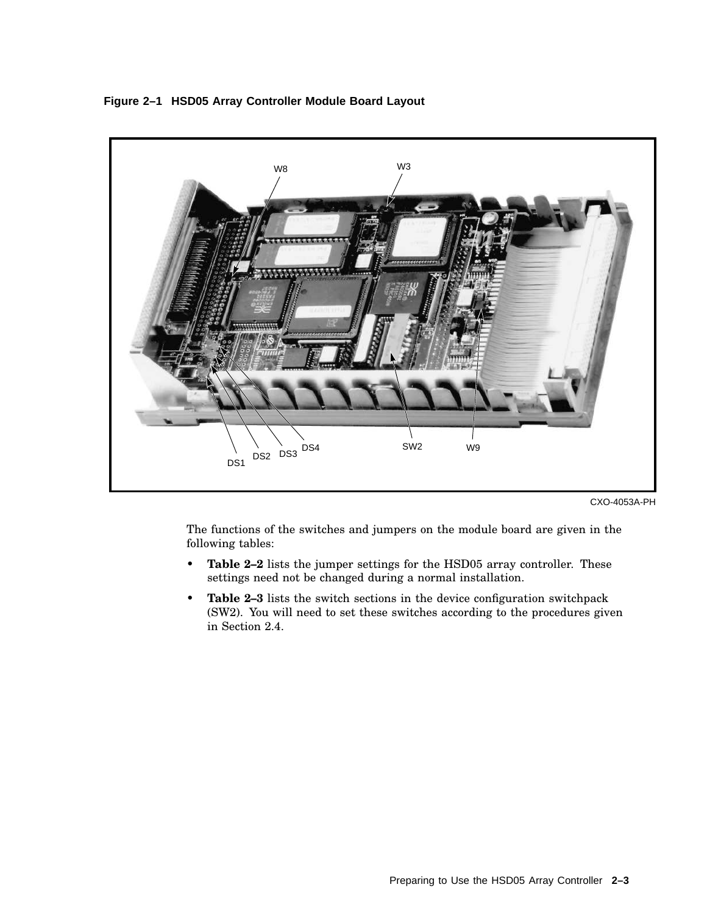**Figure 2–1 HSD05 Array Controller Module Board Layout**

W8 W3

DS1 DS2 DS3 DS4 SW2 W9

CXO-4053A-PH

The functions of the switches and jumpers on the module board are given in the following tables:

- **Table 2–2** lists the jumper settings for the HSD05 array controller. These settings need not be changed during a normal installation.
- **Table 2–3** lists the switch sections in the device configuration switchpack (SW2). You will need to set these switches according to the procedures given in Section 2.4.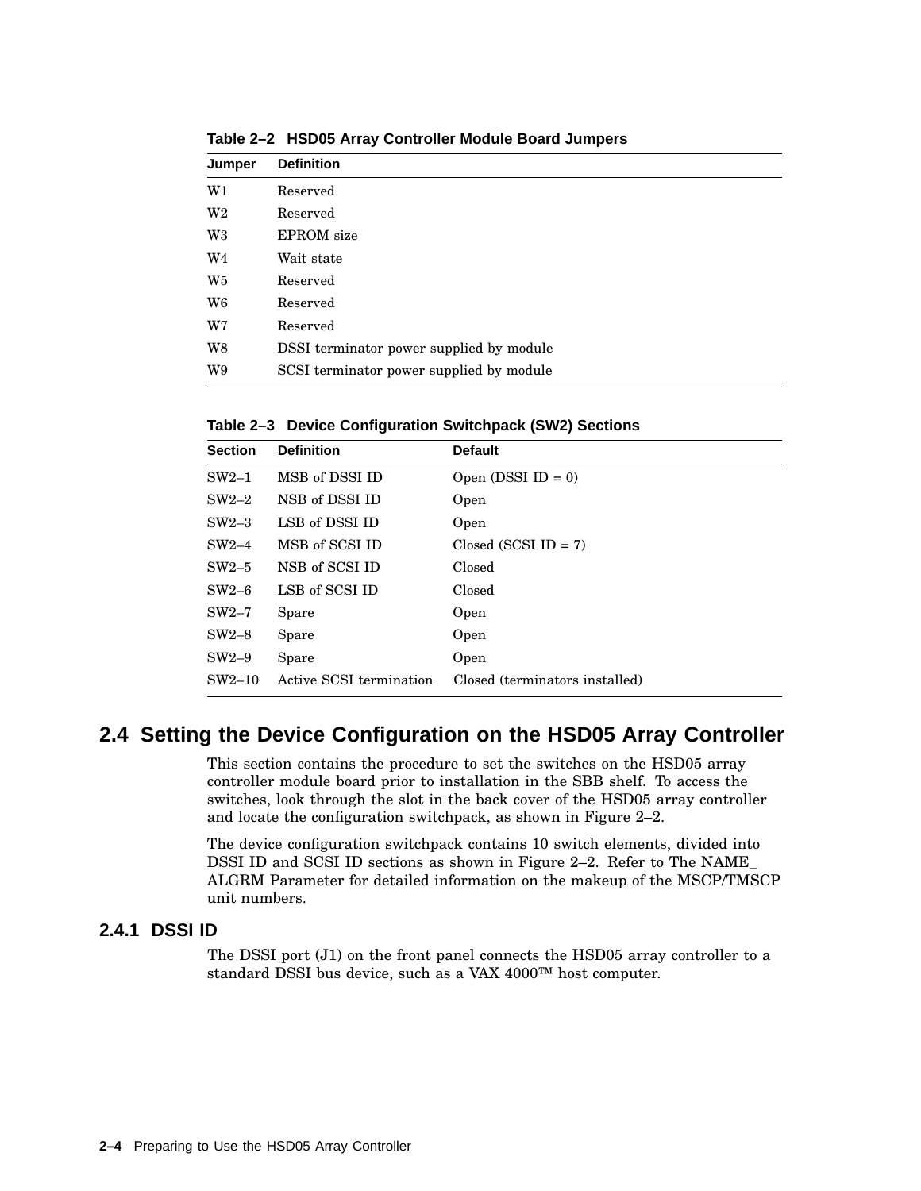**Table 2–2 HSD05 Array Controller Module Board Jumpers**

| Jumper | Definition |
|---|---|
| W1 | Reserved |
| W2 | Reserved |
| W3 | EPROM size |
| W4 | Wait state |
| W5 | Reserved |
| W6 | Reserved |
| W7 | Reserved |
| W8 | DSSI terminator power supplied by module |
| W9 | SCSI terminator power supplied by module |

**Table 2–3 Device Configuration Switchpack (SW2) Sections**

| Section | Definition | Default |
|---|---|---|
| SW2–1 | MSB of DSSI ID | Open (DSSI ID = 0) |
| SW2–2 | NSB of DSSI ID | Open |
| SW2–3 | LSB of DSSI ID | Open |
| SW2–4 | MSB of SCSI ID | Closed (SCSI ID = 7) |
| SW2–5 | NSB of SCSI ID | Closed |
| SW2–6 | LSB of SCSI ID | Closed |
| SW2–7 | Spare | Open |
| SW2–8 | Spare | Open |
| SW2–9 | Spare | Open |
| SW2–10 | Active SCSI termination | Closed (terminators installed) |

## 2.4 Setting the Device Configuration on the HSD05 Array Controller

This section contains the procedure to set the switches on the HSD05 array controller module board prior to installation in the SBB shelf. To access the switches, look through the slot in the back cover of the HSD05 array controller and locate the configuration switchpack, as shown in Figure 2–2.

The device configuration switchpack contains 10 switch elements, divided into DSSI ID and SCSI ID sections as shown in Figure 2–2. Refer to The NAME_ALGRM Parameter for detailed information on the makeup of the MSCP/TMSCP unit numbers.

### 2.4.1 DSSI ID

The DSSI port (J1) on the front panel connects the HSD05 array controller to a standard DSSI bus device, such as a VAX 4000™ host computer.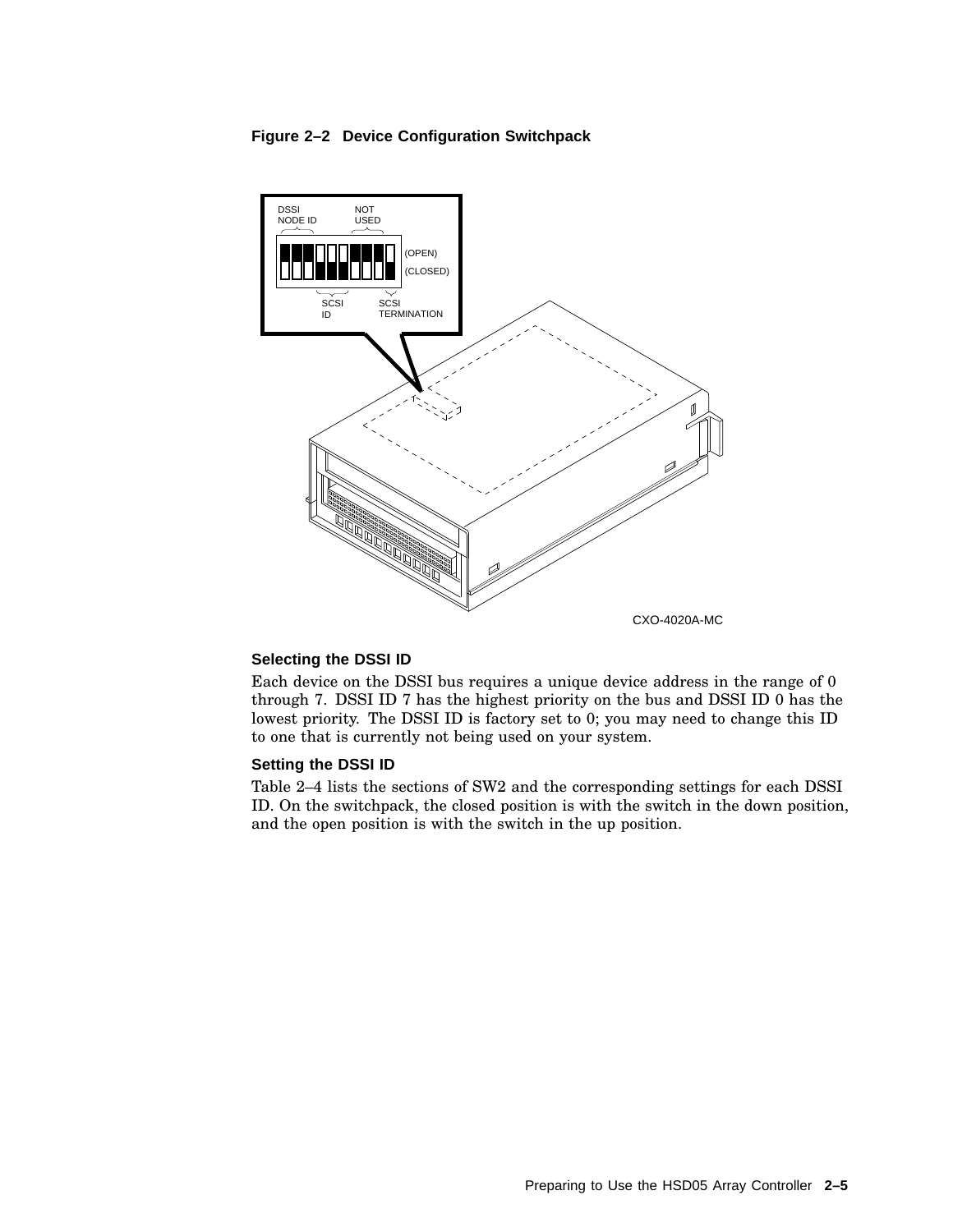**Figure 2–2 Device Configuration Switchpack**

CXO-4020A-MC

### Selecting the DSSI ID

Each device on the DSSI bus requires a unique device address in the range of 0 through 7. DSSI ID 7 has the highest priority on the bus and DSSI ID 0 has the lowest priority. The DSSI ID is factory set to 0; you may need to change this ID to one that is currently not being used on your system.

### Setting the DSSI ID

Table 2–4 lists the sections of SW2 and the corresponding settings for each DSSI ID. On the switchpack, the closed position is with the switch in the down position, and the open position is with the switch in the up position.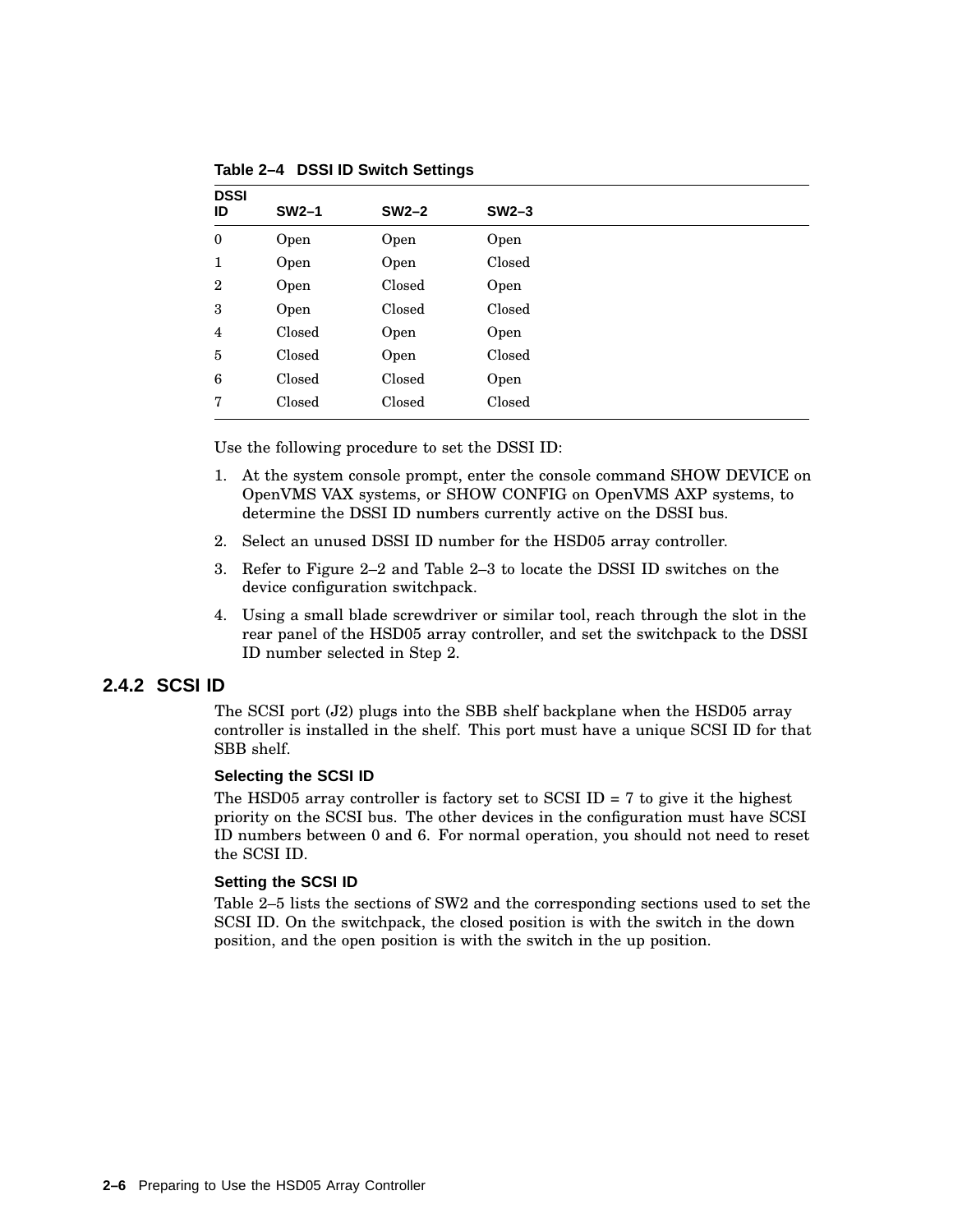**Table 2–4 DSSI ID Switch Settings**

| DSSI ID | SW2–1 | SW2–2 | SW2–3 |
|---|---|---|---|
| 0 | Open | Open | Open |
| 1 | Open | Open | Closed |
| 2 | Open | Closed | Open |
| 3 | Open | Closed | Closed |
| 4 | Closed | Open | Open |
| 5 | Closed | Open | Closed |
| 6 | Closed | Closed | Open |
| 7 | Closed | Closed | Closed |

Use the following procedure to set the DSSI ID:

1. At the system console prompt, enter the console command SHOW DEVICE on OpenVMS VAX systems, or SHOW CONFIG on OpenVMS AXP systems, to determine the DSSI ID numbers currently active on the DSSI bus.
2. Select an unused DSSI ID number for the HSD05 array controller.
3. Refer to Figure 2–2 and Table 2–3 to locate the DSSI ID switches on the device configuration switchpack.
4. Using a small blade screwdriver or similar tool, reach through the slot in the rear panel of the HSD05 array controller, and set the switchpack to the DSSI ID number selected in Step 2.

### 2.4.2 SCSI ID

The SCSI port (J2) plugs into the SBB shelf backplane when the HSD05 array controller is installed in the shelf. This port must have a unique SCSI ID for that SBB shelf.

#### Selecting the SCSI ID

The HSD05 array controller is factory set to SCSI ID = 7 to give it the highest priority on the SCSI bus. The other devices in the configuration must have SCSI ID numbers between 0 and 6. For normal operation, you should not need to reset the SCSI ID.

#### Setting the SCSI ID

Table 2–5 lists the sections of SW2 and the corresponding sections used to set the SCSI ID. On the switchpack, the closed position is with the switch in the down position, and the open position is with the switch in the up position.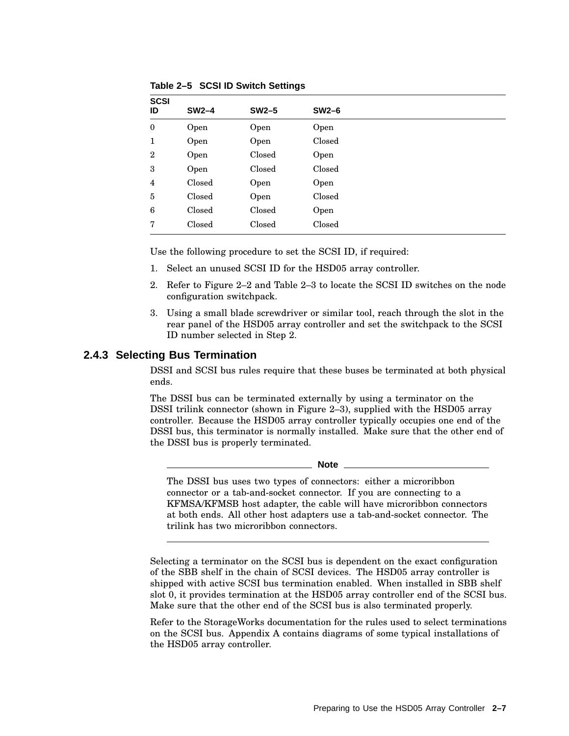**Table 2–5 SCSI ID Switch Settings**

| SCSI ID | SW2–4 | SW2–5 | SW2–6 |
|---|---|---|---|
| 0 | Open | Open | Open |
| 1 | Open | Open | Closed |
| 2 | Open | Closed | Open |
| 3 | Open | Closed | Closed |
| 4 | Closed | Open | Open |
| 5 | Closed | Open | Closed |
| 6 | Closed | Closed | Open |
| 7 | Closed | Closed | Closed |

Use the following procedure to set the SCSI ID, if required:

1. Select an unused SCSI ID for the HSD05 array controller.
2. Refer to Figure 2–2 and Table 2–3 to locate the SCSI ID switches on the node configuration switchpack.
3. Using a small blade screwdriver or similar tool, reach through the slot in the rear panel of the HSD05 array controller and set the switchpack to the SCSI ID number selected in Step 2.

### 2.4.3 Selecting Bus Termination

DSSI and SCSI bus rules require that these buses be terminated at both physical ends.

The DSSI bus can be terminated externally by using a terminator on the DSSI trilink connector (shown in Figure 2–3), supplied with the HSD05 array controller. Because the HSD05 array controller typically occupies one end of the DSSI bus, this terminator is normally installed. Make sure that the other end of the DSSI bus is properly terminated.

---

**Note**

The DSSI bus uses two types of connectors: either a microribbon connector or a tab-and-socket connector. If you are connecting to a KFMSA/KFMSB host adapter, the cable will have microribbon connectors at both ends. All other host adapters use a tab-and-socket connector. The trilink has two microribbon connectors.

---

Selecting a terminator on the SCSI bus is dependent on the exact configuration of the SBB shelf in the chain of SCSI devices. The HSD05 array controller is shipped with active SCSI bus termination enabled. When installed in SBB shelf slot 0, it provides termination at the HSD05 array controller end of the SCSI bus. Make sure that the other end of the SCSI bus is also terminated properly.

Refer to the StorageWorks documentation for the rules used to select terminations on the SCSI bus. Appendix A contains diagrams of some typical installations of the HSD05 array controller.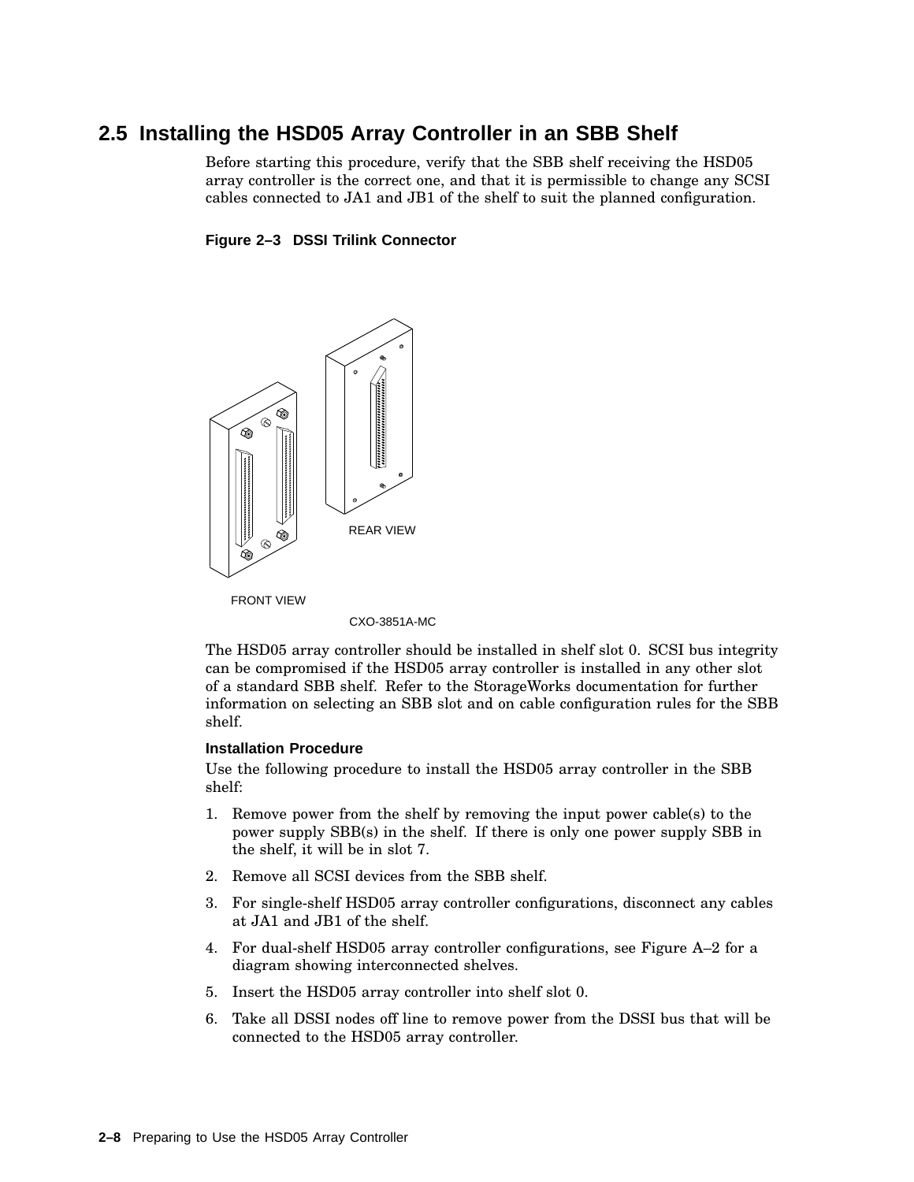## 2.5 Installing the HSD05 Array Controller in an SBB Shelf

Before starting this procedure, verify that the SBB shelf receiving the HSD05 array controller is the correct one, and that it is permissible to change any SCSI cables connected to JA1 and JB1 of the shelf to suit the planned configuration.

**Figure 2–3 DSSI Trilink Connector**

REAR VIEW

FRONT VIEW

CXO-3851A-MC

The HSD05 array controller should be installed in shelf slot 0. SCSI bus integrity can be compromised if the HSD05 array controller is installed in any other slot of a standard SBB shelf. Refer to the StorageWorks documentation for further information on selecting an SBB slot and on cable configuration rules for the SBB shelf.

#### Installation Procedure

Use the following procedure to install the HSD05 array controller in the SBB shelf:

1. Remove power from the shelf by removing the input power cable(s) to the power supply SBB(s) in the shelf. If there is only one power supply SBB in the shelf, it will be in slot 7.
2. Remove all SCSI devices from the SBB shelf.
3. For single-shelf HSD05 array controller configurations, disconnect any cables at JA1 and JB1 of the shelf.
4. For dual-shelf HSD05 array controller configurations, see Figure A–2 for a diagram showing interconnected shelves.
5. Insert the HSD05 array controller into shelf slot 0.
6. Take all DSSI nodes off line to remove power from the DSSI bus that will be connected to the HSD05 array controller.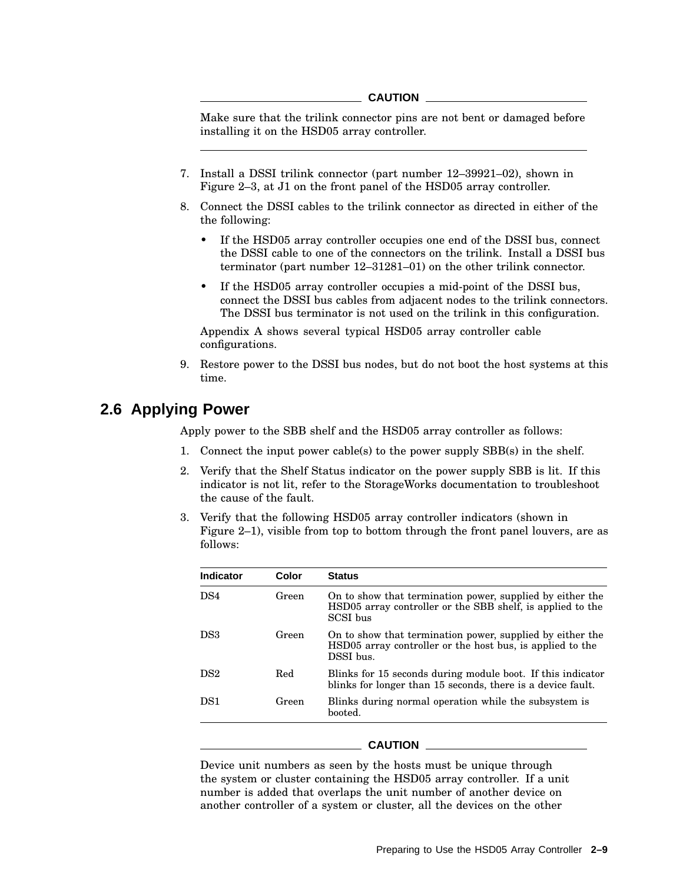**CAUTION**

Make sure that the trilink connector pins are not bent or damaged before installing it on the HSD05 array controller.

---

7. Install a DSSI trilink connector (part number 12–39921–02), shown in Figure 2–3, at J1 on the front panel of the HSD05 array controller.
8. Connect the DSSI cables to the trilink connector as directed in either of the the following:
   - If the HSD05 array controller occupies one end of the DSSI bus, connect the DSSI cable to one of the connectors on the trilink. Install a DSSI bus terminator (part number 12–31281–01) on the other trilink connector.
   - If the HSD05 array controller occupies a mid-point of the DSSI bus, connect the DSSI bus cables from adjacent nodes to the trilink connectors. The DSSI bus terminator is not used on the trilink in this configuration.

   Appendix A shows several typical HSD05 array controller cable configurations.
9. Restore power to the DSSI bus nodes, but do not boot the host systems at this time.

## 2.6 Applying Power

Apply power to the SBB shelf and the HSD05 array controller as follows:

1. Connect the input power cable(s) to the power supply SBB(s) in the shelf.
2. Verify that the Shelf Status indicator on the power supply SBB is lit. If this indicator is not lit, refer to the StorageWorks documentation to troubleshoot the cause of the fault.
3. Verify that the following HSD05 array controller indicators (shown in Figure 2–1), visible from top to bottom through the front panel louvers, are as follows:

| Indicator | Color | Status |
|---|---|---|
| DS4 | Green | On to show that termination power, supplied by either the HSD05 array controller or the SBB shelf, is applied to the SCSI bus |
| DS3 | Green | On to show that termination power, supplied by either the HSD05 array controller or the host bus, is applied to the DSSI bus. |
| DS2 | Red | Blinks for 15 seconds during module boot. If this indicator blinks for longer than 15 seconds, there is a device fault. |
| DS1 | Green | Blinks during normal operation while the subsystem is booted. |

**CAUTION**

Device unit numbers as seen by the hosts must be unique through the system or cluster containing the HSD05 array controller. If a unit number is added that overlaps the unit number of another device on another controller of a system or cluster, all the devices on the other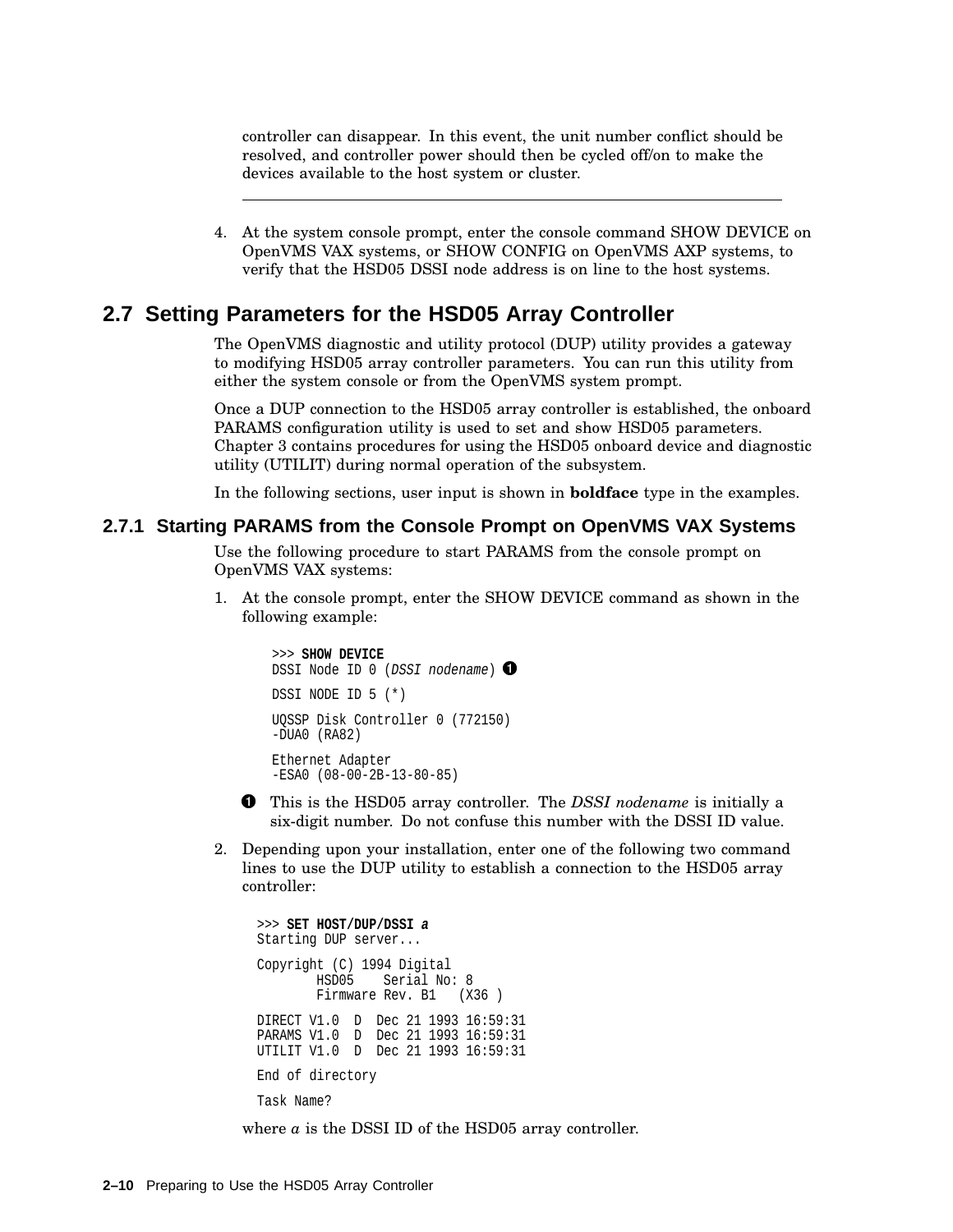controller can disappear. In this event, the unit number conflict should be resolved, and controller power should then be cycled off/on to make the devices available to the host system or cluster.

---

4. At the system console prompt, enter the console command SHOW DEVICE on OpenVMS VAX systems, or SHOW CONFIG on OpenVMS AXP systems, to verify that the HSD05 DSSI node address is on line to the host systems.

## 2.7 Setting Parameters for the HSD05 Array Controller

The OpenVMS diagnostic and utility protocol (DUP) utility provides a gateway to modifying HSD05 array controller parameters. You can run this utility from either the system console or from the OpenVMS system prompt.

Once a DUP connection to the HSD05 array controller is established, the onboard PARAMS configuration utility is used to set and show HSD05 parameters. Chapter 3 contains procedures for using the HSD05 onboard device and diagnostic utility (UTILIT) during normal operation of the subsystem.

In the following sections, user input is shown in **boldface** type in the examples.

### 2.7.1 Starting PARAMS from the Console Prompt on OpenVMS VAX Systems

Use the following procedure to start PARAMS from the console prompt on OpenVMS VAX systems:

1. At the console prompt, enter the SHOW DEVICE command as shown in the following example:

```
>>> SHOW DEVICE
DSSI Node ID 0 (DSSI nodename) ❶

DSSI NODE ID 5 (*)

UQSSP Disk Controller 0 (772150)
-DUA0 (RA82)

Ethernet Adapter
-ESA0 (08-00-2B-13-80-85)
```

❶ This is the HSD05 array controller. The *DSSI nodename* is initially a six-digit number. Do not confuse this number with the DSSI ID value.

2. Depending upon your installation, enter one of the following two command lines to use the DUP utility to establish a connection to the HSD05 array controller:

```
>>> SET HOST/DUP/DSSI a
Starting DUP server...

Copyright (C) 1994 Digital
        HSD05    Serial No: 8
        Firmware Rev. B1   (X36 )

DIRECT V1.0  D  Dec 21 1993 16:59:31
PARAMS V1.0  D  Dec 21 1993 16:59:31
UTILIT V1.0  D  Dec 21 1993 16:59:31

End of directory

Task Name?
```

where *a* is the DSSI ID of the HSD05 array controller.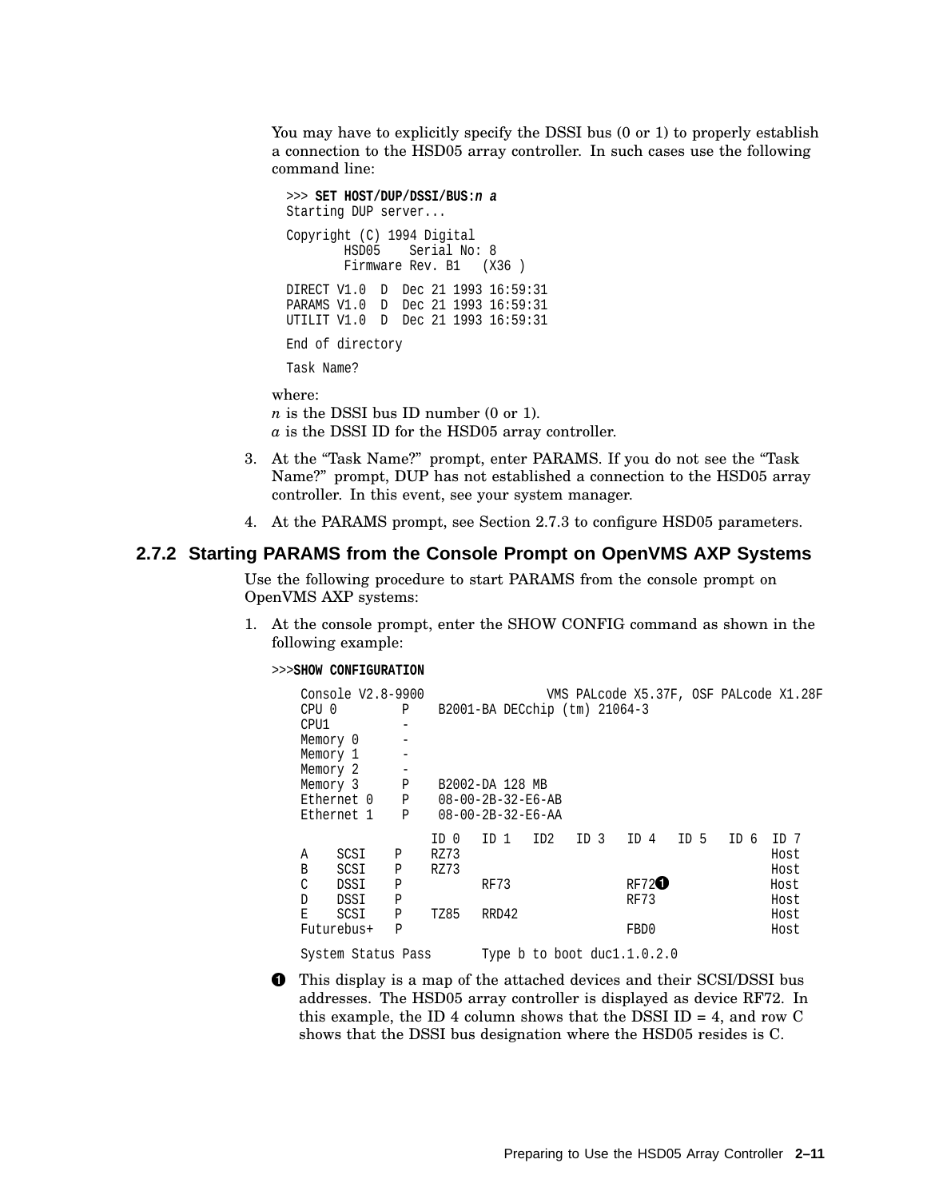You may have to explicitly specify the DSSI bus (0 or 1) to properly establish a connection to the HSD05 array controller. In such cases use the following command line:

```
>>> SET HOST/DUP/DSSI/BUS:n a
Starting DUP server...

Copyright (C) 1994 Digital
        HSD05    Serial No: 8
        Firmware Rev. B1   (X36 )

DIRECT V1.0  D  Dec 21 1993 16:59:31
PARAMS V1.0  D  Dec 21 1993 16:59:31
UTILIT V1.0  D  Dec 21 1993 16:59:31

End of directory

Task Name?
```

where:
*n* is the DSSI bus ID number (0 or 1).
*a* is the DSSI ID for the HSD05 array controller.

3. At the "Task Name?" prompt, enter PARAMS. If you do not see the "Task Name?" prompt, DUP has not established a connection to the HSD05 array controller. In this event, see your system manager.
4. At the PARAMS prompt, see Section 2.7.3 to configure HSD05 parameters.

### 2.7.2 Starting PARAMS from the Console Prompt on OpenVMS AXP Systems

Use the following procedure to start PARAMS from the console prompt on OpenVMS AXP systems:

1. At the console prompt, enter the SHOW CONFIG command as shown in the following example:

```
>>>SHOW CONFIGURATION

  Console V2.8-9900                 VMS PALcode X5.37F, OSF PALcode X1.28F
  CPU 0         P    B2001-BA DECchip (tm) 21064-3
  CPU1          -
  Memory 0      -
  Memory 1      -
  Memory 2      -
  Memory 3      P    B2002-DA 128 MB
  Ethernet 0    P    08-00-2B-32-E6-AB
  Ethernet 1    P    08-00-2B-32-E6-AA

                     ID 0   ID 1   ID2   ID 3   ID 4   ID 5   ID 6  ID 7
  A    SCSI    P    RZ73                                            Host
  B    SCSI    P    RZ73                                            Host
  C    DSSI    P           RF73                 RF72(1)             Host
  D    DSSI    P                                RF73                Host
  E    SCSI    P    TZ85   RRD42                                    Host
  Futurebus+   P                                FBD0                Host

  System Status Pass       Type b to boot duc1.1.0.2.0
```

(1) This display is a map of the attached devices and their SCSI/DSSI bus addresses. The HSD05 array controller is displayed as device RF72. In this example, the ID 4 column shows that the DSSI ID = 4, and row C shows that the DSSI bus designation where the HSD05 resides is C.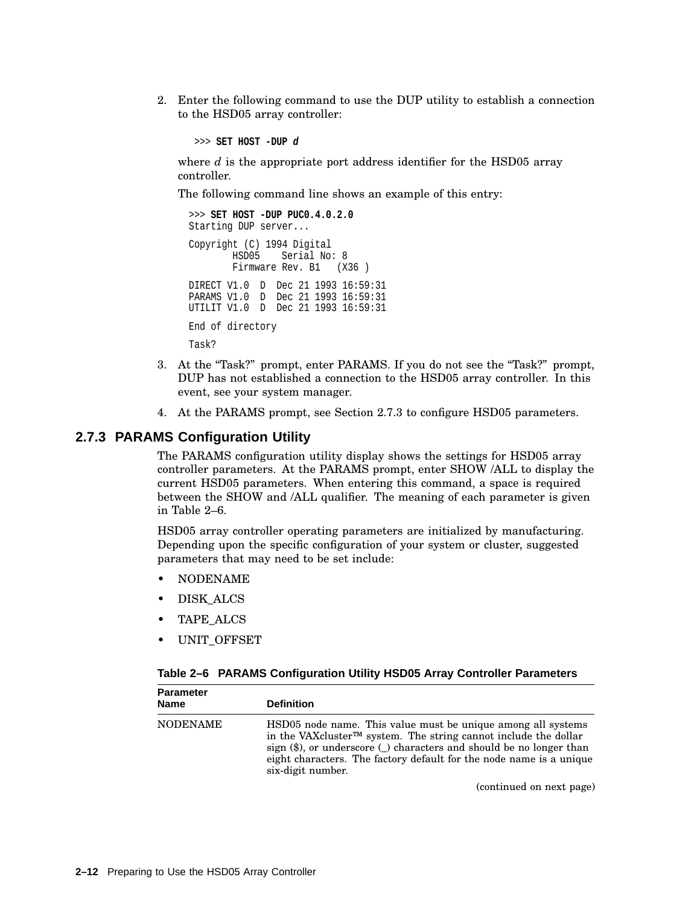2. Enter the following command to use the DUP utility to establish a connection to the HSD05 array controller:

```
>>> SET HOST -DUP d
```

   where *d* is the appropriate port address identifier for the HSD05 array controller.

   The following command line shows an example of this entry:

```
>>> SET HOST -DUP PUC0.4.0.2.0
Starting DUP server...

Copyright (C) 1994 Digital
        HSD05    Serial No: 8
        Firmware Rev. B1   (X36 )

DIRECT V1.0  D  Dec 21 1993 16:59:31
PARAMS V1.0  D  Dec 21 1993 16:59:31
UTILIT V1.0  D  Dec 21 1993 16:59:31

End of directory

Task?
```

3. At the “Task?” prompt, enter PARAMS. If you do not see the “Task?” prompt, DUP has not established a connection to the HSD05 array controller. In this event, see your system manager.
4. At the PARAMS prompt, see Section 2.7.3 to configure HSD05 parameters.

### 2.7.3 PARAMS Configuration Utility

The PARAMS configuration utility display shows the settings for HSD05 array controller parameters. At the PARAMS prompt, enter SHOW /ALL to display the current HSD05 parameters. When entering this command, a space is required between the SHOW and /ALL qualifier. The meaning of each parameter is given in Table 2–6.

HSD05 array controller operating parameters are initialized by manufacturing. Depending upon the specific configuration of your system or cluster, suggested parameters that may need to be set include:

- NODENAME
- DISK_ALCS
- TAPE_ALCS
- UNIT_OFFSET

**Table 2–6 PARAMS Configuration Utility HSD05 Array Controller Parameters**

| Parameter Name | Definition |
|---|---|
| NODENAME | HSD05 node name. This value must be unique among all systems in the VAXcluster™ system. The string cannot include the dollar sign ($), or underscore (_) characters and should be no longer than eight characters. The factory default for the node name is a unique six-digit number. |

(continued on next page)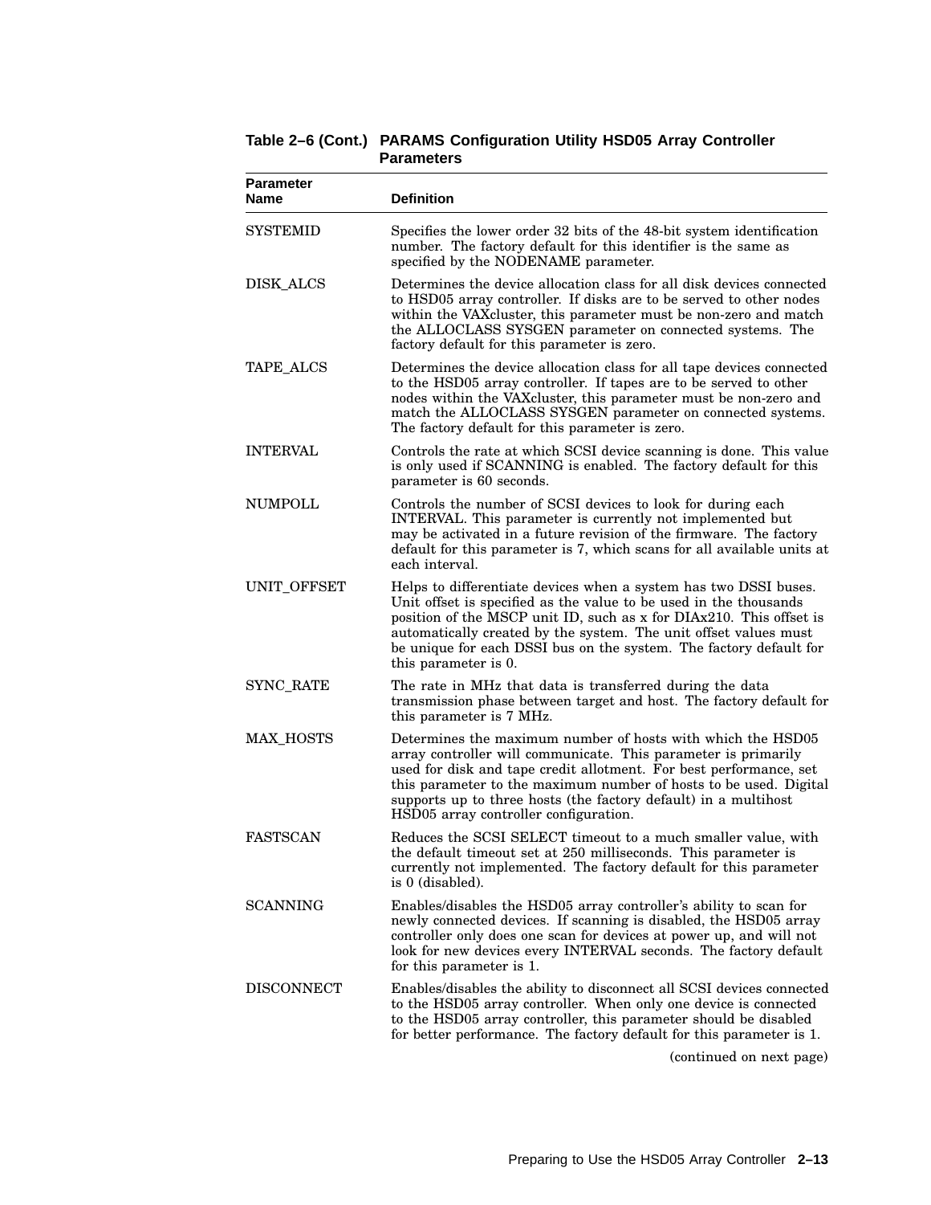**Table 2–6 (Cont.) PARAMS Configuration Utility HSD05 Array Controller Parameters**

| Parameter Name | Definition |
|---|---|
| SYSTEMID | Specifies the lower order 32 bits of the 48-bit system identification number. The factory default for this identifier is the same as specified by the NODENAME parameter. |
| DISK_ALCS | Determines the device allocation class for all disk devices connected to HSD05 array controller. If disks are to be served to other nodes within the VAXcluster, this parameter must be non-zero and match the ALLOCLASS SYSGEN parameter on connected systems. The factory default for this parameter is zero. |
| TAPE_ALCS | Determines the device allocation class for all tape devices connected to the HSD05 array controller. If tapes are to be served to other nodes within the VAXcluster, this parameter must be non-zero and match the ALLOCLASS SYSGEN parameter on connected systems. The factory default for this parameter is zero. |
| INTERVAL | Controls the rate at which SCSI device scanning is done. This value is only used if SCANNING is enabled. The factory default for this parameter is 60 seconds. |
| NUMPOLL | Controls the number of SCSI devices to look for during each INTERVAL. This parameter is currently not implemented but may be activated in a future revision of the firmware. The factory default for this parameter is 7, which scans for all available units at each interval. |
| UNIT_OFFSET | Helps to differentiate devices when a system has two DSSI buses. Unit offset is specified as the value to be used in the thousands position of the MSCP unit ID, such as x for DIAx210. This offset is automatically created by the system. The unit offset values must be unique for each DSSI bus on the system. The factory default for this parameter is 0. |
| SYNC_RATE | The rate in MHz that data is transferred during the data transmission phase between target and host. The factory default for this parameter is 7 MHz. |
| MAX_HOSTS | Determines the maximum number of hosts with which the HSD05 array controller will communicate. This parameter is primarily used for disk and tape credit allotment. For best performance, set this parameter to the maximum number of hosts to be used. Digital supports up to three hosts (the factory default) in a multihost HSD05 array controller configuration. |
| FASTSCAN | Reduces the SCSI SELECT timeout to a much smaller value, with the default timeout set at 250 milliseconds. This parameter is currently not implemented. The factory default for this parameter is 0 (disabled). |
| SCANNING | Enables/disables the HSD05 array controller's ability to scan for newly connected devices. If scanning is disabled, the HSD05 array controller only does one scan for devices at power up, and will not look for new devices every INTERVAL seconds. The factory default for this parameter is 1. |
| DISCONNECT | Enables/disables the ability to disconnect all SCSI devices connected to the HSD05 array controller. When only one device is connected to the HSD05 array controller, this parameter should be disabled for better performance. The factory default for this parameter is 1. |

(continued on next page)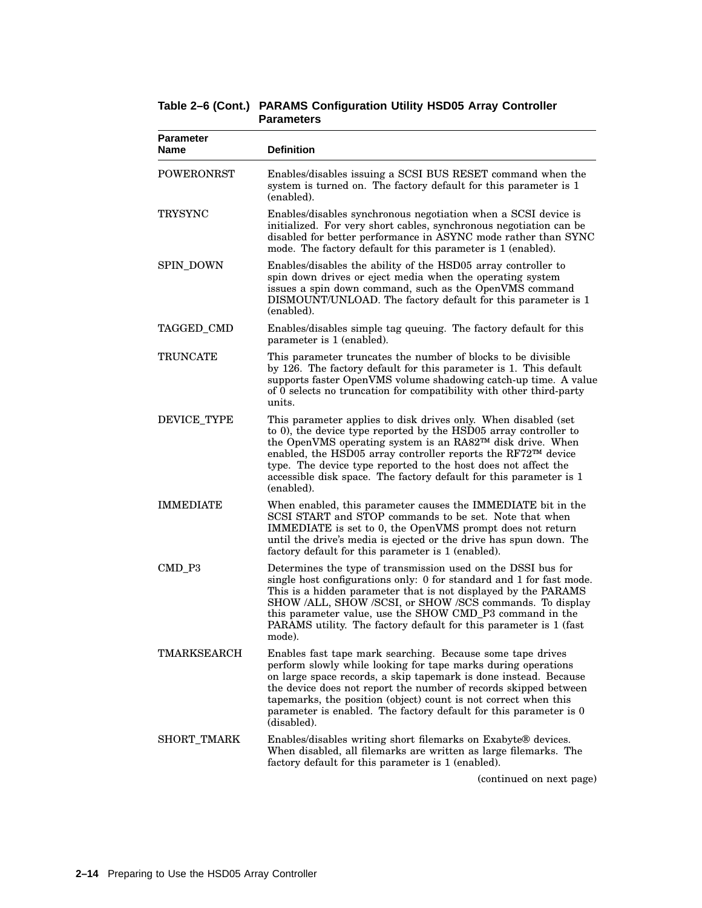**Table 2–6 (Cont.) PARAMS Configuration Utility HSD05 Array Controller Parameters**

| Parameter Name | Definition |
| --- | --- |
| POWERONRST | Enables/disables issuing a SCSI BUS RESET command when the system is turned on. The factory default for this parameter is 1 (enabled). |
| TRYSYNC | Enables/disables synchronous negotiation when a SCSI device is initialized. For very short cables, synchronous negotiation can be disabled for better performance in ASYNC mode rather than SYNC mode. The factory default for this parameter is 1 (enabled). |
| SPIN_DOWN | Enables/disables the ability of the HSD05 array controller to spin down drives or eject media when the operating system issues a spin down command, such as the OpenVMS command DISMOUNT/UNLOAD. The factory default for this parameter is 1 (enabled). |
| TAGGED_CMD | Enables/disables simple tag queuing. The factory default for this parameter is 1 (enabled). |
| TRUNCATE | This parameter truncates the number of blocks to be divisible by 126. The factory default for this parameter is 1. This default supports faster OpenVMS volume shadowing catch-up time. A value of 0 selects no truncation for compatibility with other third-party units. |
| DEVICE_TYPE | This parameter applies to disk drives only. When disabled (set to 0), the device type reported by the HSD05 array controller to the OpenVMS operating system is an RA82™ disk drive. When enabled, the HSD05 array controller reports the RF72™ device type. The device type reported to the host does not affect the accessible disk space. The factory default for this parameter is 1 (enabled). |
| IMMEDIATE | When enabled, this parameter causes the IMMEDIATE bit in the SCSI START and STOP commands to be set. Note that when IMMEDIATE is set to 0, the OpenVMS prompt does not return until the drive's media is ejected or the drive has spun down. The factory default for this parameter is 1 (enabled). |
| CMD_P3 | Determines the type of transmission used on the DSSI bus for single host configurations only: 0 for standard and 1 for fast mode. This is a hidden parameter that is not displayed by the PARAMS SHOW /ALL, SHOW /SCSI, or SHOW /SCS commands. To display this parameter value, use the SHOW CMD_P3 command in the PARAMS utility. The factory default for this parameter is 1 (fast mode). |
| TMARKSEARCH | Enables fast tape mark searching. Because some tape drives perform slowly while looking for tape marks during operations on large space records, a skip tapemark is done instead. Because the device does not report the number of records skipped between tapemarks, the position (object) count is not correct when this parameter is enabled. The factory default for this parameter is 0 (disabled). |
| SHORT_TMARK | Enables/disables writing short filemarks on Exabyte® devices. When disabled, all filemarks are written as large filemarks. The factory default for this parameter is 1 (enabled). |

(continued on next page)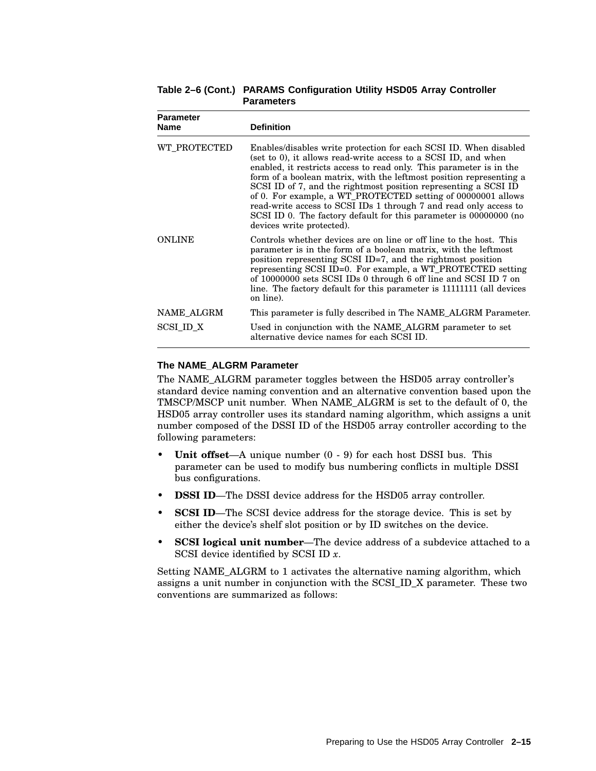**Table 2–6 (Cont.) PARAMS Configuration Utility HSD05 Array Controller Parameters**

| Parameter Name | Definition |
|---|---|
| WT_PROTECTED | Enables/disables write protection for each SCSI ID. When disabled (set to 0), it allows read-write access to a SCSI ID, and when enabled, it restricts access to read only. This parameter is in the form of a boolean matrix, with the leftmost position representing a SCSI ID of 7, and the rightmost position representing a SCSI ID of 0. For example, a WT_PROTECTED setting of 00000001 allows read-write access to SCSI IDs 1 through 7 and read only access to SCSI ID 0. The factory default for this parameter is 00000000 (no devices write protected). |
| ONLINE | Controls whether devices are on line or off line to the host. This parameter is in the form of a boolean matrix, with the leftmost position representing SCSI ID=7, and the rightmost position representing SCSI ID=0. For example, a WT_PROTECTED setting of 10000000 sets SCSI IDs 0 through 6 off line and SCSI ID 7 on line. The factory default for this parameter is 11111111 (all devices on line). |
| NAME_ALGRM | This parameter is fully described in The NAME_ALGRM Parameter. |
| SCSI_ID_X | Used in conjunction with the NAME_ALGRM parameter to set alternative device names for each SCSI ID. |

### The NAME_ALGRM Parameter

The NAME_ALGRM parameter toggles between the HSD05 array controller's standard device naming convention and an alternative convention based upon the TMSCP/MSCP unit number. When NAME_ALGRM is set to the default of 0, the HSD05 array controller uses its standard naming algorithm, which assigns a unit number composed of the DSSI ID of the HSD05 array controller according to the following parameters:

- **Unit offset**—A unique number (0 - 9) for each host DSSI bus. This parameter can be used to modify bus numbering conflicts in multiple DSSI bus configurations.
- **DSSI ID**—The DSSI device address for the HSD05 array controller.
- **SCSI ID**—The SCSI device address for the storage device. This is set by either the device's shelf slot position or by ID switches on the device.
- **SCSI logical unit number**—The device address of a subdevice attached to a SCSI device identified by SCSI ID *x*.

Setting NAME_ALGRM to 1 activates the alternative naming algorithm, which assigns a unit number in conjunction with the SCSI_ID_X parameter. These two conventions are summarized as follows: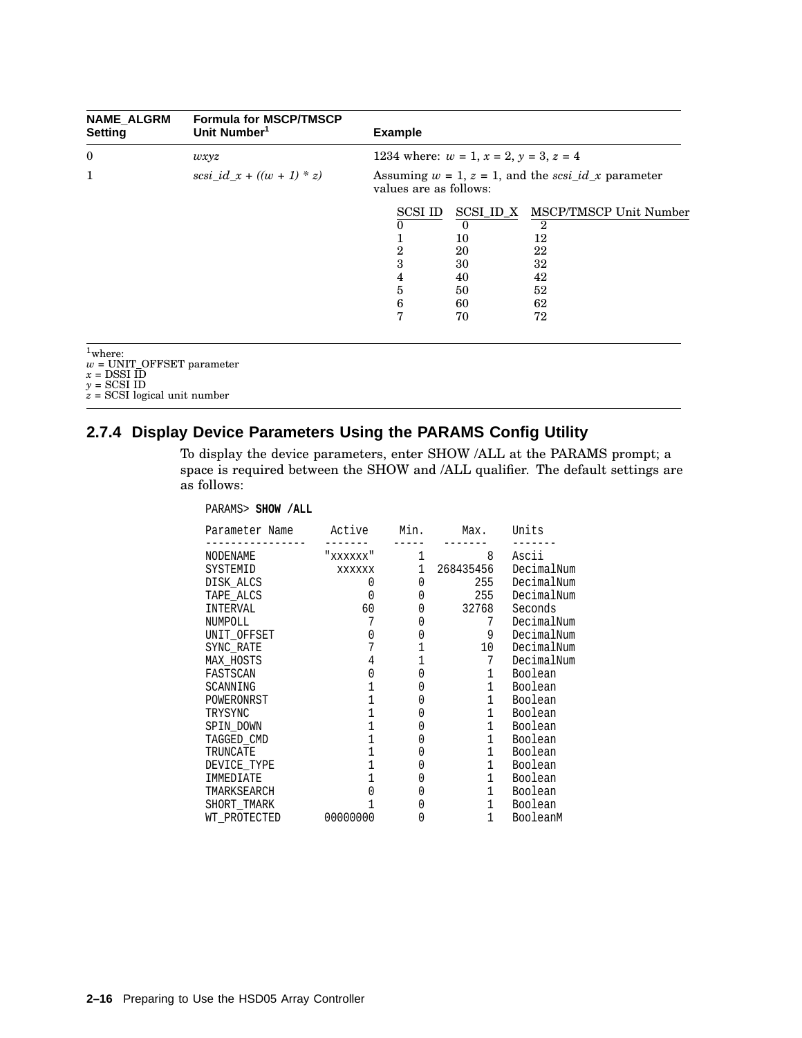| NAME_ALGRM Setting | Formula for MSCP/TMSCP Unit Number[1] | Example |
|---|---|---|
| 0 | *wxyz* | 1234 where: *w* = 1, *x* = 2, *y* = 3, *z* = 4 |
| 1 | *scsi_id_x + ((w + 1) * z)* | Assuming *w* = 1, *z* = 1, and the *scsi_id_x* parameter values are as follows: |

| SCSI ID | SCSI_ID_X | MSCP/TMSCP Unit Number |
|---|---|---|
| 0 | 0 | 2 |
| 1 | 10 | 12 |
| 2 | 20 | 22 |
| 3 | 30 | 32 |
| 4 | 40 | 42 |
| 5 | 50 | 52 |
| 6 | 60 | 62 |
| 7 | 70 | 72 |

[1]where:
*w* = UNIT_OFFSET parameter
*x* = DSSI ID
*y* = SCSI ID
*z* = SCSI logical unit number

### 2.7.4 Display Device Parameters Using the PARAMS Config Utility

To display the device parameters, enter SHOW /ALL at the PARAMS prompt; a space is required between the SHOW and /ALL qualifier. The default settings are as follows:

```
PARAMS> SHOW /ALL

Parameter Name       Active     Min.      Max.    Units
----------------    -------    -----    -------   -------
NODENAME            "xxxxxx"      1           8   Ascii
SYSTEMID              xxxxxx      1   268435456   DecimalNum
DISK_ALCS                  0      0         255   DecimalNum
TAPE_ALCS                  0      0         255   DecimalNum
INTERVAL                  60      0       32768   Seconds
NUMPOLL                    7      0           7   DecimalNum
UNIT_OFFSET                0      0           9   DecimalNum
SYNC_RATE                  7      1          10   DecimalNum
MAX_HOSTS                  4      1           7   DecimalNum
FASTSCAN                   0      0           1   Boolean
SCANNING                   1      0           1   Boolean
POWERONRST                 1      0           1   Boolean
TRYSYNC                    1      0           1   Boolean
SPIN_DOWN                  1      0           1   Boolean
TAGGED_CMD                 1      0           1   Boolean
TRUNCATE                   1      0           1   Boolean
DEVICE_TYPE                1      0           1   Boolean
IMMEDIATE                  1      0           1   Boolean
TMARKSEARCH                0      0           1   Boolean
SHORT_TMARK                1      0           1   Boolean
WT_PROTECTED        00000000      0           1   BooleanM
```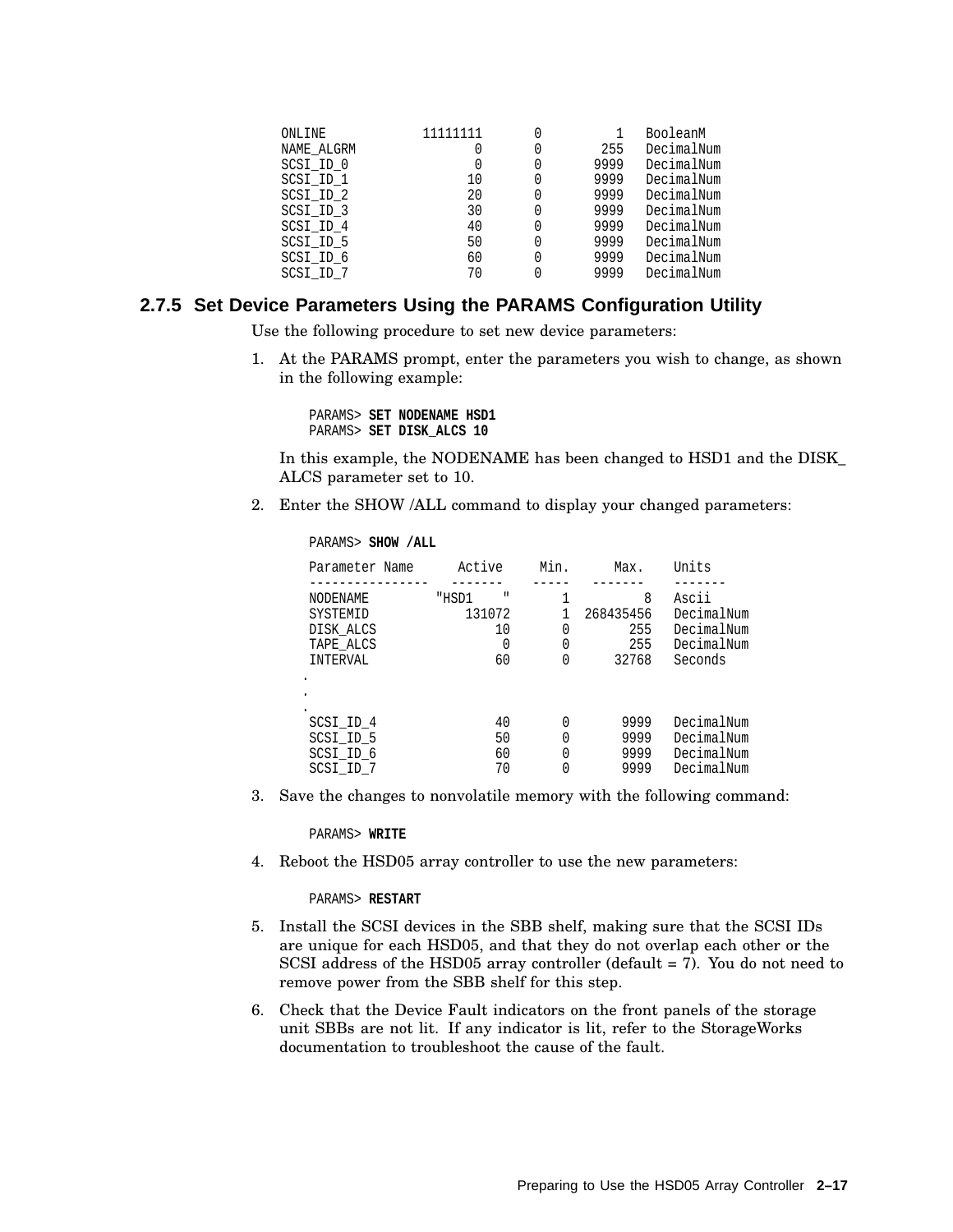```
ONLINE            11111111      0          1   BooleanM
NAME_ALGRM               0      0        255   DecimalNum
SCSI_ID_0                0      0       9999   DecimalNum
SCSI_ID_1               10      0       9999   DecimalNum
SCSI_ID_2               20      0       9999   DecimalNum
SCSI_ID_3               30      0       9999   DecimalNum
SCSI_ID_4               40      0       9999   DecimalNum
SCSI_ID_5               50      0       9999   DecimalNum
SCSI_ID_6               60      0       9999   DecimalNum
SCSI_ID_7               70      0       9999   DecimalNum
```

### 2.7.5 Set Device Parameters Using the PARAMS Configuration Utility

Use the following procedure to set new device parameters:

1. At the PARAMS prompt, enter the parameters you wish to change, as shown in the following example:

   ```
   PARAMS> SET NODENAME HSD1
   PARAMS> SET DISK_ALCS 10
   ```

   In this example, the NODENAME has been changed to HSD1 and the DISK_ALCS parameter set to 10.

2. Enter the SHOW /ALL command to display your changed parameters:

   ```
   PARAMS> SHOW /ALL

   Parameter Name      Active     Min.       Max.    Units
   ----------------   -------    -----    -------    -------
   NODENAME          "HSD1    "      1          8    Ascii
   SYSTEMID            131072       1  268435456    DecimalNum
   DISK_ALCS               10       0        255    DecimalNum
   TAPE_ALCS                0       0        255    DecimalNum
   INTERVAL                60       0      32768    Seconds
   .
   .
   .
   SCSI_ID_4               40       0       9999    DecimalNum
   SCSI_ID_5               50       0       9999    DecimalNum
   SCSI_ID_6               60       0       9999    DecimalNum
   SCSI_ID_7               70       0       9999    DecimalNum
   ```

3. Save the changes to nonvolatile memory with the following command:

   ```
   PARAMS> WRITE
   ```

4. Reboot the HSD05 array controller to use the new parameters:

   ```
   PARAMS> RESTART
   ```

5. Install the SCSI devices in the SBB shelf, making sure that the SCSI IDs are unique for each HSD05, and that they do not overlap each other or the SCSI address of the HSD05 array controller (default = 7). You do not need to remove power from the SBB shelf for this step.

6. Check that the Device Fault indicators on the front panels of the storage unit SBBs are not lit. If any indicator is lit, refer to the StorageWorks documentation to troubleshoot the cause of the fault.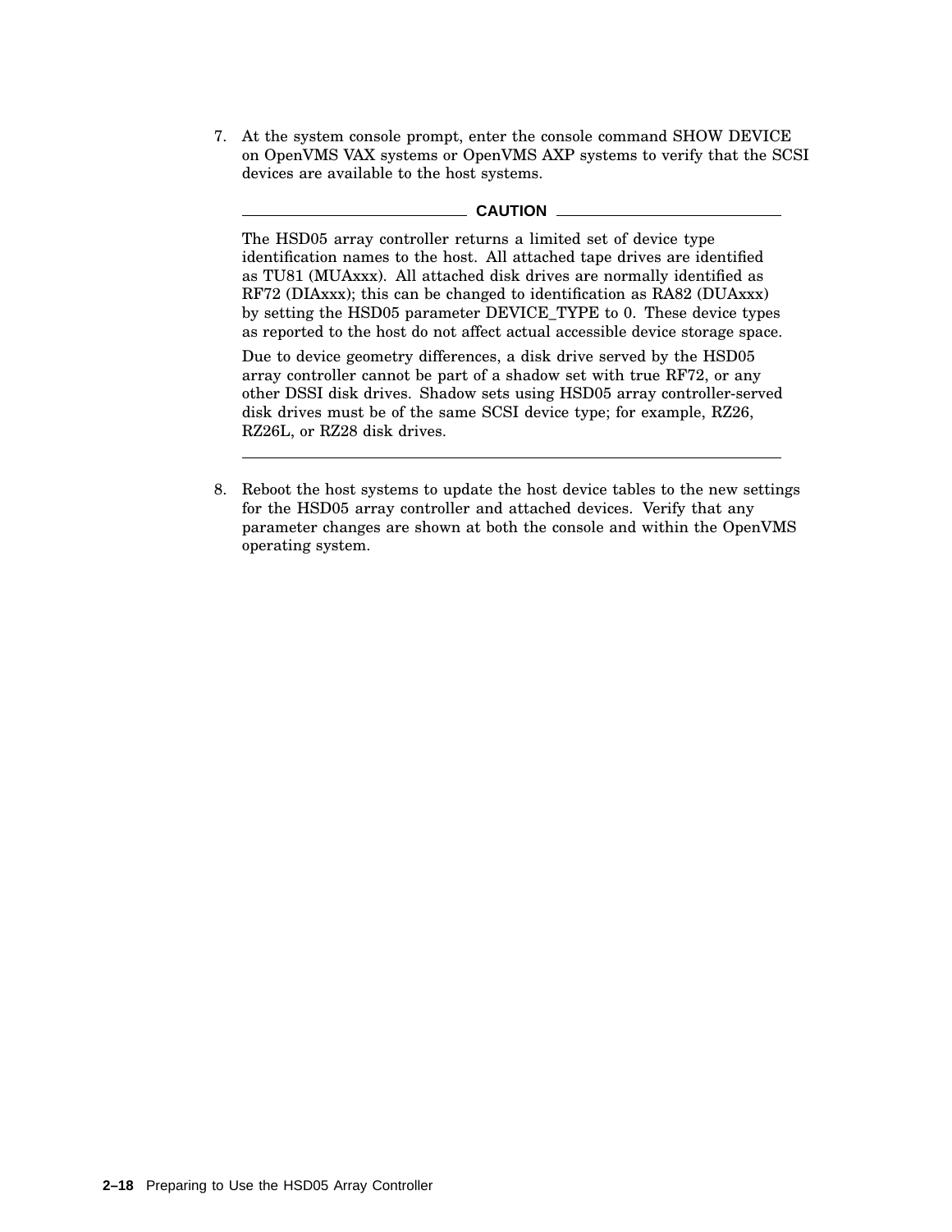7. At the system console prompt, enter the console command SHOW DEVICE on OpenVMS VAX systems or OpenVMS AXP systems to verify that the SCSI devices are available to the host systems.

   **CAUTION**

   The HSD05 array controller returns a limited set of device type identification names to the host. All attached tape drives are identified as TU81 (MUAxxx). All attached disk drives are normally identified as RF72 (DIAxxx); this can be changed to identification as RA82 (DUAxxx) by setting the HSD05 parameter DEVICE_TYPE to 0. These device types as reported to the host do not affect actual accessible device storage space.

   Due to device geometry differences, a disk drive served by the HSD05 array controller cannot be part of a shadow set with true RF72, or any other DSSI disk drives. Shadow sets using HSD05 array controller-served disk drives must be of the same SCSI device type; for example, RZ26, RZ26L, or RZ28 disk drives.

8. Reboot the host systems to update the host device tables to the new settings for the HSD05 array controller and attached devices. Verify that any parameter changes are shown at both the console and within the OpenVMS operating system.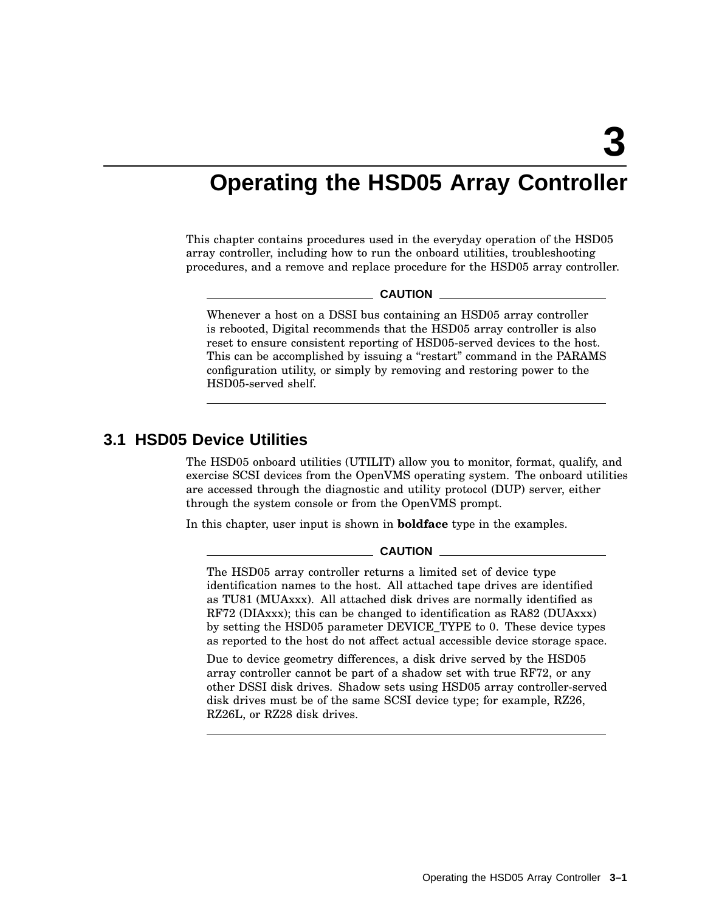# 3 Operating the HSD05 Array Controller

This chapter contains procedures used in the everyday operation of the HSD05 array controller, including how to run the onboard utilities, troubleshooting procedures, and a remove and replace procedure for the HSD05 array controller.

**CAUTION**

Whenever a host on a DSSI bus containing an HSD05 array controller is rebooted, Digital recommends that the HSD05 array controller is also reset to ensure consistent reporting of HSD05-served devices to the host. This can be accomplished by issuing a "restart" command in the PARAMS configuration utility, or simply by removing and restoring power to the HSD05-served shelf.

---

## 3.1 HSD05 Device Utilities

The HSD05 onboard utilities (UTILIT) allow you to monitor, format, qualify, and exercise SCSI devices from the OpenVMS operating system. The onboard utilities are accessed through the diagnostic and utility protocol (DUP) server, either through the system console or from the OpenVMS prompt.

In this chapter, user input is shown in **boldface** type in the examples.

**CAUTION**

The HSD05 array controller returns a limited set of device type identification names to the host. All attached tape drives are identified as TU81 (MUAxxx). All attached disk drives are normally identified as RF72 (DIAxxx); this can be changed to identification as RA82 (DUAxxx) by setting the HSD05 parameter DEVICE_TYPE to 0. These device types as reported to the host do not affect actual accessible device storage space.

Due to device geometry differences, a disk drive served by the HSD05 array controller cannot be part of a shadow set with true RF72, or any other DSSI disk drives. Shadow sets using HSD05 array controller-served disk drives must be of the same SCSI device type; for example, RZ26, RZ26L, or RZ28 disk drives.

---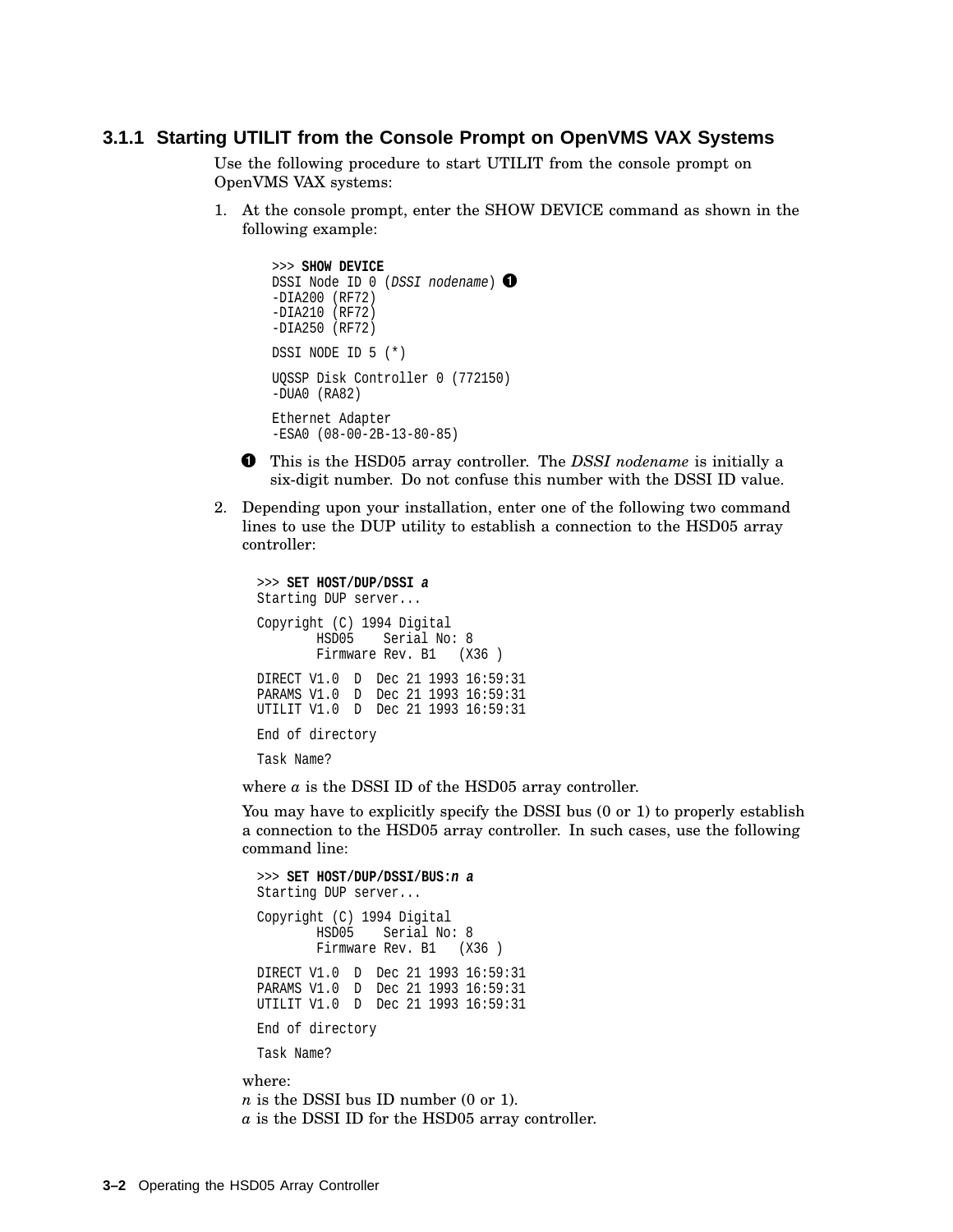### 3.1.1 Starting UTILIT from the Console Prompt on OpenVMS VAX Systems

Use the following procedure to start UTILIT from the console prompt on OpenVMS VAX systems:

1. At the console prompt, enter the SHOW DEVICE command as shown in the following example:

```
>>> SHOW DEVICE
DSSI Node ID 0 (DSSI nodename) ❶
-DIA200 (RF72)
-DIA210 (RF72)
-DIA250 (RF72)

DSSI NODE ID 5 (*)

UQSSP Disk Controller 0 (772150)
-DUA0 (RA82)

Ethernet Adapter
-ESA0 (08-00-2B-13-80-85)
```

❶ This is the HSD05 array controller. The *DSSI nodename* is initially a six-digit number. Do not confuse this number with the DSSI ID value.

2. Depending upon your installation, enter one of the following two command lines to use the DUP utility to establish a connection to the HSD05 array controller:

```
>>> SET HOST/DUP/DSSI a
Starting DUP server...

Copyright (C) 1994 Digital
        HSD05    Serial No: 8
        Firmware Rev. B1   (X36 )

DIRECT V1.0  D  Dec 21 1993 16:59:31
PARAMS V1.0  D  Dec 21 1993 16:59:31
UTILIT V1.0  D  Dec 21 1993 16:59:31

End of directory

Task Name?
```

where *a* is the DSSI ID of the HSD05 array controller.

You may have to explicitly specify the DSSI bus (0 or 1) to properly establish a connection to the HSD05 array controller. In such cases, use the following command line:

```
>>> SET HOST/DUP/DSSI/BUS:n a
Starting DUP server...

Copyright (C) 1994 Digital
        HSD05    Serial No: 8
        Firmware Rev. B1   (X36 )

DIRECT V1.0  D  Dec 21 1993 16:59:31
PARAMS V1.0  D  Dec 21 1993 16:59:31
UTILIT V1.0  D  Dec 21 1993 16:59:31

End of directory

Task Name?
```

where:
*n* is the DSSI bus ID number (0 or 1).
*a* is the DSSI ID for the HSD05 array controller.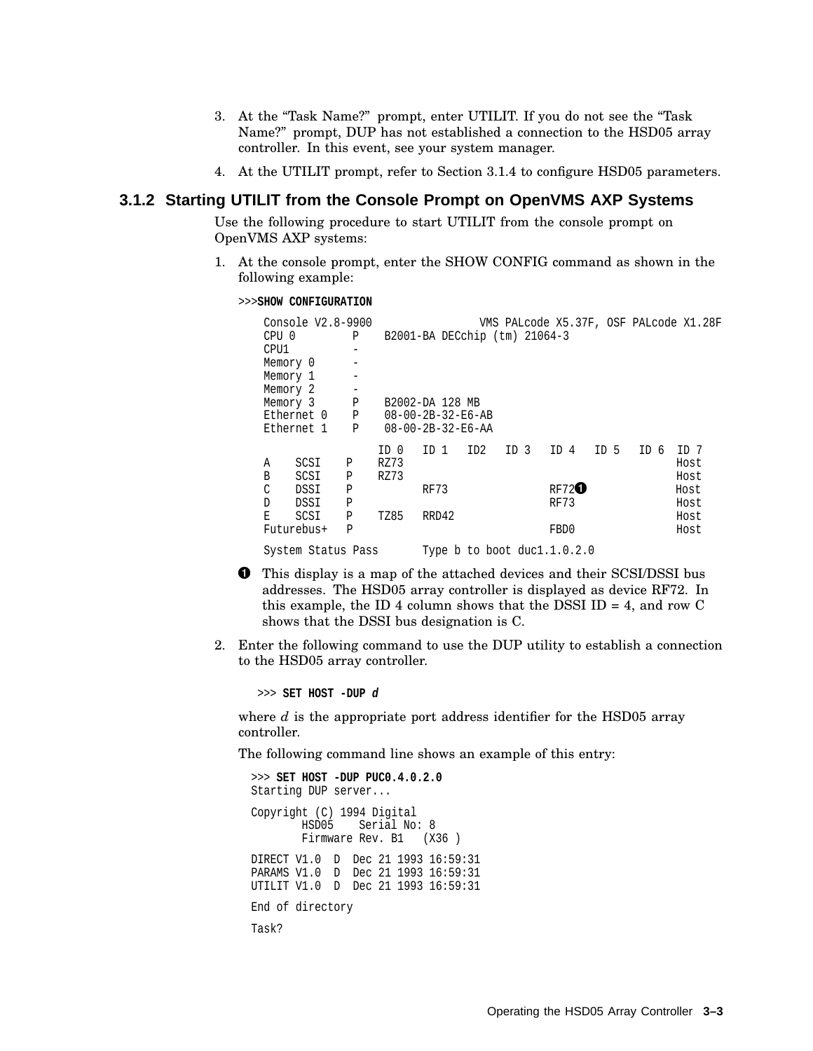3. At the “Task Name?” prompt, enter UTILIT. If you do not see the “Task Name?” prompt, DUP has not established a connection to the HSD05 array controller. In this event, see your system manager.
4. At the UTILIT prompt, refer to Section 3.1.4 to configure HSD05 parameters.

### 3.1.2 Starting UTILIT from the Console Prompt on OpenVMS AXP Systems

Use the following procedure to start UTILIT from the console prompt on OpenVMS AXP systems:

1. At the console prompt, enter the SHOW CONFIG command as shown in the following example:

```
>>>SHOW CONFIGURATION

    Console V2.8-9900                 VMS PALcode X5.37F, OSF PALcode X1.28F
    CPU 0         P    B2001-BA DECchip (tm) 21064-3
    CPU1          -
    Memory 0      -
    Memory 1      -
    Memory 2      -
    Memory 3      P    B2002-DA 128 MB
    Ethernet 0    P    08-00-2B-32-E6-AB
    Ethernet 1    P    08-00-2B-32-E6-AA

                      ID 0   ID 1   ID2   ID 3   ID 4   ID 5   ID 6  ID 7
    A    SCSI    P    RZ73                                           Host
    B    SCSI    P    RZ73                                           Host
    C    DSSI    P           RF73                RF72(1)             Host
    D    DSSI    P                               RF73                Host
    E    SCSI    P    TZ85   RRD42                                   Host
    Futurebus+   P                               FBD0                Host

    System Status Pass       Type b to boot duc1.1.0.2.0
```

(1) This display is a map of the attached devices and their SCSI/DSSI bus addresses. The HSD05 array controller is displayed as device RF72. In this example, the ID 4 column shows that the DSSI ID = 4, and row C shows that the DSSI bus designation is C.

2. Enter the following command to use the DUP utility to establish a connection to the HSD05 array controller.

```
>>> SET HOST -DUP d
```

where *d* is the appropriate port address identifier for the HSD05 array controller.

The following command line shows an example of this entry:

```
>>> SET HOST -DUP PUC0.4.0.2.0
Starting DUP server...

Copyright (C) 1994 Digital
        HSD05    Serial No: 8
        Firmware Rev. B1   (X36 )

DIRECT V1.0  D  Dec 21 1993 16:59:31
PARAMS V1.0  D  Dec 21 1993 16:59:31
UTILIT V1.0  D  Dec 21 1993 16:59:31

End of directory

Task?
```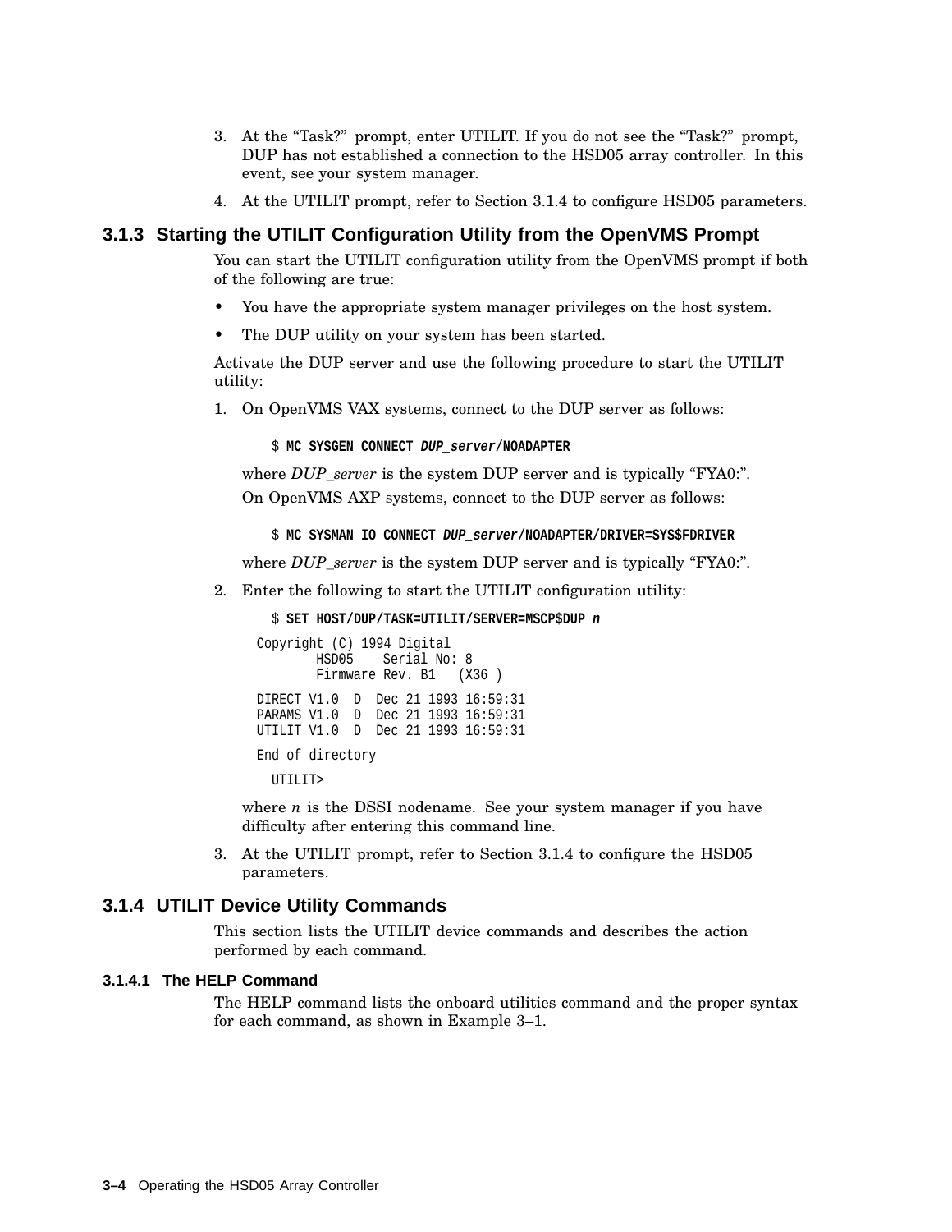3. At the “Task?” prompt, enter UTILIT. If you do not see the “Task?” prompt, DUP has not established a connection to the HSD05 array controller. In this event, see your system manager.
4. At the UTILIT prompt, refer to Section 3.1.4 to configure HSD05 parameters.

### 3.1.3 Starting the UTILIT Configuration Utility from the OpenVMS Prompt

You can start the UTILIT configuration utility from the OpenVMS prompt if both of the following are true:

- You have the appropriate system manager privileges on the host system.
- The DUP utility on your system has been started.

Activate the DUP server and use the following procedure to start the UTILIT utility:

1. On OpenVMS VAX systems, connect to the DUP server as follows:

   ```
   $ MC SYSGEN CONNECT DUP_server/NOADAPTER
   ```

   where *DUP_server* is the system DUP server and is typically “FYA0:”.

   On OpenVMS AXP systems, connect to the DUP server as follows:

   ```
   $ MC SYSMAN IO CONNECT DUP_server/NOADAPTER/DRIVER=SYS$FDRIVER
   ```

   where *DUP_server* is the system DUP server and is typically “FYA0:”.

2. Enter the following to start the UTILIT configuration utility:

   ```
   $ SET HOST/DUP/TASK=UTILIT/SERVER=MSCP$DUP n
   Copyright (C) 1994 Digital
          HSD05    Serial No: 8
          Firmware Rev. B1   (X36 )
   DIRECT V1.0  D  Dec 21 1993 16:59:31
   PARAMS V1.0  D  Dec 21 1993 16:59:31
   UTILIT V1.0  D  Dec 21 1993 16:59:31
   End of directory
     UTILIT>
   ```

   where *n* is the DSSI nodename. See your system manager if you have difficulty after entering this command line.

3. At the UTILIT prompt, refer to Section 3.1.4 to configure the HSD05 parameters.

### 3.1.4 UTILIT Device Utility Commands

This section lists the UTILIT device commands and describes the action performed by each command.

#### 3.1.4.1 The HELP Command

The HELP command lists the onboard utilities command and the proper syntax for each command, as shown in Example 3–1.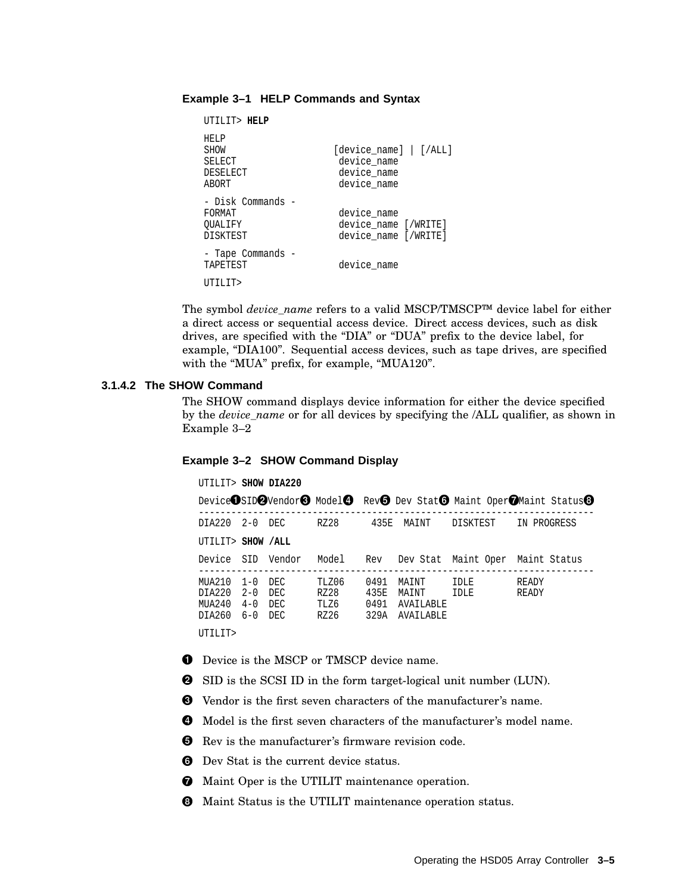**Example 3–1 HELP Commands and Syntax**

```
UTILIT> HELP

HELP
SHOW                    [device_name] | [/ALL]
SELECT                   device_name
DESELECT                 device_name
ABORT                    device_name

- Disk Commands -
FORMAT                   device_name
QUALIFY                  device_name [/WRITE]
DISKTEST                 device_name [/WRITE]

- Tape Commands -
TAPETEST                 device_name

UTILIT>
```

The symbol *device_name* refers to a valid MSCP/TMSCP™ device label for either a direct access or sequential access device. Direct access devices, such as disk drives, are specified with the “DIA” or “DUA” prefix to the device label, for example, “DIA100”. Sequential access devices, such as tape drives, are specified with the “MUA” prefix, for example, “MUA120”.

### 3.1.4.2 The SHOW Command

The SHOW command displays device information for either the device specified by the *device_name* or for all devices by specifying the /ALL qualifier, as shown in Example 3–2

**Example 3–2 SHOW Command Display**

```
UTILIT> SHOW DIA220

Device❶SID❷Vendor❸ Model❹  Rev❺ Dev Stat❻ Maint Oper❼Maint Status❽
-------------------------------------------------------------------------
DIA220  2-0  DEC      RZ28      435E  MAINT    DISKTEST    IN PROGRESS

UTILIT> SHOW /ALL

Device  SID  Vendor   Model    Rev   Dev Stat  Maint Oper  Maint Status
-------------------------------------------------------------------------
MUA210  1-0  DEC      TLZ06    0491  MAINT     IDLE        READY
DIA220  2-0  DEC      RZ28     435E  MAINT     IDLE        READY
MUA240  4-0  DEC      TLZ6     0491  AVAILABLE
DIA260  6-0  DEC      RZ26     329A  AVAILABLE

UTILIT>
```

❶ Device is the MSCP or TMSCP device name.

❷ SID is the SCSI ID in the form target-logical unit number (LUN).

❸ Vendor is the first seven characters of the manufacturer’s name.

❹ Model is the first seven characters of the manufacturer’s model name.

❺ Rev is the manufacturer’s firmware revision code.

❻ Dev Stat is the current device status.

❼ Maint Oper is the UTILIT maintenance operation.

❽ Maint Status is the UTILIT maintenance operation status.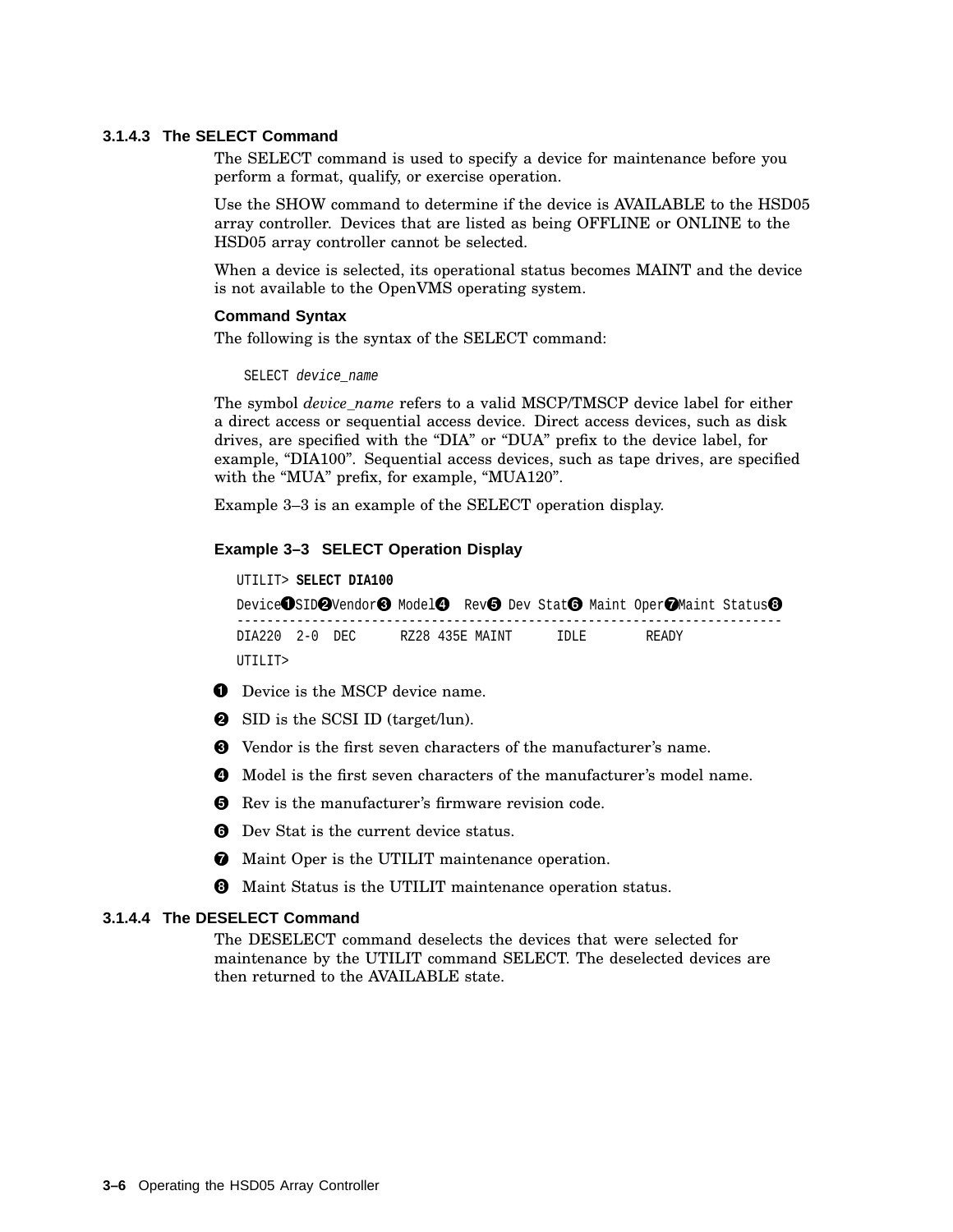### 3.1.4.3 The SELECT Command

The SELECT command is used to specify a device for maintenance before you perform a format, qualify, or exercise operation.

Use the SHOW command to determine if the device is AVAILABLE to the HSD05 array controller. Devices that are listed as being OFFLINE or ONLINE to the HSD05 array controller cannot be selected.

When a device is selected, its operational status becomes MAINT and the device is not available to the OpenVMS operating system.

#### Command Syntax

The following is the syntax of the SELECT command:

```
SELECT device_name
```

The symbol *device_name* refers to a valid MSCP/TMSCP device label for either a direct access or sequential access device. Direct access devices, such as disk drives, are specified with the “DIA” or “DUA” prefix to the device label, for example, “DIA100”. Sequential access devices, such as tape drives, are specified with the “MUA” prefix, for example, “MUA120”.

Example 3–3 is an example of the SELECT operation display.

**Example 3–3 SELECT Operation Display**

```
UTILIT> SELECT DIA100
Device❶SID❷Vendor❸ Model❹  Rev❺ Dev Stat❻ Maint Oper❼Maint Status❽
-----------------------------------------------------------------------
DIA220  2-0  DEC      RZ28 435E MAINT      IDLE        READY
UTILIT>
```

❶ Device is the MSCP device name.

❷ SID is the SCSI ID (target/lun).

❸ Vendor is the first seven characters of the manufacturer’s name.

❹ Model is the first seven characters of the manufacturer’s model name.

❺ Rev is the manufacturer’s firmware revision code.

❻ Dev Stat is the current device status.

❼ Maint Oper is the UTILIT maintenance operation.

❽ Maint Status is the UTILIT maintenance operation status.

### 3.1.4.4 The DESELECT Command

The DESELECT command deselects the devices that were selected for maintenance by the UTILIT command SELECT. The deselected devices are then returned to the AVAILABLE state.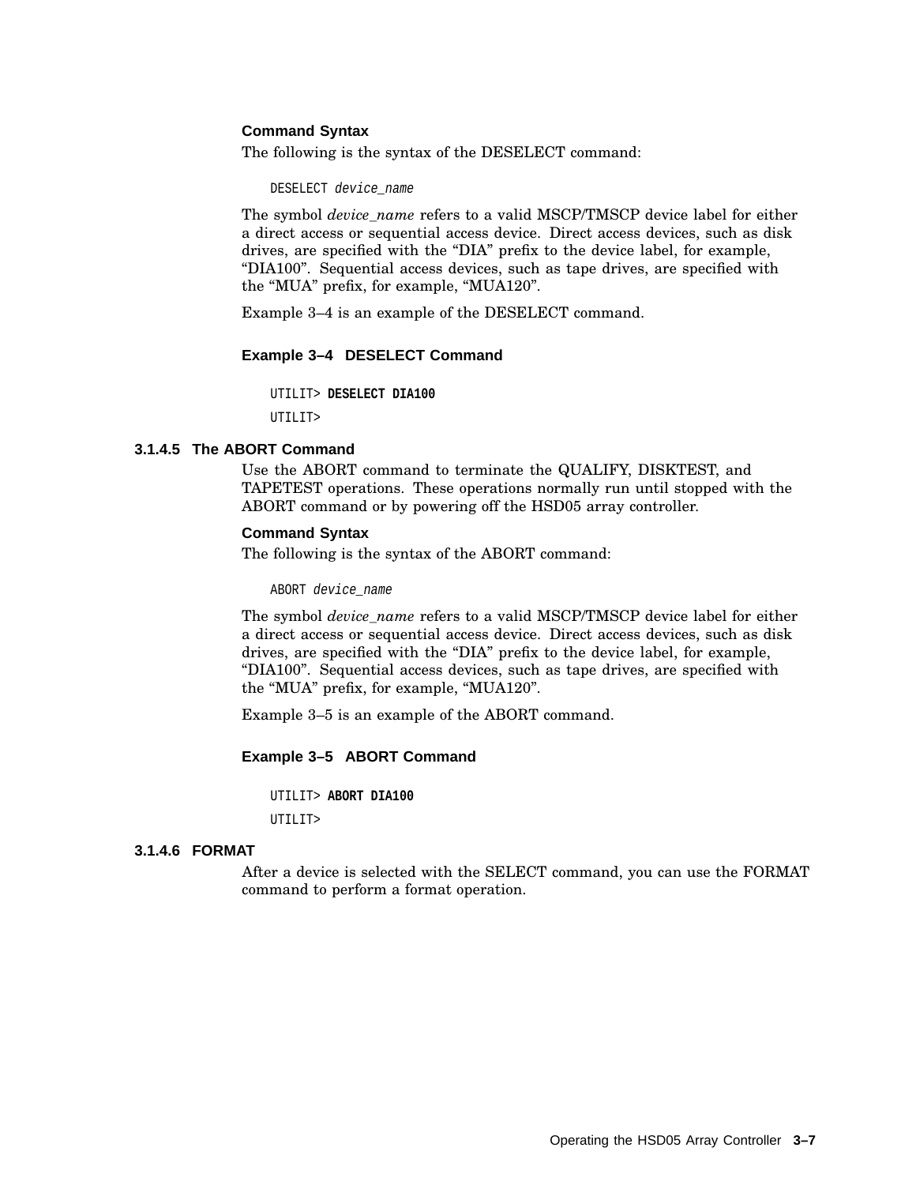**Command Syntax**

The following is the syntax of the DESELECT command:

```
DESELECT device_name
```

The symbol *device_name* refers to a valid MSCP/TMSCP device label for either a direct access or sequential access device. Direct access devices, such as disk drives, are specified with the “DIA” prefix to the device label, for example, “DIA100”. Sequential access devices, such as tape drives, are specified with the “MUA” prefix, for example, “MUA120”.

Example 3–4 is an example of the DESELECT command.

**Example 3–4 DESELECT Command**

```
UTILIT> DESELECT DIA100
UTILIT>
```

#### 3.1.4.5 The ABORT Command

Use the ABORT command to terminate the QUALIFY, DISKTEST, and TAPETEST operations. These operations normally run until stopped with the ABORT command or by powering off the HSD05 array controller.

**Command Syntax**

The following is the syntax of the ABORT command:

```
ABORT device_name
```

The symbol *device_name* refers to a valid MSCP/TMSCP device label for either a direct access or sequential access device. Direct access devices, such as disk drives, are specified with the “DIA” prefix to the device label, for example, “DIA100”. Sequential access devices, such as tape drives, are specified with the “MUA” prefix, for example, “MUA120”.

Example 3–5 is an example of the ABORT command.

**Example 3–5 ABORT Command**

```
UTILIT> ABORT DIA100
UTILIT>
```

#### 3.1.4.6 FORMAT

After a device is selected with the SELECT command, you can use the FORMAT command to perform a format operation.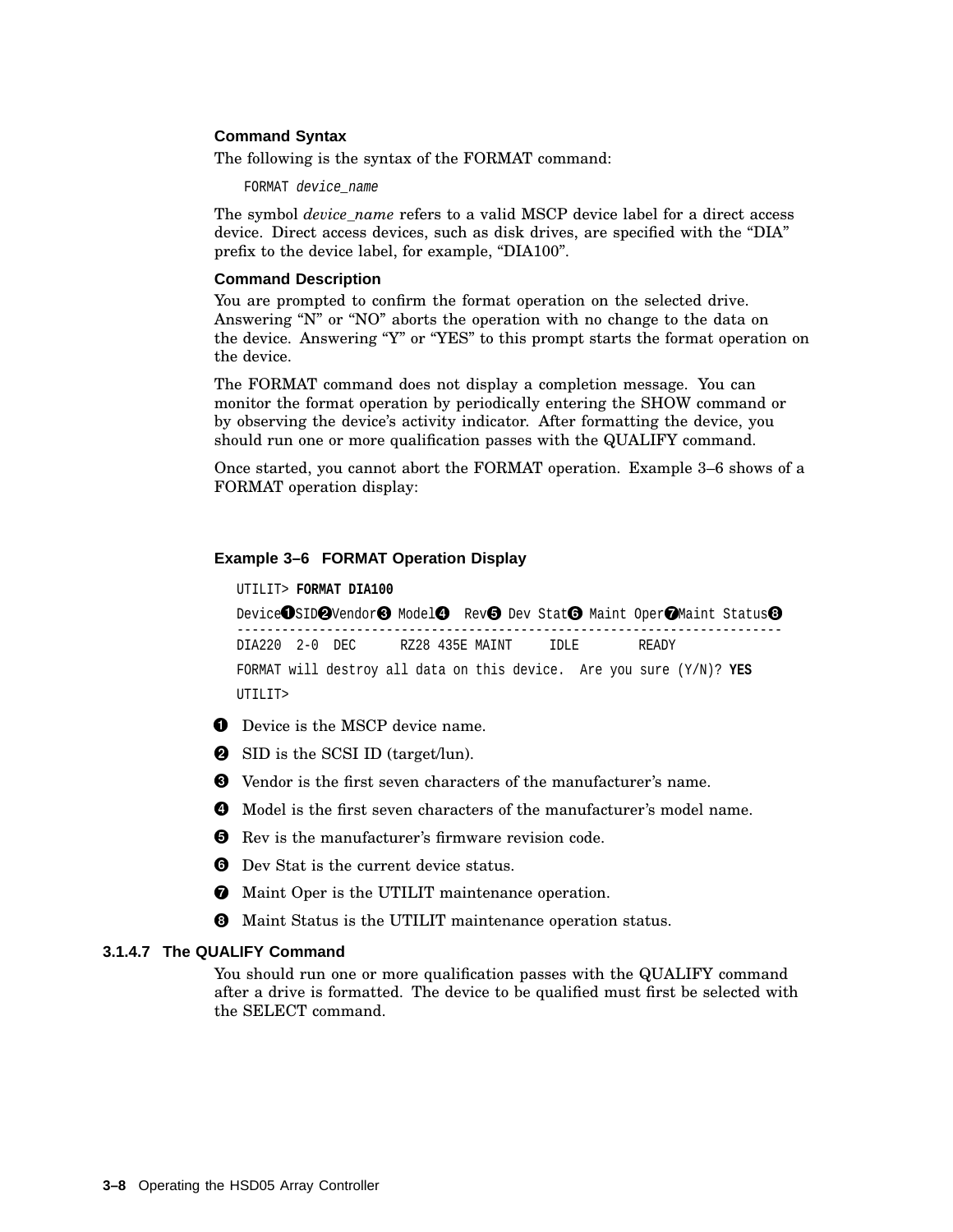**Command Syntax**

The following is the syntax of the FORMAT command:

```
FORMAT device_name
```

The symbol *device_name* refers to a valid MSCP device label for a direct access device. Direct access devices, such as disk drives, are specified with the “DIA” prefix to the device label, for example, “DIA100”.

**Command Description**

You are prompted to confirm the format operation on the selected drive. Answering “N” or “NO” aborts the operation with no change to the data on the device. Answering “Y” or “YES” to this prompt starts the format operation on the device.

The FORMAT command does not display a completion message. You can monitor the format operation by periodically entering the SHOW command or by observing the device’s activity indicator. After formatting the device, you should run one or more qualification passes with the QUALIFY command.

Once started, you cannot abort the FORMAT operation. Example 3–6 shows of a FORMAT operation display:

**Example 3–6 FORMAT Operation Display**

```
UTILIT> FORMAT DIA100
Device❶SID❷Vendor❸ Model❹  Rev❺ Dev Stat❻ Maint Oper❼Maint Status❽
-------------------------------------------------------------------------
DIA220  2-0  DEC      RZ28 435E MAINT     IDLE        READY
FORMAT will destroy all data on this device.  Are you sure (Y/N)? YES
UTILIT>
```

❶ Device is the MSCP device name.

❷ SID is the SCSI ID (target/lun).

❸ Vendor is the first seven characters of the manufacturer’s name.

❹ Model is the first seven characters of the manufacturer’s model name.

❺ Rev is the manufacturer’s firmware revision code.

❻ Dev Stat is the current device status.

❼ Maint Oper is the UTILIT maintenance operation.

❽ Maint Status is the UTILIT maintenance operation status.

#### 3.1.4.7 The QUALIFY Command

You should run one or more qualification passes with the QUALIFY command after a drive is formatted. The device to be qualified must first be selected with the SELECT command.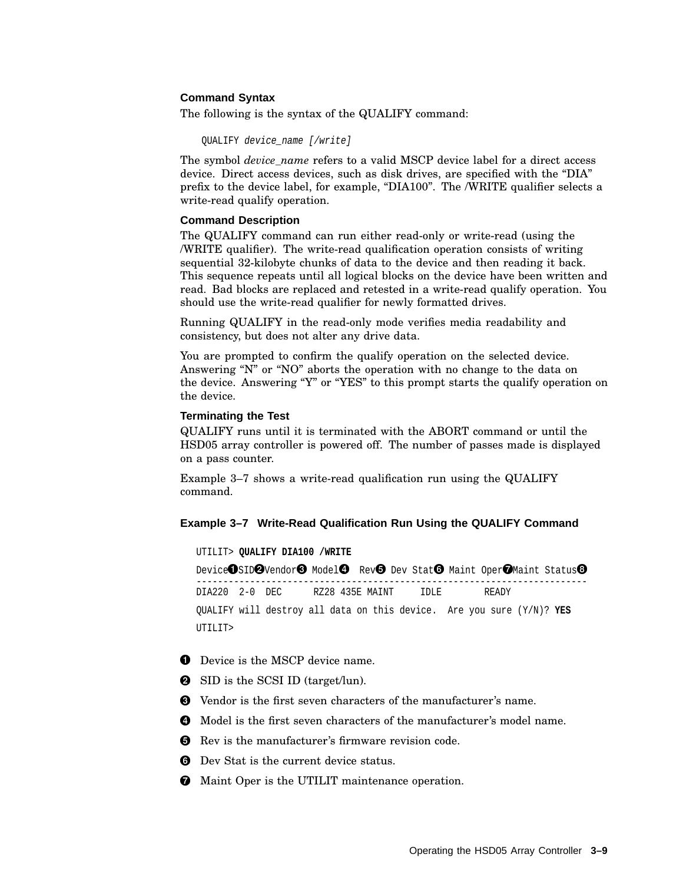### Command Syntax

The following is the syntax of the QUALIFY command:

```
QUALIFY device_name [/write]
```

The symbol *device_name* refers to a valid MSCP device label for a direct access device. Direct access devices, such as disk drives, are specified with the “DIA” prefix to the device label, for example, “DIA100”. The /WRITE qualifier selects a write-read qualify operation.

### Command Description

The QUALIFY command can run either read-only or write-read (using the /WRITE qualifier). The write-read qualification operation consists of writing sequential 32-kilobyte chunks of data to the device and then reading it back. This sequence repeats until all logical blocks on the device have been written and read. Bad blocks are replaced and retested in a write-read qualify operation. You should use the write-read qualifier for newly formatted drives.

Running QUALIFY in the read-only mode verifies media readability and consistency, but does not alter any drive data.

You are prompted to confirm the qualify operation on the selected device. Answering “N” or “NO” aborts the operation with no change to the data on the device. Answering “Y” or “YES” to this prompt starts the qualify operation on the device.

### Terminating the Test

QUALIFY runs until it is terminated with the ABORT command or until the HSD05 array controller is powered off. The number of passes made is displayed on a pass counter.

Example 3–7 shows a write-read qualification run using the QUALIFY command.

**Example 3–7 Write-Read Qualification Run Using the QUALIFY Command**

```
UTILIT> QUALIFY DIA100 /WRITE
Device❶SID❷Vendor❸ Model❹  Rev❺ Dev Stat❻ Maint Oper❼Maint Status❽
----------------------------------------------------------------------
DIA220  2-0  DEC      RZ28 435E MAINT     IDLE        READY
QUALIFY will destroy all data on this device.  Are you sure (Y/N)? YES
UTILIT>
```

❶ Device is the MSCP device name.

❷ SID is the SCSI ID (target/lun).

❸ Vendor is the first seven characters of the manufacturer’s name.

❹ Model is the first seven characters of the manufacturer’s model name.

❺ Rev is the manufacturer’s firmware revision code.

❻ Dev Stat is the current device status.

❼ Maint Oper is the UTILIT maintenance operation.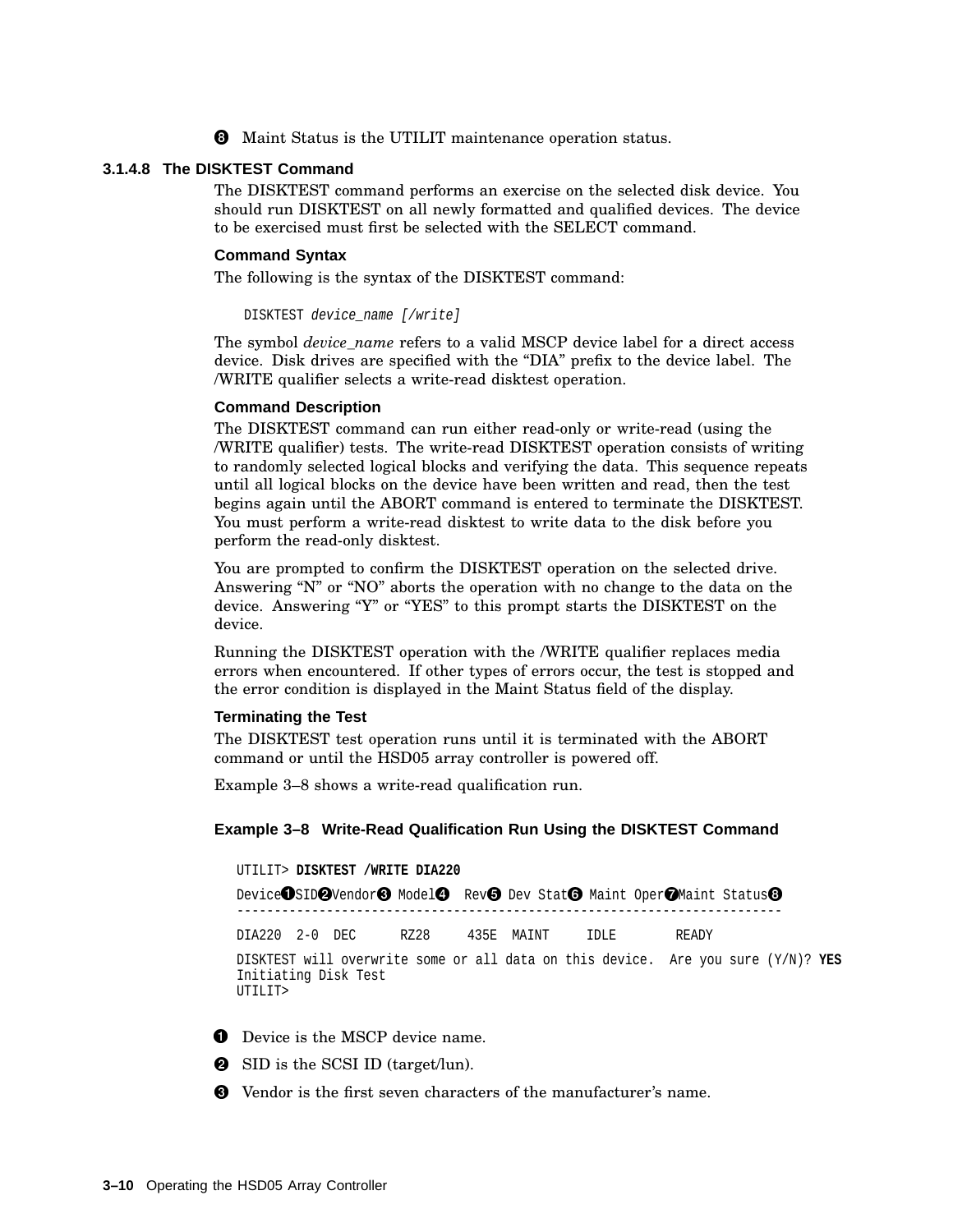➑ Maint Status is the UTILIT maintenance operation status.

#### 3.1.4.8 The DISKTEST Command

The DISKTEST command performs an exercise on the selected disk device. You should run DISKTEST on all newly formatted and qualified devices. The device to be exercised must first be selected with the SELECT command.

**Command Syntax**

The following is the syntax of the DISKTEST command:

```
DISKTEST device_name [/write]
```

The symbol *device_name* refers to a valid MSCP device label for a direct access device. Disk drives are specified with the "DIA" prefix to the device label. The /WRITE qualifier selects a write-read disktest operation.

**Command Description**

The DISKTEST command can run either read-only or write-read (using the /WRITE qualifier) tests. The write-read DISKTEST operation consists of writing to randomly selected logical blocks and verifying the data. This sequence repeats until all logical blocks on the device have been written and read, then the test begins again until the ABORT command is entered to terminate the DISKTEST. You must perform a write-read disktest to write data to the disk before you perform the read-only disktest.

You are prompted to confirm the DISKTEST operation on the selected drive. Answering "N" or "NO" aborts the operation with no change to the data on the device. Answering "Y" or "YES" to this prompt starts the DISKTEST on the device.

Running the DISKTEST operation with the /WRITE qualifier replaces media errors when encountered. If other types of errors occur, the test is stopped and the error condition is displayed in the Maint Status field of the display.

**Terminating the Test**

The DISKTEST test operation runs until it is terminated with the ABORT command or until the HSD05 array controller is powered off.

Example 3–8 shows a write-read qualification run.

**Example 3–8 Write-Read Qualification Run Using the DISKTEST Command**

```
UTILIT> DISKTEST /WRITE DIA220
Device➊SID➋Vendor➌ Model➍  Rev➎ Dev Stat➏ Maint Oper➐Maint Status➑
-------------------------------------------------------------------------
DIA220  2-0  DEC      RZ28     435E  MAINT     IDLE        READY
DISKTEST will overwrite some or all data on this device.  Are you sure (Y/N)? YES
Initiating Disk Test
UTILIT>
```

➊ Device is the MSCP device name.

➋ SID is the SCSI ID (target/lun).

➌ Vendor is the first seven characters of the manufacturer's name.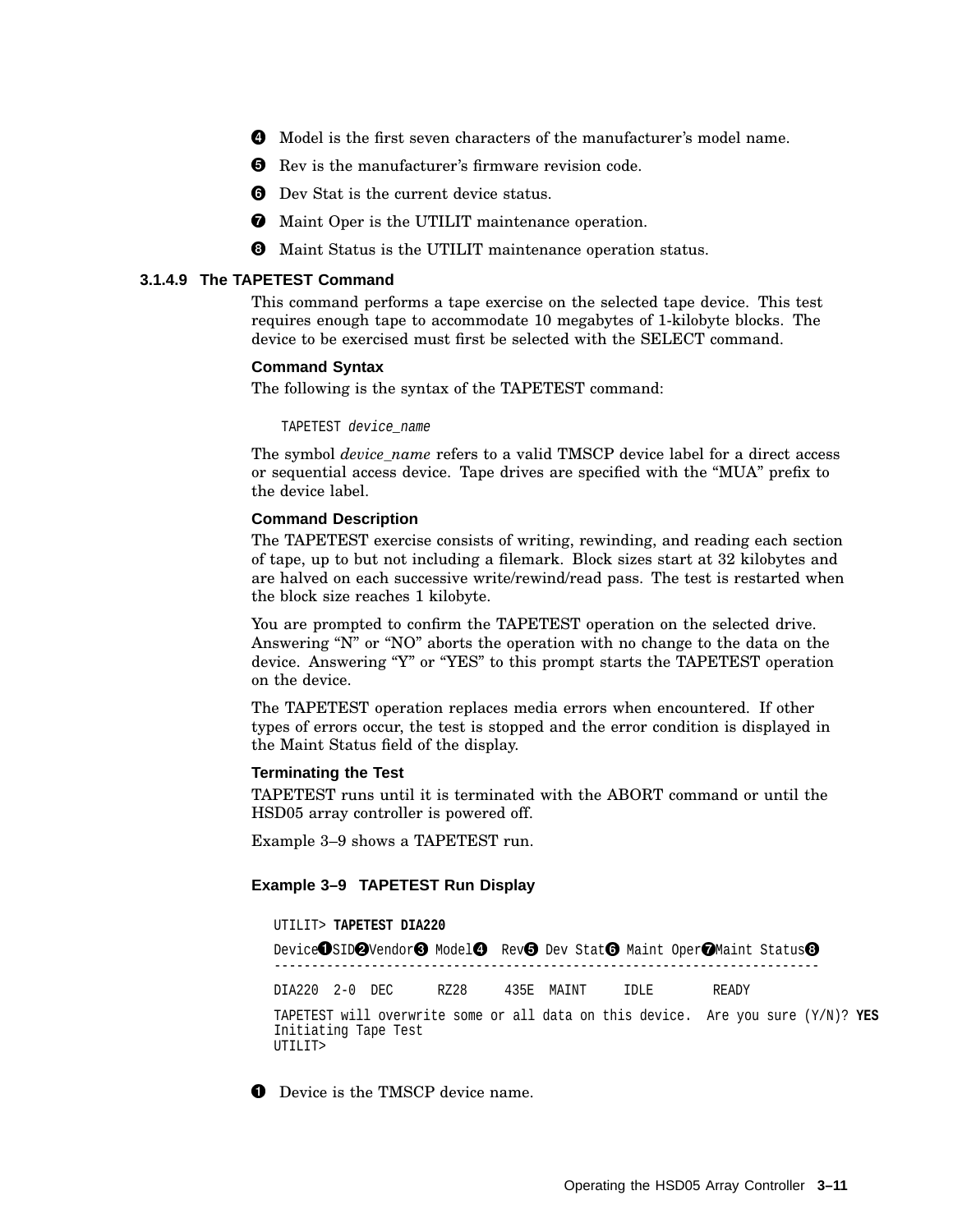❹ Model is the first seven characters of the manufacturer's model name.

❺ Rev is the manufacturer's firmware revision code.

❻ Dev Stat is the current device status.

❼ Maint Oper is the UTILIT maintenance operation.

❽ Maint Status is the UTILIT maintenance operation status.

#### 3.1.4.9 The TAPETEST Command

This command performs a tape exercise on the selected tape device. This test requires enough tape to accommodate 10 megabytes of 1-kilobyte blocks. The device to be exercised must first be selected with the SELECT command.

**Command Syntax**

The following is the syntax of the TAPETEST command:

```
TAPETEST device_name
```

The symbol *device_name* refers to a valid TMSCP device label for a direct access or sequential access device. Tape drives are specified with the "MUA" prefix to the device label.

**Command Description**

The TAPETEST exercise consists of writing, rewinding, and reading each section of tape, up to but not including a filemark. Block sizes start at 32 kilobytes and are halved on each successive write/rewind/read pass. The test is restarted when the block size reaches 1 kilobyte.

You are prompted to confirm the TAPETEST operation on the selected drive. Answering "N" or "NO" aborts the operation with no change to the data on the device. Answering "Y" or "YES" to this prompt starts the TAPETEST operation on the device.

The TAPETEST operation replaces media errors when encountered. If other types of errors occur, the test is stopped and the error condition is displayed in the Maint Status field of the display.

**Terminating the Test**

TAPETEST runs until it is terminated with the ABORT command or until the HSD05 array controller is powered off.

Example 3–9 shows a TAPETEST run.

**Example 3–9 TAPETEST Run Display**

```
UTILIT> TAPETEST DIA220
Device❶SID❷Vendor❸ Model❹  Rev❺ Dev Stat❻ Maint Oper❼Maint Status❽
--------------------------------------------------------------------------
DIA220  2-0  DEC      RZ28     435E  MAINT     IDLE        READY
TAPETEST will overwrite some or all data on this device.  Are you sure (Y/N)? YES
Initiating Tape Test
UTILIT>
```

❶ Device is the TMSCP device name.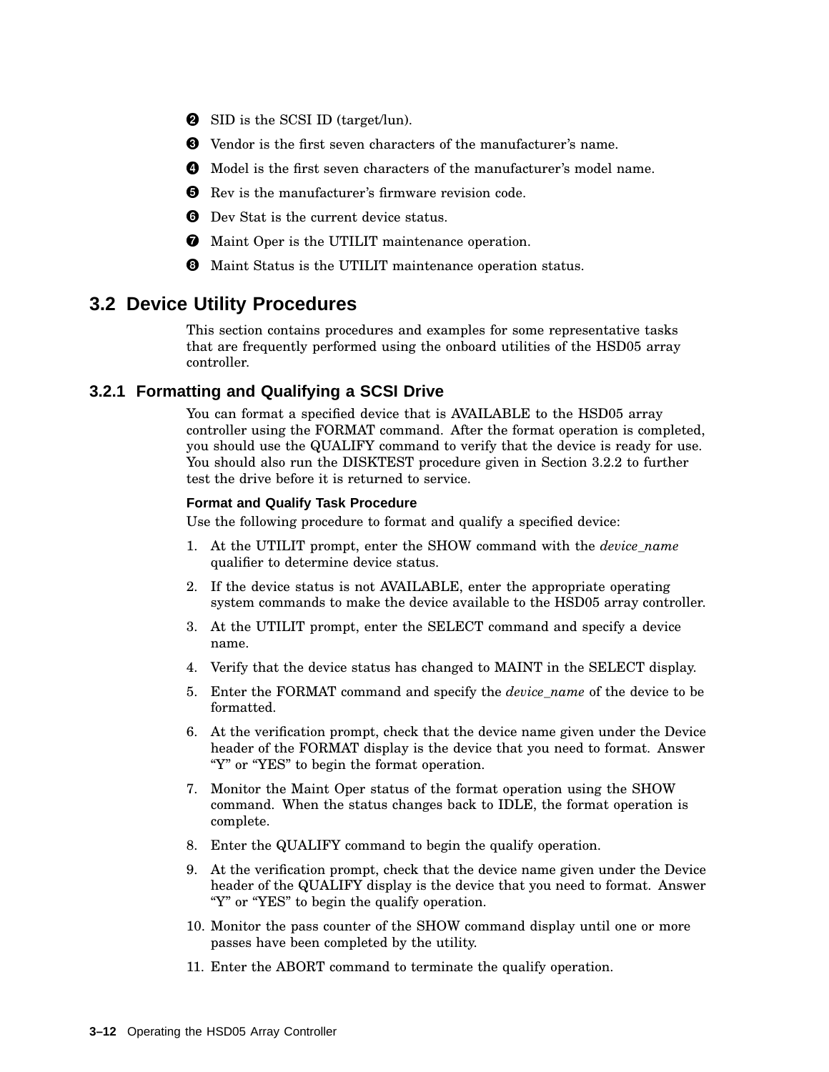❷ SID is the SCSI ID (target/lun).

❸ Vendor is the first seven characters of the manufacturer's name.

❹ Model is the first seven characters of the manufacturer's model name.

❺ Rev is the manufacturer's firmware revision code.

❻ Dev Stat is the current device status.

❼ Maint Oper is the UTILIT maintenance operation.

❽ Maint Status is the UTILIT maintenance operation status.

## 3.2 Device Utility Procedures

This section contains procedures and examples for some representative tasks that are frequently performed using the onboard utilities of the HSD05 array controller.

### 3.2.1 Formatting and Qualifying a SCSI Drive

You can format a specified device that is AVAILABLE to the HSD05 array controller using the FORMAT command. After the format operation is completed, you should use the QUALIFY command to verify that the device is ready for use. You should also run the DISKTEST procedure given in Section 3.2.2 to further test the drive before it is returned to service.

#### Format and Qualify Task Procedure

Use the following procedure to format and qualify a specified device:

1. At the UTILIT prompt, enter the SHOW command with the *device_name* qualifier to determine device status.
2. If the device status is not AVAILABLE, enter the appropriate operating system commands to make the device available to the HSD05 array controller.
3. At the UTILIT prompt, enter the SELECT command and specify a device name.
4. Verify that the device status has changed to MAINT in the SELECT display.
5. Enter the FORMAT command and specify the *device_name* of the device to be formatted.
6. At the verification prompt, check that the device name given under the Device header of the FORMAT display is the device that you need to format. Answer "Y" or "YES" to begin the format operation.
7. Monitor the Maint Oper status of the format operation using the SHOW command. When the status changes back to IDLE, the format operation is complete.
8. Enter the QUALIFY command to begin the qualify operation.
9. At the verification prompt, check that the device name given under the Device header of the QUALIFY display is the device that you need to format. Answer "Y" or "YES" to begin the qualify operation.
10. Monitor the pass counter of the SHOW command display until one or more passes have been completed by the utility.
11. Enter the ABORT command to terminate the qualify operation.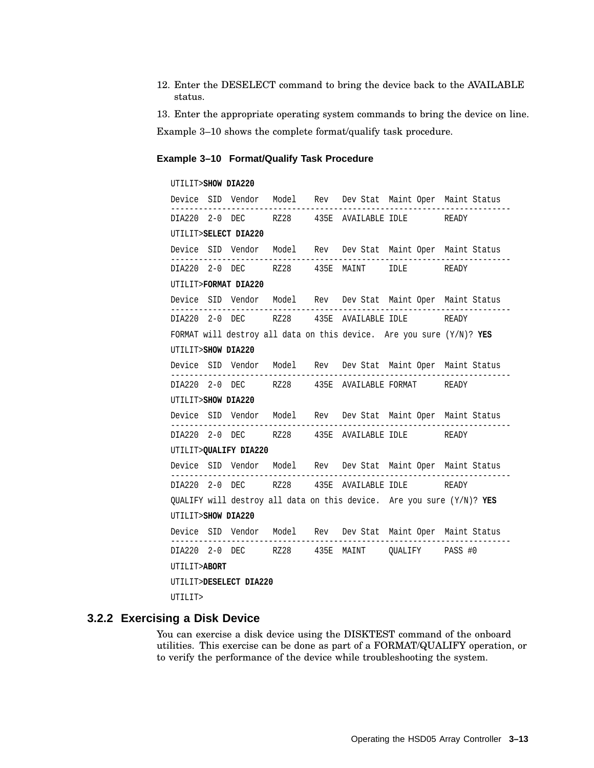12. Enter the DESELECT command to bring the device back to the AVAILABLE status.
13. Enter the appropriate operating system commands to bring the device on line.

Example 3–10 shows the complete format/qualify task procedure.

**Example 3–10 Format/Qualify Task Procedure**

```
UTILIT>SHOW DIA220

Device  SID  Vendor   Model    Rev   Dev Stat  Maint Oper  Maint Status
------------------------------------------------------------------------
DIA220  2-0  DEC      RZ28     435E  AVAILABLE IDLE        READY

UTILIT>SELECT DIA220

Device  SID  Vendor   Model    Rev   Dev Stat  Maint Oper  Maint Status
------------------------------------------------------------------------
DIA220  2-0  DEC      RZ28     435E  MAINT     IDLE        READY

UTILIT>FORMAT DIA220

Device  SID  Vendor   Model    Rev   Dev Stat  Maint Oper  Maint Status
------------------------------------------------------------------------
DIA220  2-0  DEC      RZ28     435E  AVAILABLE IDLE        READY

FORMAT will destroy all data on this device.  Are you sure (Y/N)? YES

UTILIT>SHOW DIA220

Device  SID  Vendor   Model    Rev   Dev Stat  Maint Oper  Maint Status
------------------------------------------------------------------------
DIA220  2-0  DEC      RZ28     435E  AVAILABLE FORMAT      READY

UTILIT>SHOW DIA220

Device  SID  Vendor   Model    Rev   Dev Stat  Maint Oper  Maint Status
------------------------------------------------------------------------
DIA220  2-0  DEC      RZ28     435E  AVAILABLE IDLE        READY

UTILIT>QUALIFY DIA220

Device  SID  Vendor   Model    Rev   Dev Stat  Maint Oper  Maint Status
------------------------------------------------------------------------
DIA220  2-0  DEC      RZ28     435E  AVAILABLE IDLE        READY

QUALIFY will destroy all data on this device.  Are you sure (Y/N)? YES

UTILIT>SHOW DIA220

Device  SID  Vendor   Model    Rev   Dev Stat  Maint Oper  Maint Status
------------------------------------------------------------------------
DIA220  2-0  DEC      RZ28     435E  MAINT     QUALIFY     PASS #0

UTILIT>ABORT

UTILIT>DESELECT DIA220

UTILIT>
```

### 3.2.2 Exercising a Disk Device

You can exercise a disk device using the DISKTEST command of the onboard utilities. This exercise can be done as part of a FORMAT/QUALIFY operation, or to verify the performance of the device while troubleshooting the system.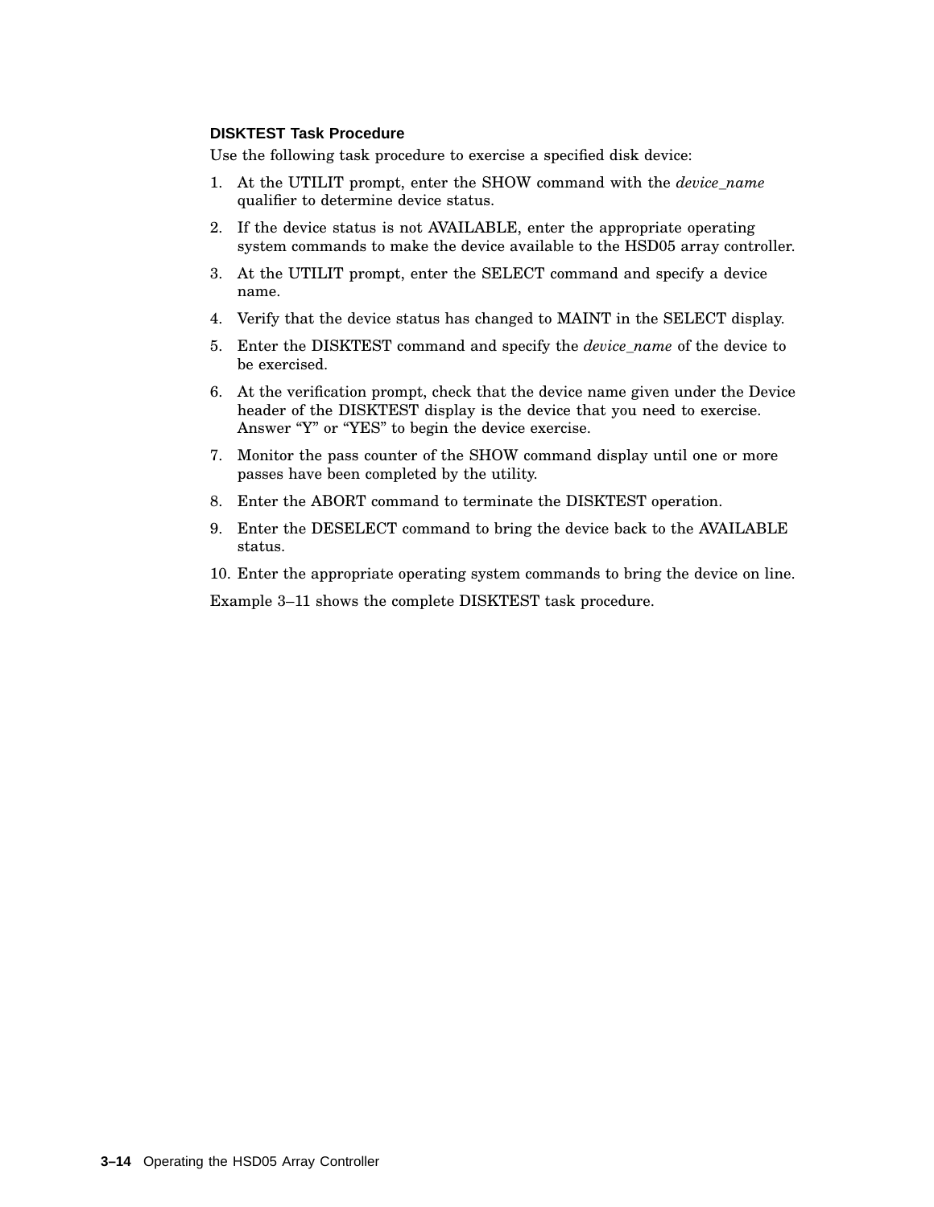### DISKTEST Task Procedure

Use the following task procedure to exercise a specified disk device:

1. At the UTILIT prompt, enter the SHOW command with the *device_name* qualifier to determine device status.
2. If the device status is not AVAILABLE, enter the appropriate operating system commands to make the device available to the HSD05 array controller.
3. At the UTILIT prompt, enter the SELECT command and specify a device name.
4. Verify that the device status has changed to MAINT in the SELECT display.
5. Enter the DISKTEST command and specify the *device_name* of the device to be exercised.
6. At the verification prompt, check that the device name given under the Device header of the DISKTEST display is the device that you need to exercise. Answer "Y" or "YES" to begin the device exercise.
7. Monitor the pass counter of the SHOW command display until one or more passes have been completed by the utility.
8. Enter the ABORT command to terminate the DISKTEST operation.
9. Enter the DESELECT command to bring the device back to the AVAILABLE status.
10. Enter the appropriate operating system commands to bring the device on line.

Example 3–11 shows the complete DISKTEST task procedure.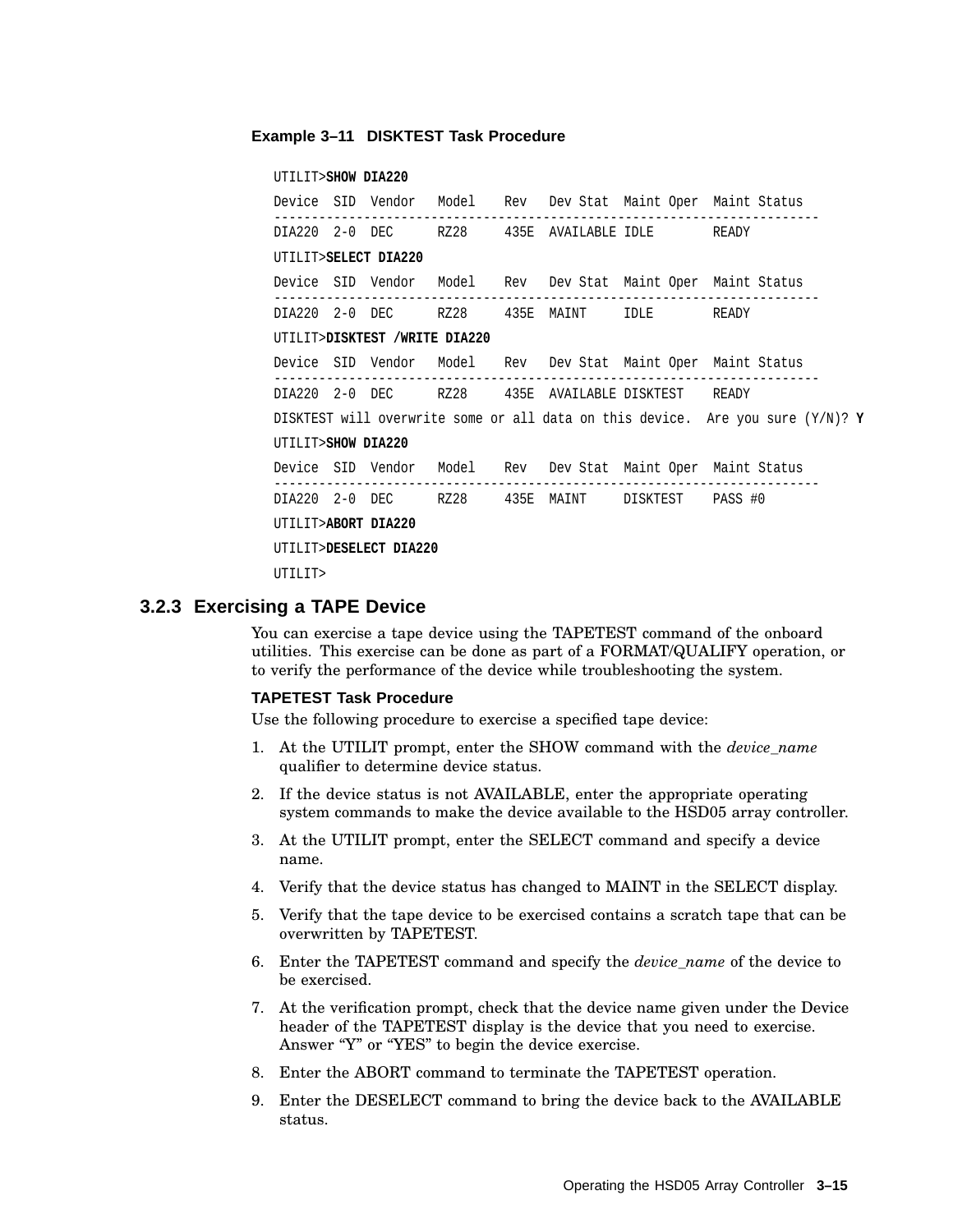**Example 3–11 DISKTEST Task Procedure**

```
UTILIT>SHOW DIA220
Device  SID  Vendor   Model    Rev   Dev Stat  Maint Oper  Maint Status
-------------------------------------------------------------------------
DIA220  2-0  DEC      RZ28     435E  AVAILABLE IDLE        READY
UTILIT>SELECT DIA220
Device  SID  Vendor   Model    Rev   Dev Stat  Maint Oper  Maint Status
-------------------------------------------------------------------------
DIA220  2-0  DEC      RZ28     435E  MAINT     IDLE        READY
UTILIT>DISKTEST /WRITE DIA220
Device  SID  Vendor   Model    Rev   Dev Stat  Maint Oper  Maint Status
-------------------------------------------------------------------------
DIA220  2-0  DEC      RZ28     435E  AVAILABLE DISKTEST    READY
DISKTEST will overwrite some or all data on this device.  Are you sure (Y/N)? Y
UTILIT>SHOW DIA220
Device  SID  Vendor   Model    Rev   Dev Stat  Maint Oper  Maint Status
-------------------------------------------------------------------------
DIA220  2-0  DEC      RZ28     435E  MAINT     DISKTEST    PASS #0
UTILIT>ABORT DIA220
UTILIT>DESELECT DIA220
UTILIT>
```

### 3.2.3 Exercising a TAPE Device

You can exercise a tape device using the TAPETEST command of the onboard utilities. This exercise can be done as part of a FORMAT/QUALIFY operation, or to verify the performance of the device while troubleshooting the system.

**TAPETEST Task Procedure**

Use the following procedure to exercise a specified tape device:

1. At the UTILIT prompt, enter the SHOW command with the *device_name* qualifier to determine device status.
2. If the device status is not AVAILABLE, enter the appropriate operating system commands to make the device available to the HSD05 array controller.
3. At the UTILIT prompt, enter the SELECT command and specify a device name.
4. Verify that the device status has changed to MAINT in the SELECT display.
5. Verify that the tape device to be exercised contains a scratch tape that can be overwritten by TAPETEST.
6. Enter the TAPETEST command and specify the *device_name* of the device to be exercised.
7. At the verification prompt, check that the device name given under the Device header of the TAPETEST display is the device that you need to exercise. Answer “Y” or “YES” to begin the device exercise.
8. Enter the ABORT command to terminate the TAPETEST operation.
9. Enter the DESELECT command to bring the device back to the AVAILABLE status.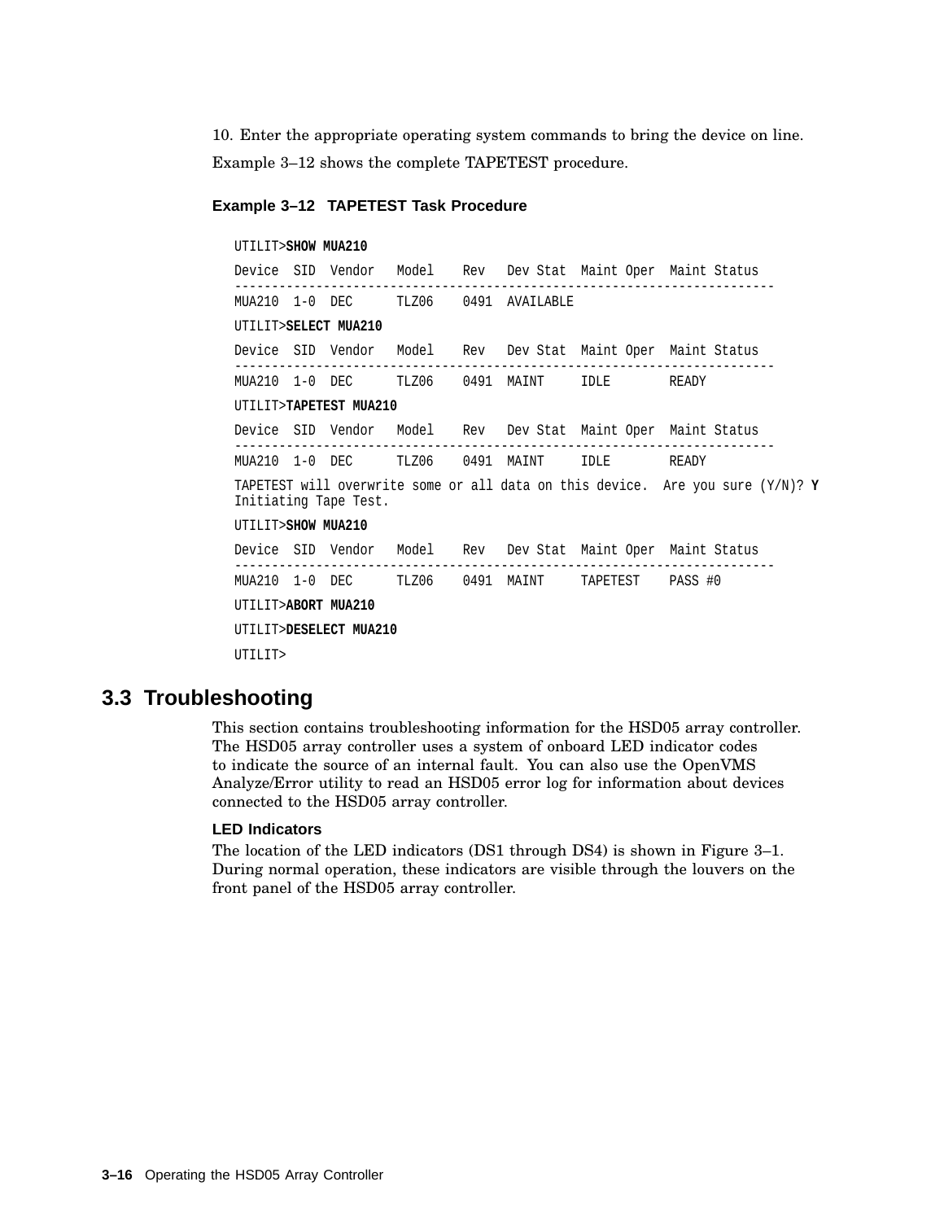10. Enter the appropriate operating system commands to bring the device on line.

Example 3–12 shows the complete TAPETEST procedure.

**Example 3–12 TAPETEST Task Procedure**

```
UTILIT>SHOW MUA210

Device  SID  Vendor   Model    Rev   Dev Stat  Maint Oper  Maint Status
------------------------------------------------------------------------
MUA210  1-0  DEC      TLZ06    0491  AVAILABLE

UTILIT>SELECT MUA210

Device  SID  Vendor   Model    Rev   Dev Stat  Maint Oper  Maint Status
------------------------------------------------------------------------
MUA210  1-0  DEC      TLZ06    0491  MAINT     IDLE        READY

UTILIT>TAPETEST MUA210

Device  SID  Vendor   Model    Rev   Dev Stat  Maint Oper  Maint Status
------------------------------------------------------------------------
MUA210  1-0  DEC      TLZ06    0491  MAINT     IDLE        READY

TAPETEST will overwrite some or all data on this device.  Are you sure (Y/N)? Y
Initiating Tape Test.

UTILIT>SHOW MUA210

Device  SID  Vendor   Model    Rev   Dev Stat  Maint Oper  Maint Status
------------------------------------------------------------------------
MUA210  1-0  DEC      TLZ06    0491  MAINT     TAPETEST    PASS #0

UTILIT>ABORT MUA210

UTILIT>DESELECT MUA210

UTILIT>
```

## 3.3 Troubleshooting

This section contains troubleshooting information for the HSD05 array controller. The HSD05 array controller uses a system of onboard LED indicator codes to indicate the source of an internal fault. You can also use the OpenVMS Analyze/Error utility to read an HSD05 error log for information about devices connected to the HSD05 array controller.

### LED Indicators

The location of the LED indicators (DS1 through DS4) is shown in Figure 3–1. During normal operation, these indicators are visible through the louvers on the front panel of the HSD05 array controller.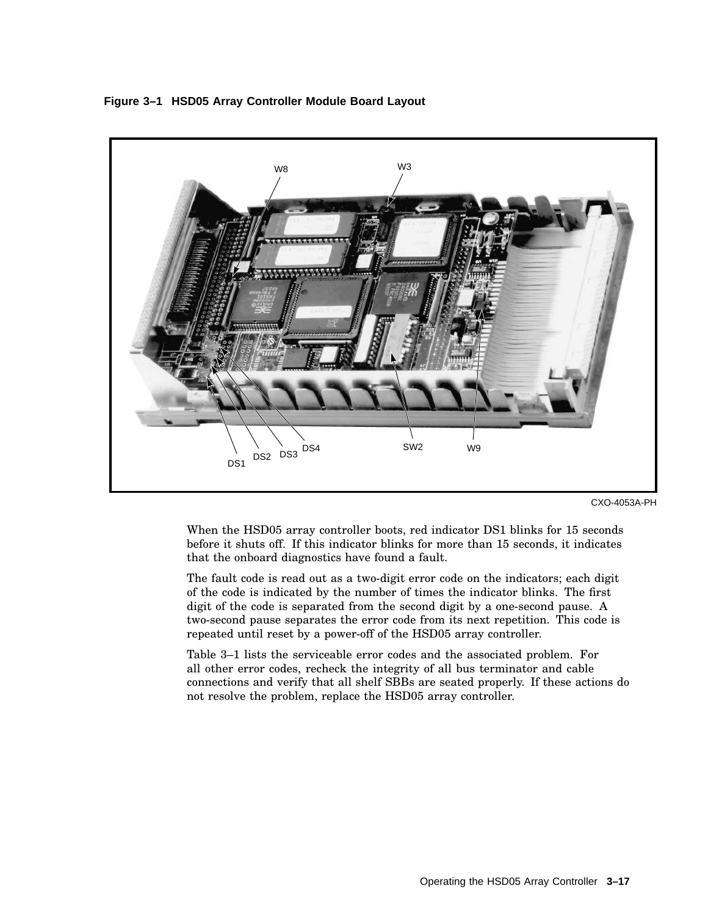**Figure 3–1 HSD05 Array Controller Module Board Layout**

W8 W3

DS1 DS2 DS3 DS4 SW2 W9

CXO-4053A-PH

When the HSD05 array controller boots, red indicator DS1 blinks for 15 seconds before it shuts off. If this indicator blinks for more than 15 seconds, it indicates that the onboard diagnostics have found a fault.

The fault code is read out as a two-digit error code on the indicators; each digit of the code is indicated by the number of times the indicator blinks. The first digit of the code is separated from the second digit by a one-second pause. A two-second pause separates the error code from its next repetition. This code is repeated until reset by a power-off of the HSD05 array controller.

Table 3–1 lists the serviceable error codes and the associated problem. For all other error codes, recheck the integrity of all bus terminator and cable connections and verify that all shelf SBBs are seated properly. If these actions do not resolve the problem, replace the HSD05 array controller.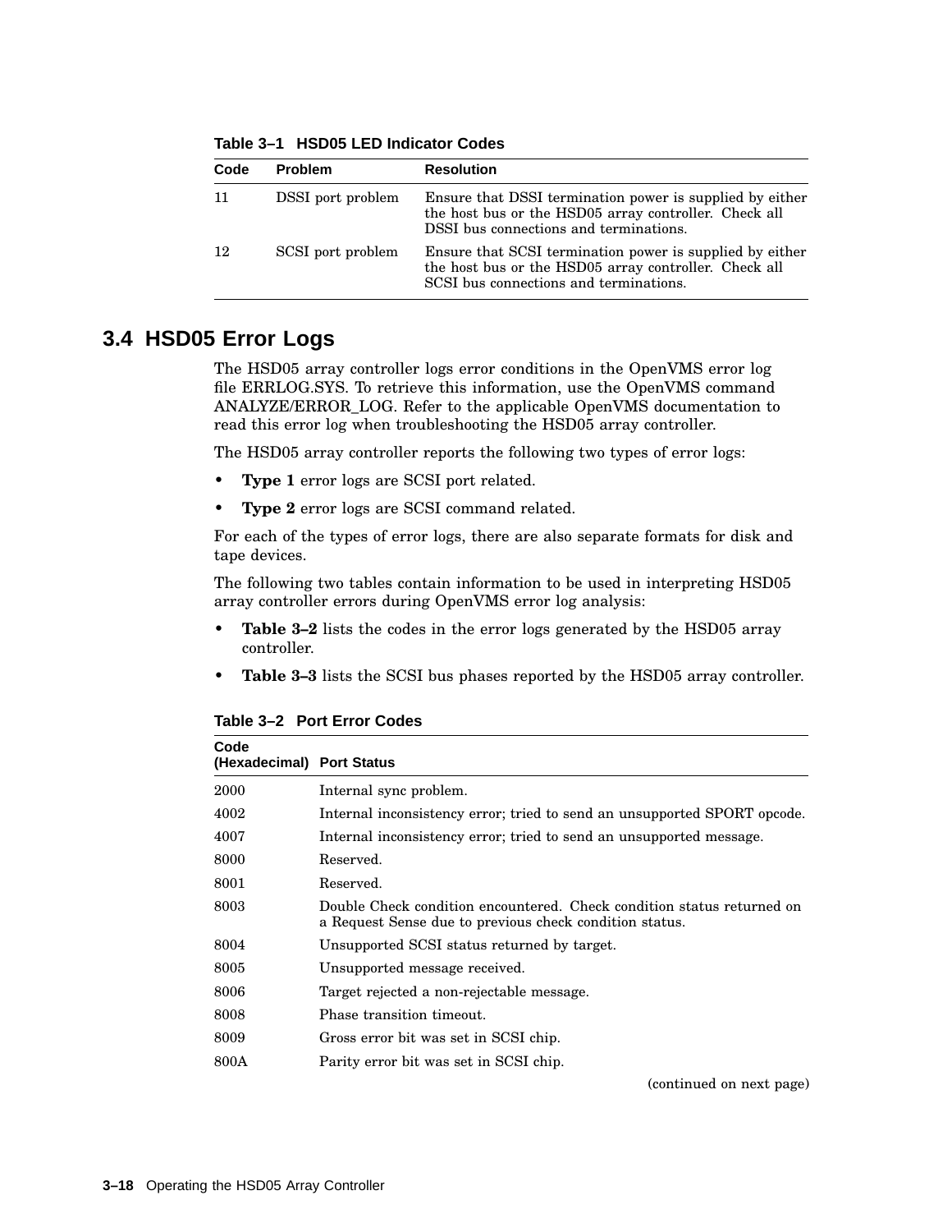**Table 3–1 HSD05 LED Indicator Codes**

| Code | Problem | Resolution |
|---|---|---|
| 11 | DSSI port problem | Ensure that DSSI termination power is supplied by either the host bus or the HSD05 array controller. Check all DSSI bus connections and terminations. |
| 12 | SCSI port problem | Ensure that SCSI termination power is supplied by either the host bus or the HSD05 array controller. Check all SCSI bus connections and terminations. |

## 3.4 HSD05 Error Logs

The HSD05 array controller logs error conditions in the OpenVMS error log file ERRLOG.SYS. To retrieve this information, use the OpenVMS command ANALYZE/ERROR_LOG. Refer to the applicable OpenVMS documentation to read this error log when troubleshooting the HSD05 array controller.

The HSD05 array controller reports the following two types of error logs:

- **Type 1** error logs are SCSI port related.
- **Type 2** error logs are SCSI command related.

For each of the types of error logs, there are also separate formats for disk and tape devices.

The following two tables contain information to be used in interpreting HSD05 array controller errors during OpenVMS error log analysis:

- **Table 3–2** lists the codes in the error logs generated by the HSD05 array controller.
- **Table 3–3** lists the SCSI bus phases reported by the HSD05 array controller.

**Table 3–2 Port Error Codes**

| Code (Hexadecimal) | Port Status |
|---|---|
| 2000 | Internal sync problem. |
| 4002 | Internal inconsistency error; tried to send an unsupported SPORT opcode. |
| 4007 | Internal inconsistency error; tried to send an unsupported message. |
| 8000 | Reserved. |
| 8001 | Reserved. |
| 8003 | Double Check condition encountered. Check condition status returned on a Request Sense due to previous check condition status. |
| 8004 | Unsupported SCSI status returned by target. |
| 8005 | Unsupported message received. |
| 8006 | Target rejected a non-rejectable message. |
| 8008 | Phase transition timeout. |
| 8009 | Gross error bit was set in SCSI chip. |
| 800A | Parity error bit was set in SCSI chip. |

(continued on next page)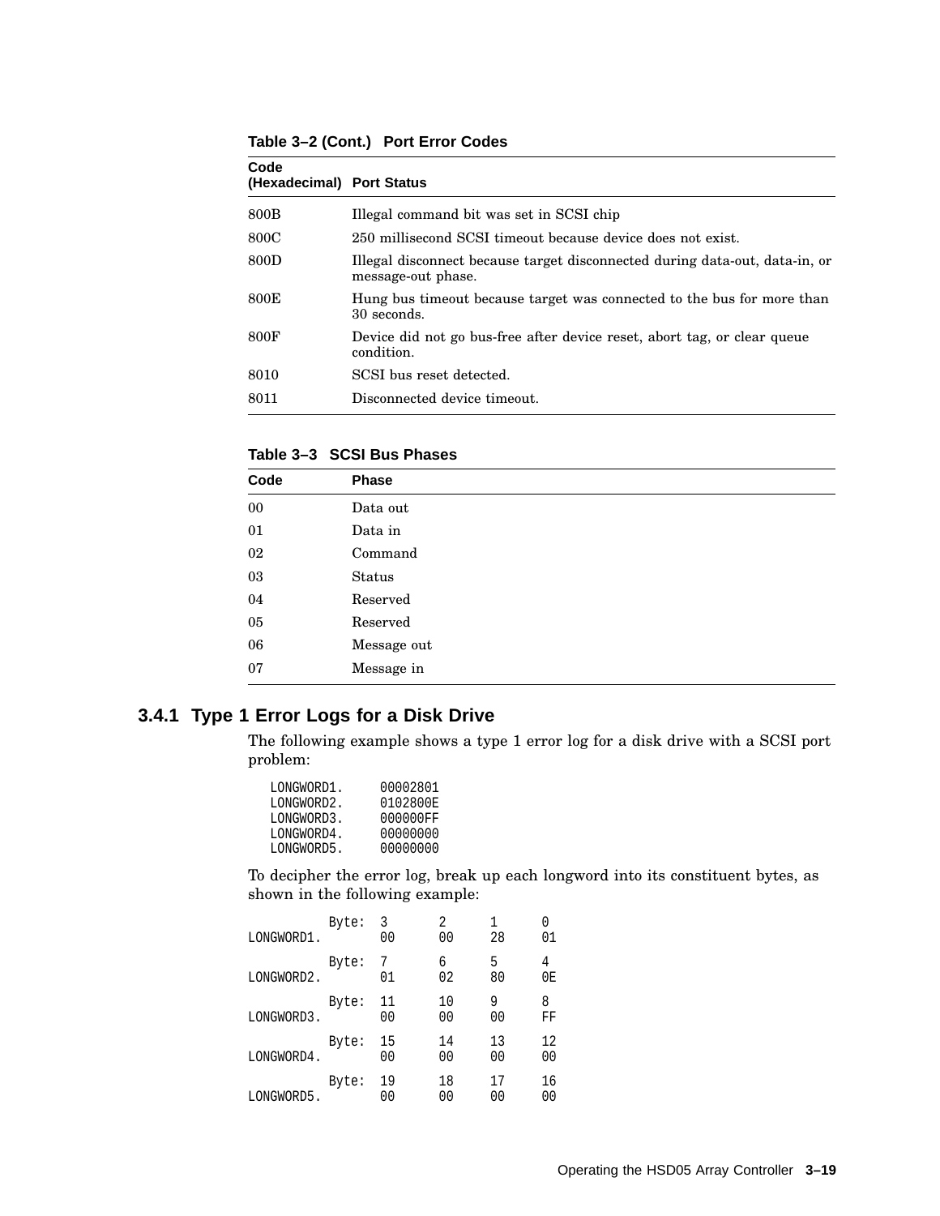**Table 3–2 (Cont.) Port Error Codes**

| Code (Hexadecimal) | Port Status |
|---|---|
| 800B | Illegal command bit was set in SCSI chip |
| 800C | 250 millisecond SCSI timeout because device does not exist. |
| 800D | Illegal disconnect because target disconnected during data-out, data-in, or message-out phase. |
| 800E | Hung bus timeout because target was connected to the bus for more than 30 seconds. |
| 800F | Device did not go bus-free after device reset, abort tag, or clear queue condition. |
| 8010 | SCSI bus reset detected. |
| 8011 | Disconnected device timeout. |

**Table 3–3 SCSI Bus Phases**

| Code | Phase |
|---|---|
| 00 | Data out |
| 01 | Data in |
| 02 | Command |
| 03 | Status |
| 04 | Reserved |
| 05 | Reserved |
| 06 | Message out |
| 07 | Message in |

### 3.4.1 Type 1 Error Logs for a Disk Drive

The following example shows a type 1 error log for a disk drive with a SCSI port problem:

```
LONGWORD1.     00002801
LONGWORD2.     0102800E
LONGWORD3.     000000FF
LONGWORD4.     00000000
LONGWORD5.     00000000
```

To decipher the error log, break up each longword into its constituent bytes, as shown in the following example:

```
            Byte:  3       2       1       0
LONGWORD1.         00      00      28      01

            Byte:  7       6       5       4
LONGWORD2.         01      02      80      0E

            Byte:  11      10      9       8
LONGWORD3.         00      00      00      FF

            Byte:  15      14      13      12
LONGWORD4.         00      00      00      00

            Byte:  19      18      17      16
LONGWORD5.         00      00      00      00
```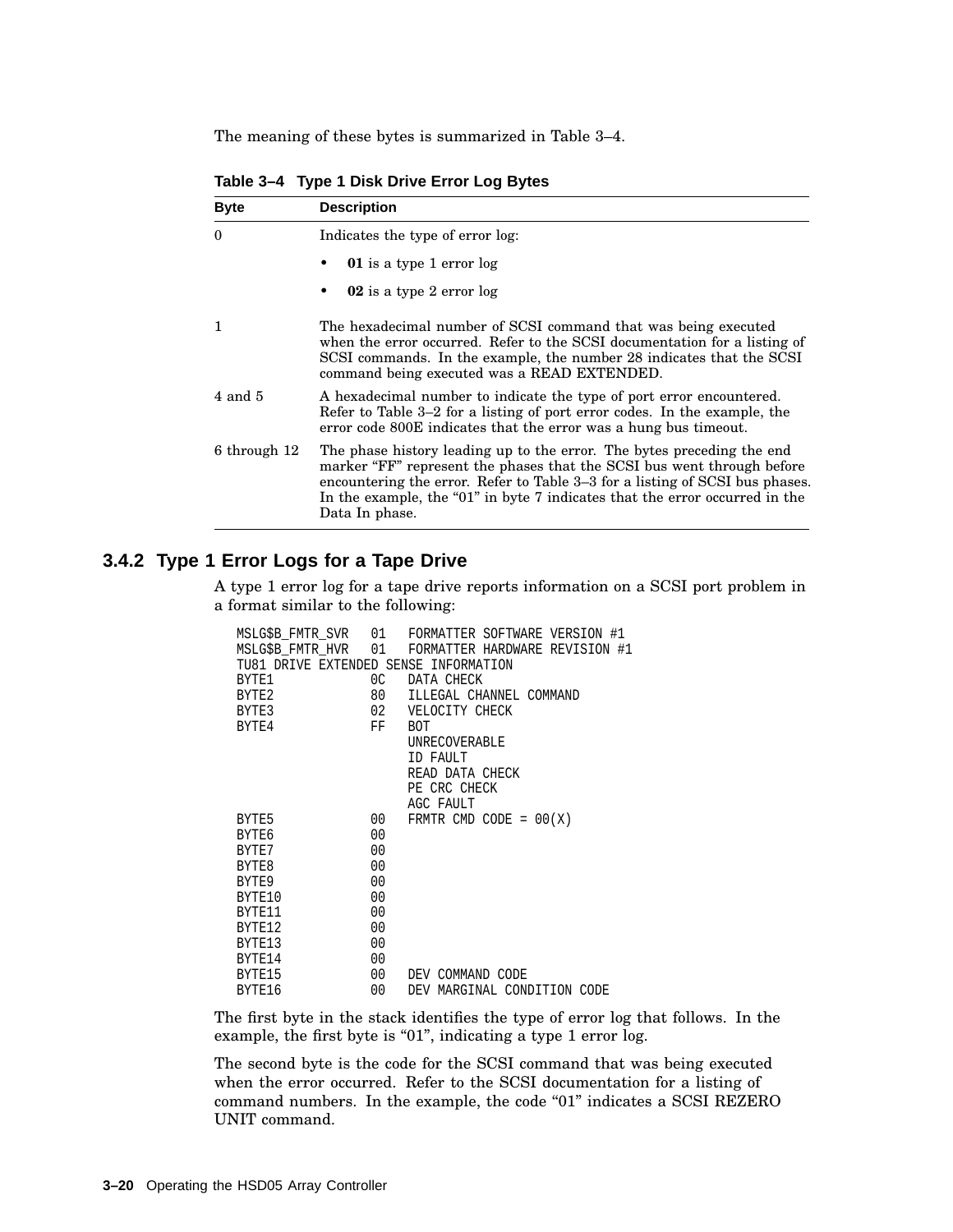The meaning of these bytes is summarized in Table 3–4.

**Table 3–4 Type 1 Disk Drive Error Log Bytes**

| Byte | Description |
|---|---|
| 0 | Indicates the type of error log:<br>• **01** is a type 1 error log<br>• **02** is a type 2 error log |
| 1 | The hexadecimal number of SCSI command that was being executed when the error occurred. Refer to the SCSI documentation for a listing of SCSI commands. In the example, the number 28 indicates that the SCSI command being executed was a READ EXTENDED. |
| 4 and 5 | A hexadecimal number to indicate the type of port error encountered. Refer to Table 3–2 for a listing of port error codes. In the example, the error code 800E indicates that the error was a hung bus timeout. |
| 6 through 12 | The phase history leading up to the error. The bytes preceding the end marker "FF" represent the phases that the SCSI bus went through before encountering the error. Refer to Table 3–3 for a listing of SCSI bus phases. In the example, the "01" in byte 7 indicates that the error occurred in the Data In phase. |

### 3.4.2 Type 1 Error Logs for a Tape Drive

A type 1 error log for a tape drive reports information on a SCSI port problem in a format similar to the following:

```
MSLG$B_FMTR_SVR   01   FORMATTER SOFTWARE VERSION #1
MSLG$B_FMTR_HVR   01   FORMATTER HARDWARE REVISION #1
TU81 DRIVE EXTENDED SENSE INFORMATION
BYTE1             0C   DATA CHECK
BYTE2             80   ILLEGAL CHANNEL COMMAND
BYTE3             02   VELOCITY CHECK
BYTE4             FF   BOT
                       UNRECOVERABLE
                       ID FAULT
                       READ DATA CHECK
                       PE CRC CHECK
                       AGC FAULT
BYTE5             00   FRMTR CMD CODE = 00(X)
BYTE6             00
BYTE7             00
BYTE8             00
BYTE9             00
BYTE10            00
BYTE11            00
BYTE12            00
BYTE13            00
BYTE14            00
BYTE15            00   DEV COMMAND CODE
BYTE16            00   DEV MARGINAL CONDITION CODE
```

The first byte in the stack identifies the type of error log that follows. In the example, the first byte is "01", indicating a type 1 error log.

The second byte is the code for the SCSI command that was being executed when the error occurred. Refer to the SCSI documentation for a listing of command numbers. In the example, the code "01" indicates a SCSI REZERO UNIT command.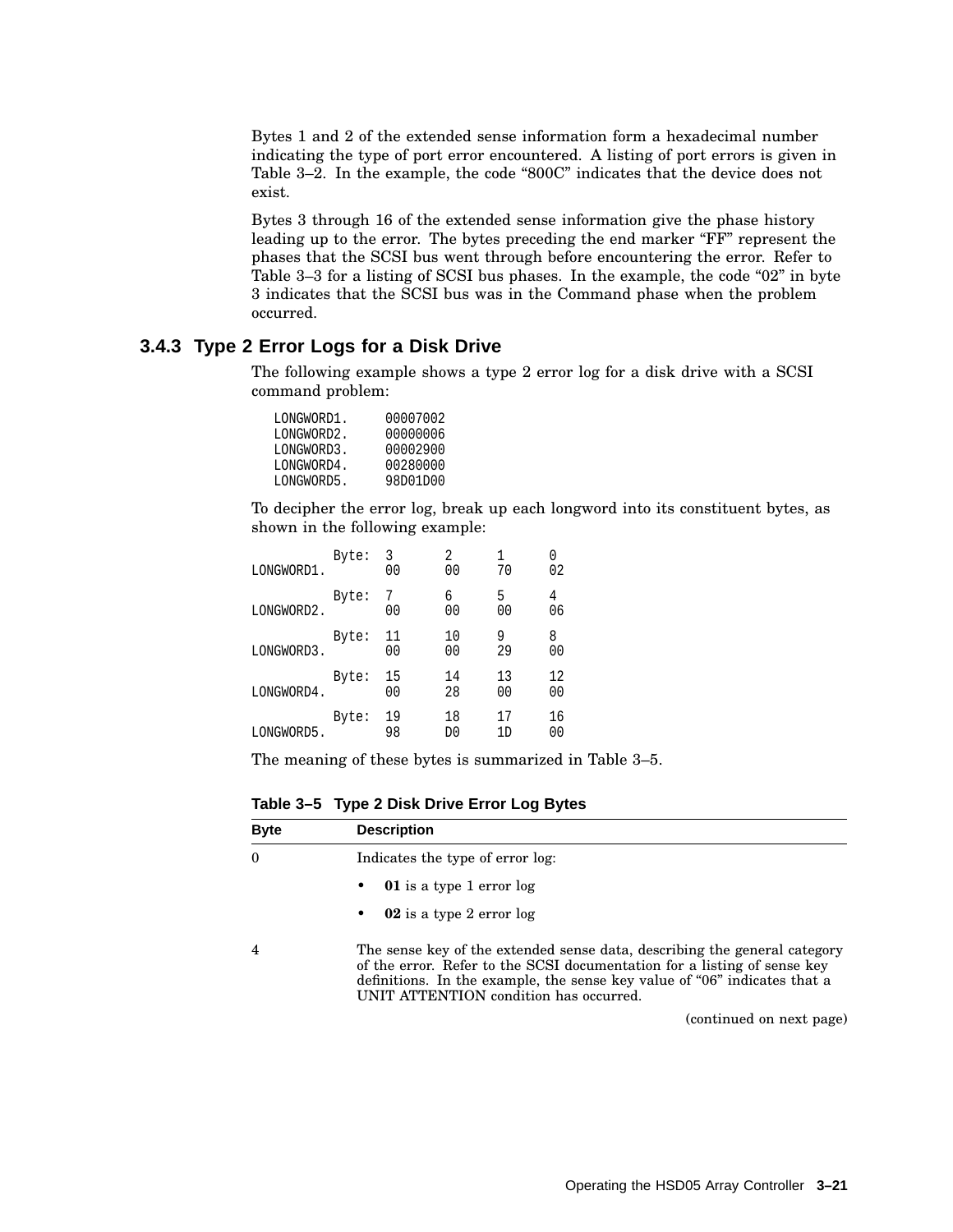Bytes 1 and 2 of the extended sense information form a hexadecimal number indicating the type of port error encountered. A listing of port errors is given in Table 3–2. In the example, the code “800C” indicates that the device does not exist.

Bytes 3 through 16 of the extended sense information give the phase history leading up to the error. The bytes preceding the end marker “FF” represent the phases that the SCSI bus went through before encountering the error. Refer to Table 3–3 for a listing of SCSI bus phases. In the example, the code “02” in byte 3 indicates that the SCSI bus was in the Command phase when the problem occurred.

### 3.4.3 Type 2 Error Logs for a Disk Drive

The following example shows a type 2 error log for a disk drive with a SCSI command problem:

```
LONGWORD1.     00007002
LONGWORD2.     00000006
LONGWORD3.     00002900
LONGWORD4.     00280000
LONGWORD5.     98D01D00
```

To decipher the error log, break up each longword into its constituent bytes, as shown in the following example:

```
           Byte:  3       2       1       0
LONGWORD1.        00      00      70      02

           Byte:  7       6       5       4
LONGWORD2.        00      00      00      06

           Byte:  11      10      9       8
LONGWORD3.        00      00      29      00

           Byte:  15      14      13      12
LONGWORD4.        00      28      00      00

           Byte:  19      18      17      16
LONGWORD5.        98      D0      1D      00
```

The meaning of these bytes is summarized in Table 3–5.

**Table 3–5 Type 2 Disk Drive Error Log Bytes**

| Byte | Description |
|---|---|
| 0 | Indicates the type of error log:<br>• **01** is a type 1 error log<br>• **02** is a type 2 error log |
| 4 | The sense key of the extended sense data, describing the general category of the error. Refer to the SCSI documentation for a listing of sense key definitions. In the example, the sense key value of “06” indicates that a UNIT ATTENTION condition has occurred. |

(continued on next page)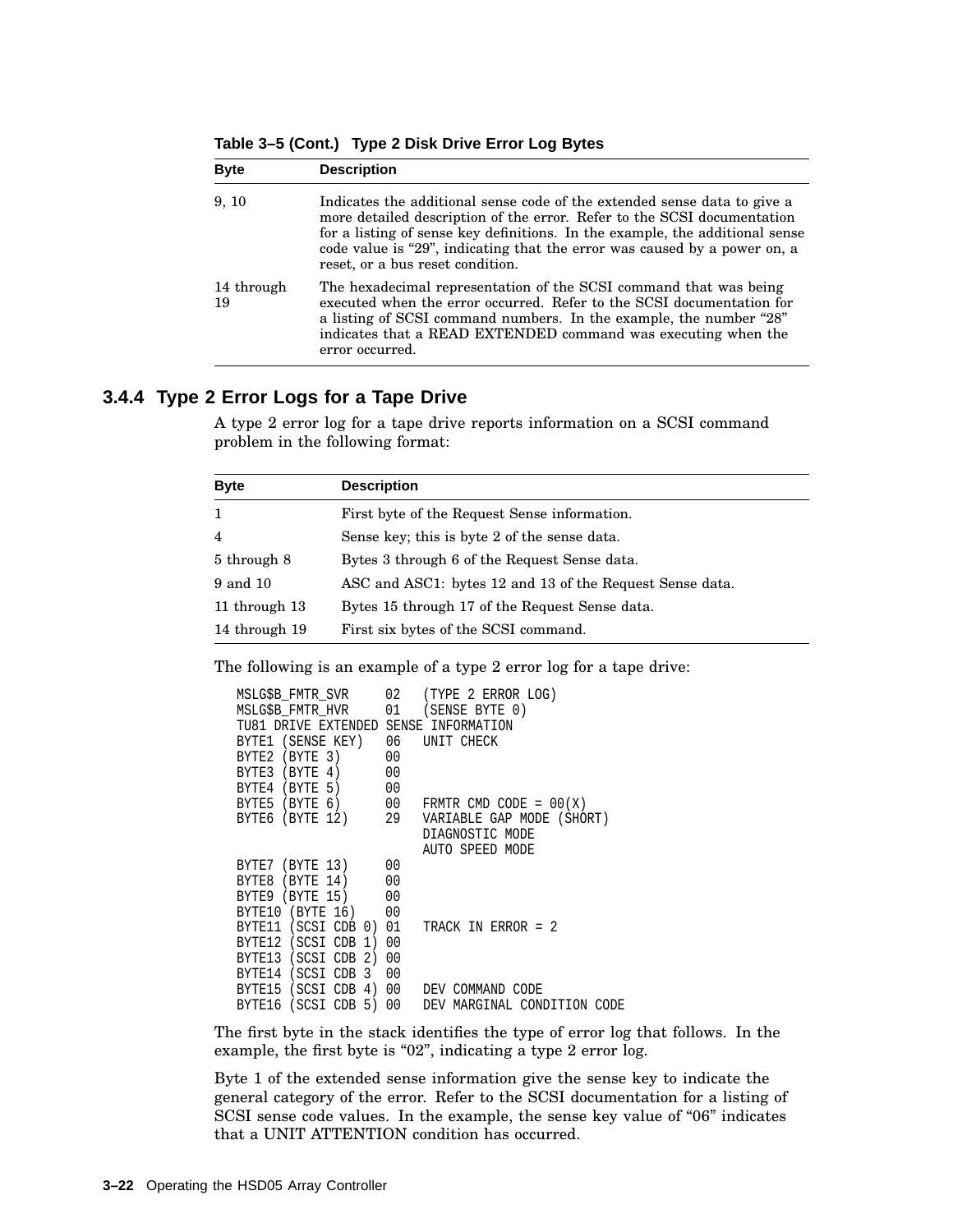**Table 3–5 (Cont.) Type 2 Disk Drive Error Log Bytes**

| Byte | Description |
|---|---|
| 9, 10 | Indicates the additional sense code of the extended sense data to give a more detailed description of the error. Refer to the SCSI documentation for a listing of sense key definitions. In the example, the additional sense code value is “29”, indicating that the error was caused by a power on, a reset, or a bus reset condition. |
| 14 through 19 | The hexadecimal representation of the SCSI command that was being executed when the error occurred. Refer to the SCSI documentation for a listing of SCSI command numbers. In the example, the number “28” indicates that a READ EXTENDED command was executing when the error occurred. |

### 3.4.4 Type 2 Error Logs for a Tape Drive

A type 2 error log for a tape drive reports information on a SCSI command problem in the following format:

| Byte | Description |
|---|---|
| 1 | First byte of the Request Sense information. |
| 4 | Sense key; this is byte 2 of the sense data. |
| 5 through 8 | Bytes 3 through 6 of the Request Sense data. |
| 9 and 10 | ASC and ASC1: bytes 12 and 13 of the Request Sense data. |
| 11 through 13 | Bytes 15 through 17 of the Request Sense data. |
| 14 through 19 | First six bytes of the SCSI command. |

The following is an example of a type 2 error log for a tape drive:

```
MSLG$B_FMTR_SVR     02   (TYPE 2 ERROR LOG)
MSLG$B_FMTR_HVR     01   (SENSE BYTE 0)
TU81 DRIVE EXTENDED SENSE INFORMATION
BYTE1 (SENSE KEY)   06   UNIT CHECK
BYTE2 (BYTE 3)      00
BYTE3 (BYTE 4)      00
BYTE4 (BYTE 5)      00
BYTE5 (BYTE 6)      00   FRMTR CMD CODE = 00(X)
BYTE6 (BYTE 12)     29   VARIABLE GAP MODE (SHORT)
                         DIAGNOSTIC MODE
                         AUTO SPEED MODE
BYTE7 (BYTE 13)     00
BYTE8 (BYTE 14)     00
BYTE9 (BYTE 15)     00
BYTE10 (BYTE 16)    00
BYTE11 (SCSI CDB 0) 01   TRACK IN ERROR = 2
BYTE12 (SCSI CDB 1) 00
BYTE13 (SCSI CDB 2) 00
BYTE14 (SCSI CDB 3  00
BYTE15 (SCSI CDB 4) 00   DEV COMMAND CODE
BYTE16 (SCSI CDB 5) 00   DEV MARGINAL CONDITION CODE
```

The first byte in the stack identifies the type of error log that follows. In the example, the first byte is “02”, indicating a type 2 error log.

Byte 1 of the extended sense information give the sense key to indicate the general category of the error. Refer to the SCSI documentation for a listing of SCSI sense code values. In the example, the sense key value of “06” indicates that a UNIT ATTENTION condition has occurred.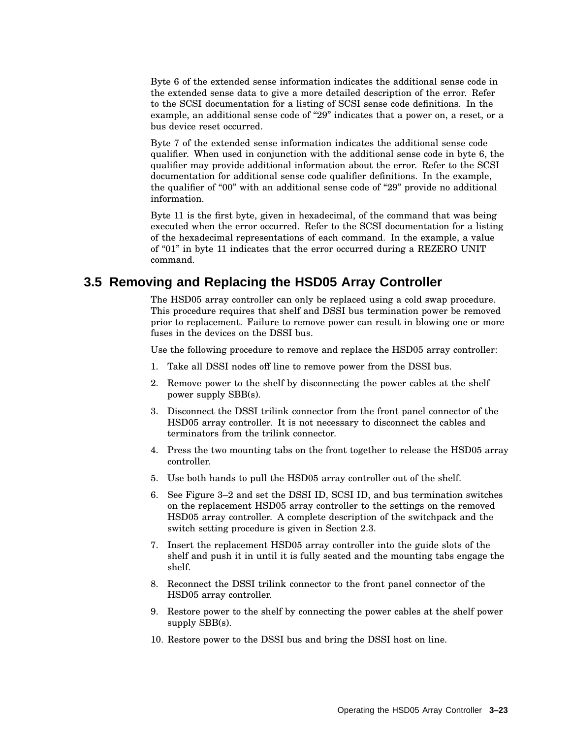Byte 6 of the extended sense information indicates the additional sense code in the extended sense data to give a more detailed description of the error. Refer to the SCSI documentation for a listing of SCSI sense code definitions. In the example, an additional sense code of "29" indicates that a power on, a reset, or a bus device reset occurred.

Byte 7 of the extended sense information indicates the additional sense code qualifier. When used in conjunction with the additional sense code in byte 6, the qualifier may provide additional information about the error. Refer to the SCSI documentation for additional sense code qualifier definitions. In the example, the qualifier of "00" with an additional sense code of "29" provide no additional information.

Byte 11 is the first byte, given in hexadecimal, of the command that was being executed when the error occurred. Refer to the SCSI documentation for a listing of the hexadecimal representations of each command. In the example, a value of "01" in byte 11 indicates that the error occurred during a REZERO UNIT command.

## 3.5 Removing and Replacing the HSD05 Array Controller

The HSD05 array controller can only be replaced using a cold swap procedure. This procedure requires that shelf and DSSI bus termination power be removed prior to replacement. Failure to remove power can result in blowing one or more fuses in the devices on the DSSI bus.

Use the following procedure to remove and replace the HSD05 array controller:

1. Take all DSSI nodes off line to remove power from the DSSI bus.
2. Remove power to the shelf by disconnecting the power cables at the shelf power supply SBB(s).
3. Disconnect the DSSI trilink connector from the front panel connector of the HSD05 array controller. It is not necessary to disconnect the cables and terminators from the trilink connector.
4. Press the two mounting tabs on the front together to release the HSD05 array controller.
5. Use both hands to pull the HSD05 array controller out of the shelf.
6. See Figure 3–2 and set the DSSI ID, SCSI ID, and bus termination switches on the replacement HSD05 array controller to the settings on the removed HSD05 array controller. A complete description of the switchpack and the switch setting procedure is given in Section 2.3.
7. Insert the replacement HSD05 array controller into the guide slots of the shelf and push it in until it is fully seated and the mounting tabs engage the shelf.
8. Reconnect the DSSI trilink connector to the front panel connector of the HSD05 array controller.
9. Restore power to the shelf by connecting the power cables at the shelf power supply SBB(s).
10. Restore power to the DSSI bus and bring the DSSI host on line.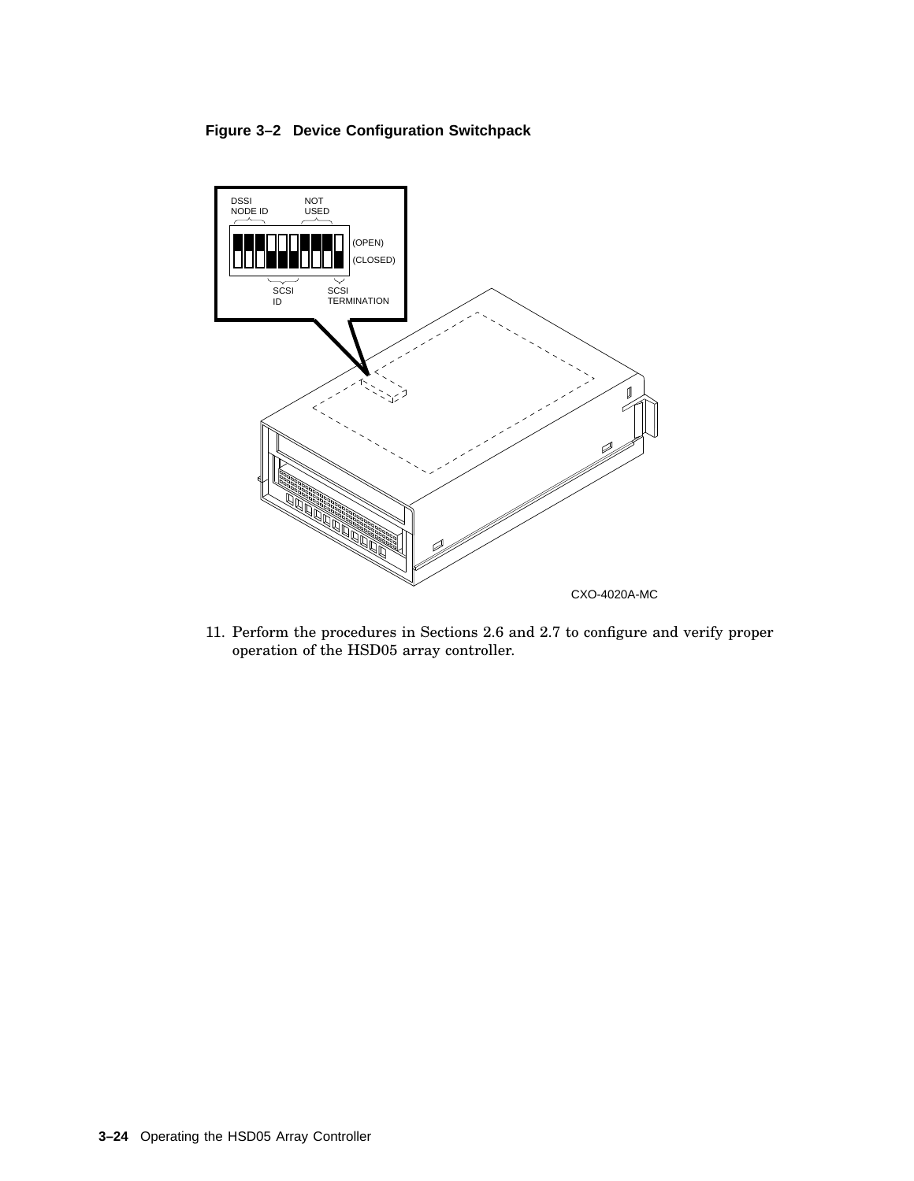**Figure 3–2 Device Configuration Switchpack**

11. Perform the procedures in Sections 2.6 and 2.7 to configure and verify proper operation of the HSD05 array controller.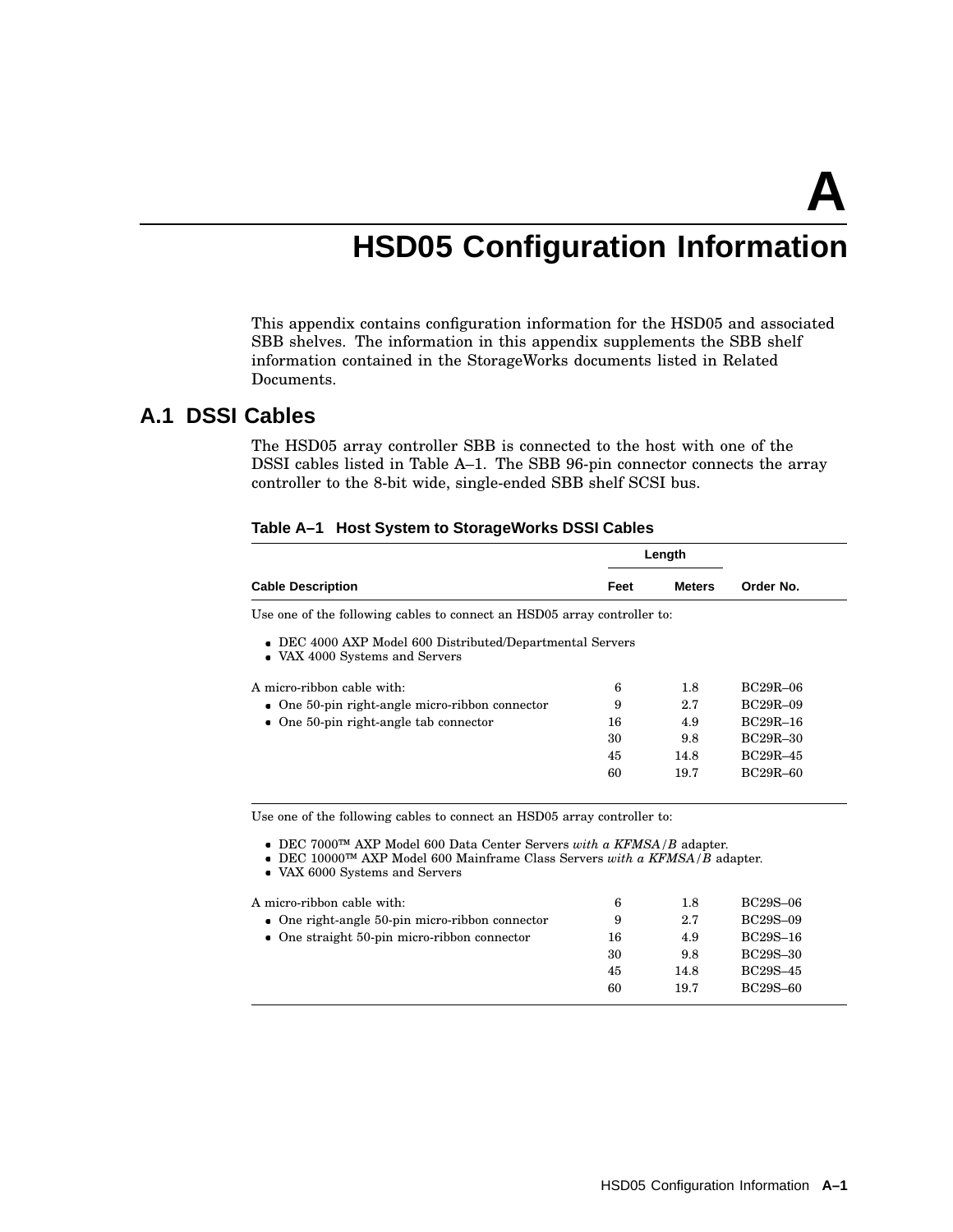# A HSD05 Configuration Information

This appendix contains configuration information for the HSD05 and associated SBB shelves. The information in this appendix supplements the SBB shelf information contained in the StorageWorks documents listed in Related Documents.

## A.1 DSSI Cables

The HSD05 array controller SBB is connected to the host with one of the DSSI cables listed in Table A–1. The SBB 96-pin connector connects the array controller to the 8-bit wide, single-ended SBB shelf SCSI bus.

**Table A–1 Host System to StorageWorks DSSI Cables**

| | Length | | |
|---|---|---|---|
| **Cable Description** | **Feet** | **Meters** | **Order No.** |
| Use one of the following cables to connect an HSD05 array controller to:<br>• DEC 4000 AXP Model 600 Distributed/Departmental Servers<br>• VAX 4000 Systems and Servers | | | |
| A micro-ribbon cable with: | 6 | 1.8 | BC29R–06 |
| • One 50-pin right-angle micro-ribbon connector | 9 | 2.7 | BC29R–09 |
| • One 50-pin right-angle tab connector | 16 | 4.9 | BC29R–16 |
| | 30 | 9.8 | BC29R–30 |
| | 45 | 14.8 | BC29R–45 |
| | 60 | 19.7 | BC29R–60 |
| Use one of the following cables to connect an HSD05 array controller to:<br>• DEC 7000™ AXP Model 600 Data Center Servers *with a KFMSA/B* adapter.<br>• DEC 10000™ AXP Model 600 Mainframe Class Servers *with a KFMSA/B* adapter.<br>• VAX 6000 Systems and Servers | | | |
| A micro-ribbon cable with: | 6 | 1.8 | BC29S–06 |
| • One right-angle 50-pin micro-ribbon connector | 9 | 2.7 | BC29S–09 |
| • One straight 50-pin micro-ribbon connector | 16 | 4.9 | BC29S–16 |
| | 30 | 9.8 | BC29S–30 |
| | 45 | 14.8 | BC29S–45 |
| | 60 | 19.7 | BC29S–60 |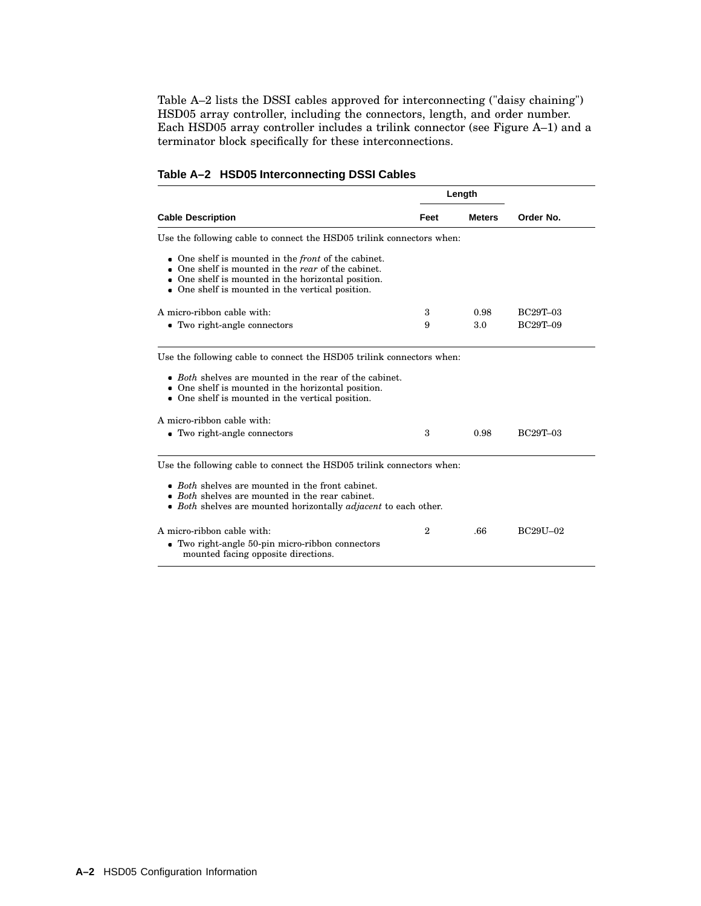Table A–2 lists the DSSI cables approved for interconnecting ("daisy chaining") HSD05 array controller, including the connectors, length, and order number. Each HSD05 array controller includes a trilink connector (see Figure A–1) and a terminator block specifically for these interconnections.

**Table A–2 HSD05 Interconnecting DSSI Cables**

| Cable Description | Length | | Order No. |
|---|---|---|---|
| | Feet | Meters | |
| Use the following cable to connect the HSD05 trilink connectors when: | | | |
| • One shelf is mounted in the *front* of the cabinet.<br>• One shelf is mounted in the *rear* of the cabinet.<br>• One shelf is mounted in the horizontal position.<br>• One shelf is mounted in the vertical position. | | | |
| A micro-ribbon cable with: | 3 | 0.98 | BC29T–03 |
| • Two right-angle connectors | 9 | 3.0 | BC29T–09 |
| Use the following cable to connect the HSD05 trilink connectors when: | | | |
| • *Both* shelves are mounted in the rear of the cabinet.<br>• One shelf is mounted in the horizontal position.<br>• One shelf is mounted in the vertical position. | | | |
| A micro-ribbon cable with:<br>• Two right-angle connectors | 3 | 0.98 | BC29T–03 |
| Use the following cable to connect the HSD05 trilink connectors when: | | | |
| • *Both* shelves are mounted in the front cabinet.<br>• *Both* shelves are mounted in the rear cabinet.<br>• *Both* shelves are mounted horizontally *adjacent* to each other. | | | |
| A micro-ribbon cable with:<br>• Two right-angle 50-pin micro-ribbon connectors mounted facing opposite directions. | 2 | .66 | BC29U–02 |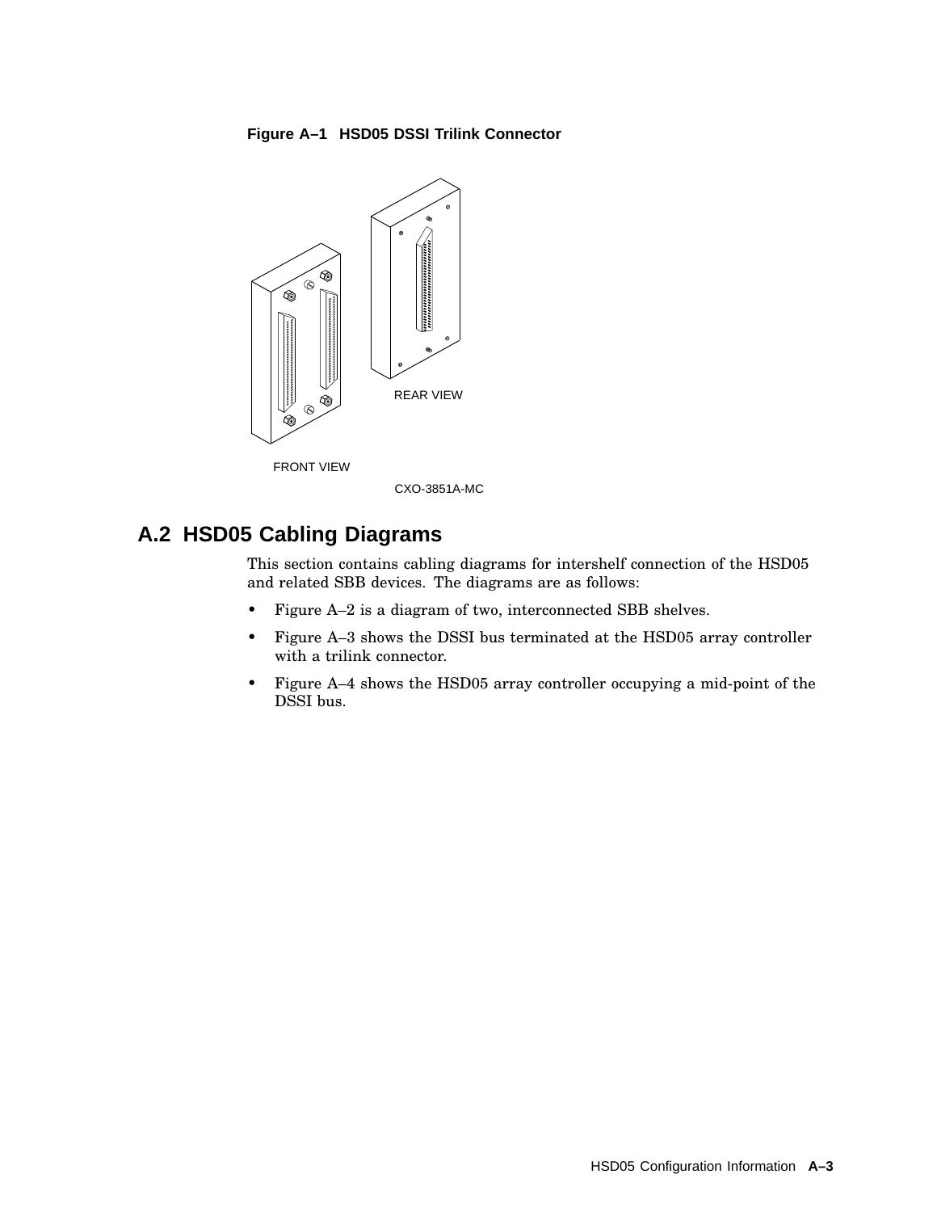**Figure A–1 HSD05 DSSI Trilink Connector**

FRONT VIEW

REAR VIEW

CXO-3851A-MC

## A.2 HSD05 Cabling Diagrams

This section contains cabling diagrams for intershelf connection of the HSD05 and related SBB devices. The diagrams are as follows:

- Figure A–2 is a diagram of two, interconnected SBB shelves.
- Figure A–3 shows the DSSI bus terminated at the HSD05 array controller with a trilink connector.
- Figure A–4 shows the HSD05 array controller occupying a mid-point of the DSSI bus.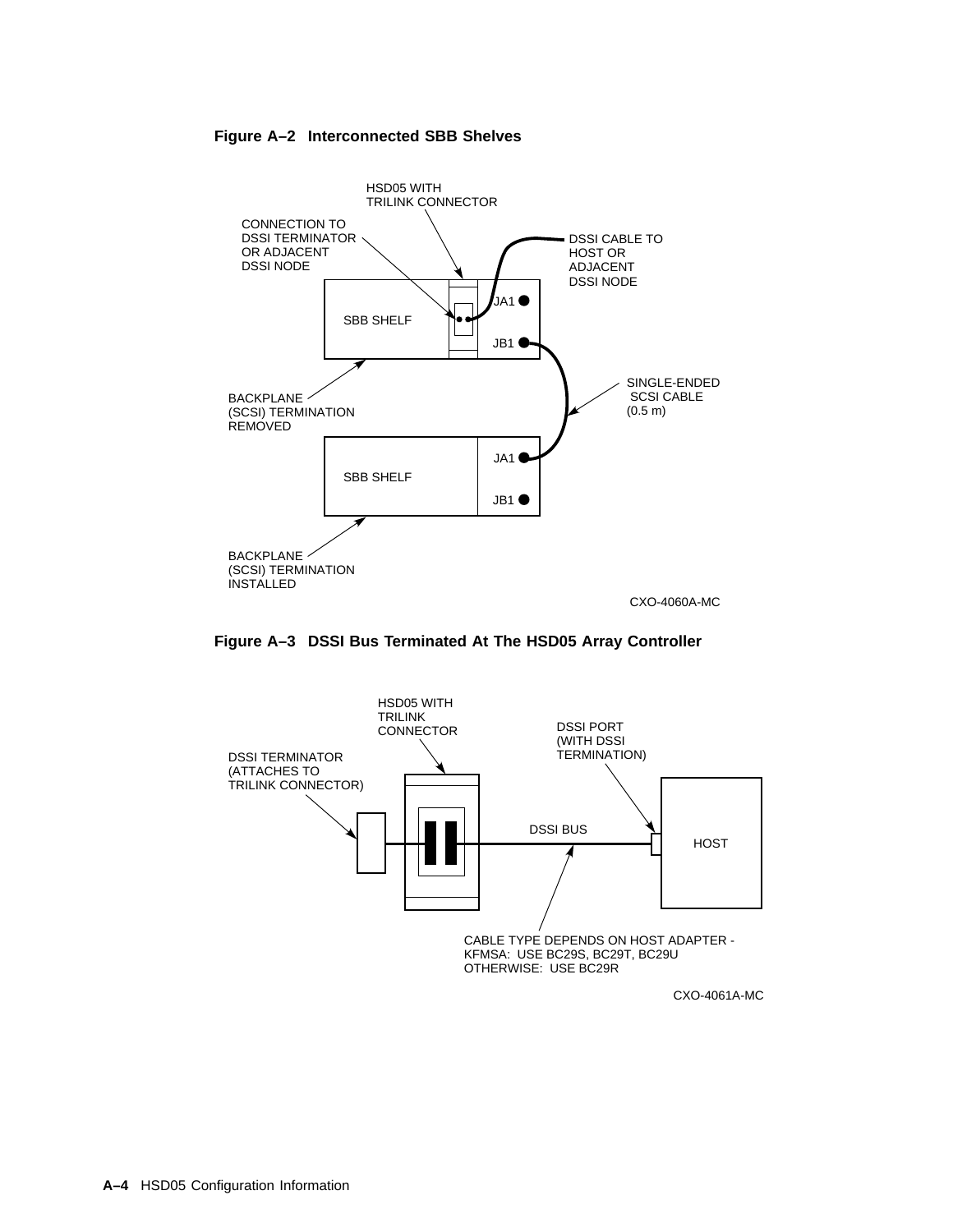**Figure A–2 Interconnected SBB Shelves**

**Figure A–3 DSSI Bus Terminated At The HSD05 Array Controller**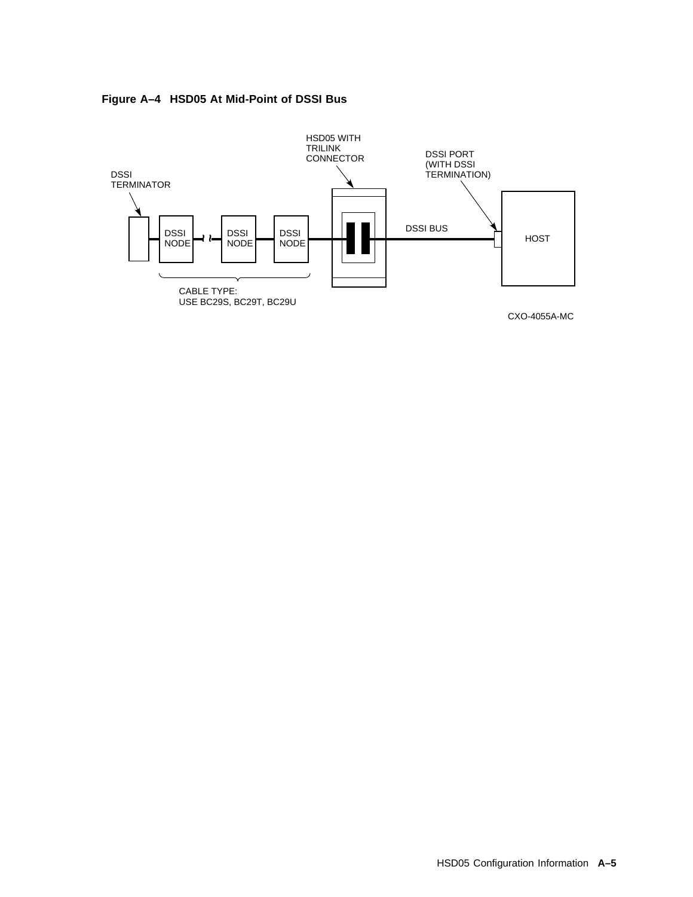**Figure A–4 HSD05 At Mid-Point of DSSI Bus**

DSSI TERMINATOR

DSSI NODE

DSSI NODE

DSSI NODE

HSD05 WITH TRILINK CONNECTOR

DSSI BUS

DSSI PORT (WITH DSSI TERMINATION)

HOST

CABLE TYPE:
USE BC29S, BC29T, BC29U

CXO-4055A-MC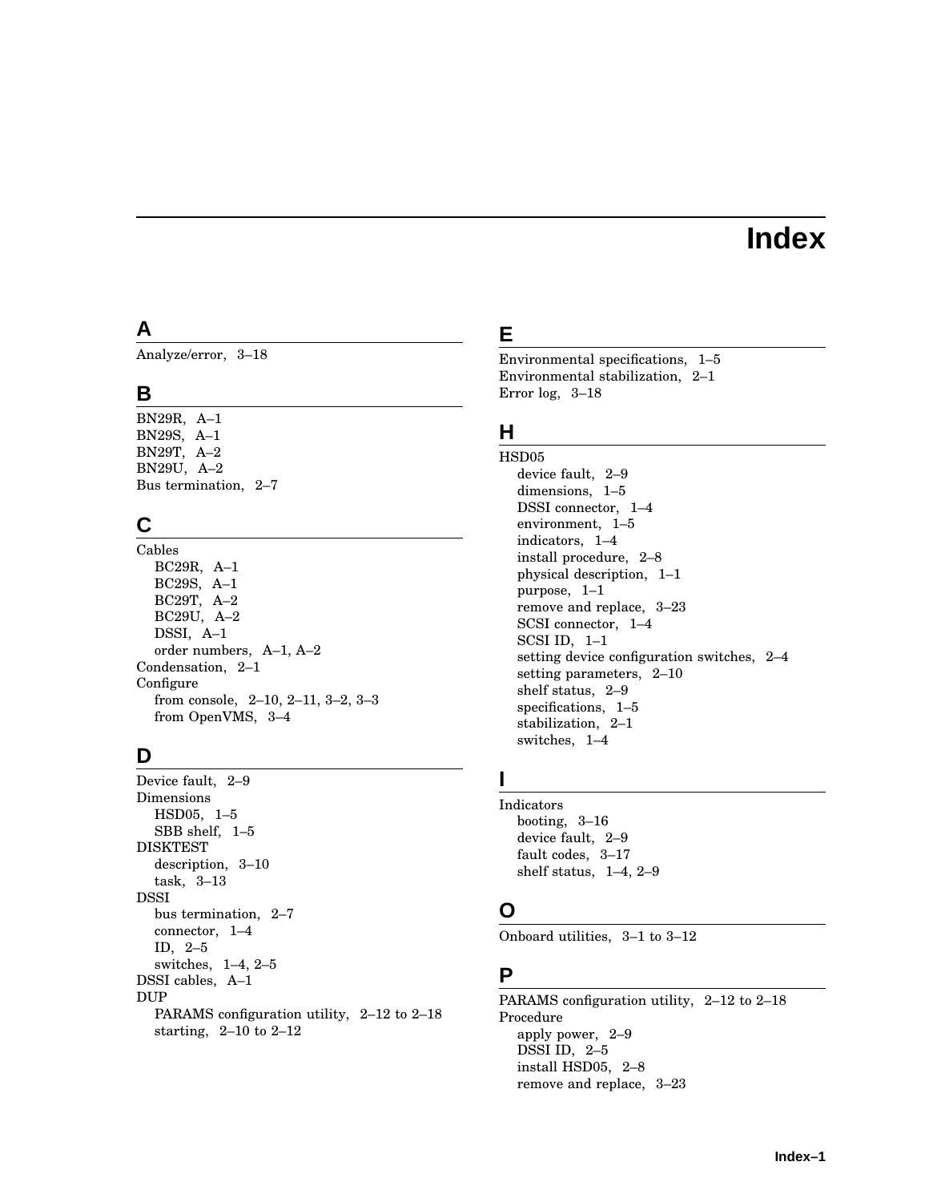# Index

## A

Analyze/error, 3–18

## B

BN29R, A–1
BN29S, A–1
BN29T, A–2
BN29U, A–2
Bus termination, 2–7

## C

Cables
- BC29R, A–1
- BC29S, A–1
- BC29T, A–2
- BC29U, A–2
- DSSI, A–1
- order numbers, A–1, A–2

Condensation, 2–1
Configure
- from console, 2–10, 2–11, 3–2, 3–3
- from OpenVMS, 3–4

## D

Device fault, 2–9
Dimensions
- HSD05, 1–5
- SBB shelf, 1–5

DISKTEST
- description, 3–10
- task, 3–13

DSSI
- bus termination, 2–7
- connector, 1–4
- ID, 2–5
- switches, 1–4, 2–5

DSSI cables, A–1
DUP
- PARAMS configuration utility, 2–12 to 2–18
- starting, 2–10 to 2–12

## E

Environmental specifications, 1–5
Environmental stabilization, 2–1
Error log, 3–18

## H

HSD05
- device fault, 2–9
- dimensions, 1–5
- DSSI connector, 1–4
- environment, 1–5
- indicators, 1–4
- install procedure, 2–8
- physical description, 1–1
- purpose, 1–1
- remove and replace, 3–23
- SCSI connector, 1–4
- SCSI ID, 1–1
- setting device configuration switches, 2–4
- setting parameters, 2–10
- shelf status, 2–9
- specifications, 1–5
- stabilization, 2–1
- switches, 1–4

## I

Indicators
- booting, 3–16
- device fault, 2–9
- fault codes, 3–17
- shelf status, 1–4, 2–9

## O

Onboard utilities, 3–1 to 3–12

## P

PARAMS configuration utility, 2–12 to 2–18
Procedure
- apply power, 2–9
- DSSI ID, 2–5
- install HSD05, 2–8
- remove and replace, 3–23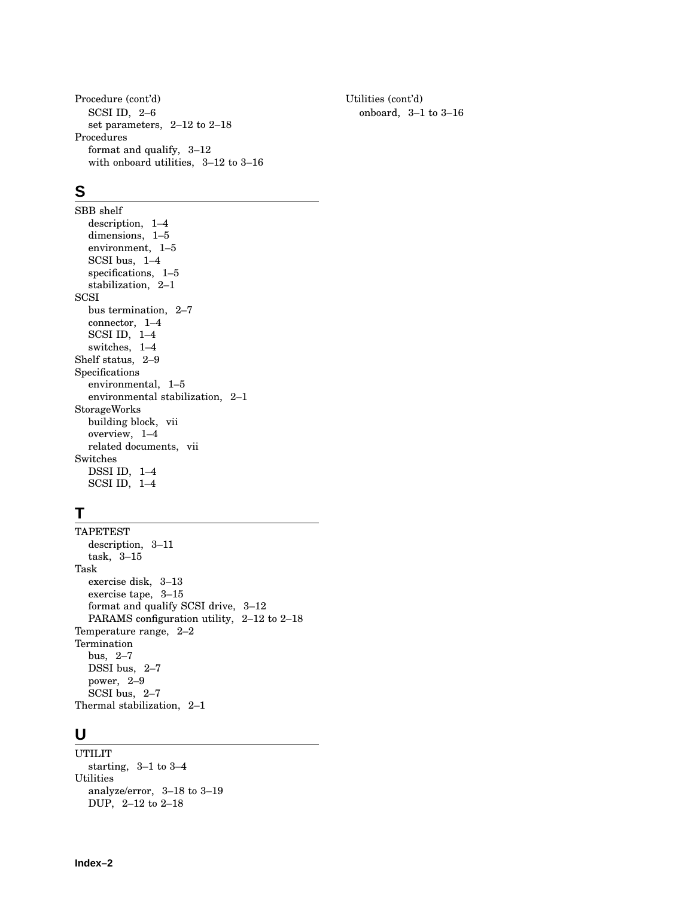Procedure (cont'd)
- SCSI ID, 2–6
- set parameters, 2–12 to 2–18

Procedures
- format and qualify, 3–12
- with onboard utilities, 3–12 to 3–16

## S

SBB shelf
- description, 1–4
- dimensions, 1–5
- environment, 1–5
- SCSI bus, 1–4
- specifications, 1–5
- stabilization, 2–1

SCSI
- bus termination, 2–7
- connector, 1–4
- SCSI ID, 1–4
- switches, 1–4

Shelf status, 2–9

Specifications
- environmental, 1–5
- environmental stabilization, 2–1

StorageWorks
- building block, vii
- overview, 1–4
- related documents, vii

Switches
- DSSI ID, 1–4
- SCSI ID, 1–4

## T

TAPETEST
- description, 3–11
- task, 3–15

Task
- exercise disk, 3–13
- exercise tape, 3–15
- format and qualify SCSI drive, 3–12
- PARAMS configuration utility, 2–12 to 2–18

Temperature range, 2–2

Termination
- bus, 2–7
- DSSI bus, 2–7
- power, 2–9
- SCSI bus, 2–7

Thermal stabilization, 2–1

## U

UTILIT
- starting, 3–1 to 3–4

Utilities
- analyze/error, 3–18 to 3–19
- DUP, 2–12 to 2–18

Utilities (cont'd)
- onboard, 3–1 to 3–16